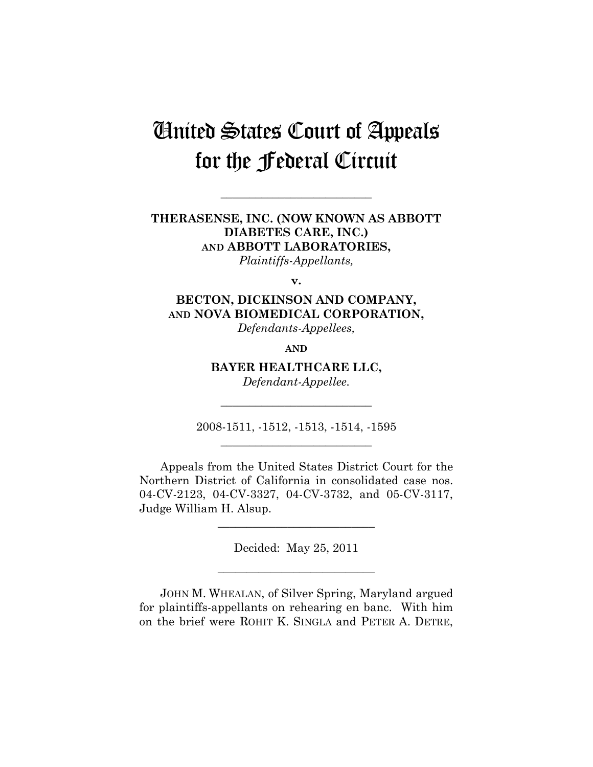# United States Court of Appeals for the Federal Circuit

---

**THERASENSE, INC. (NOW KNOWN AS ABBOTT DIABETES CARE, INC.) AND ABBOTT LABORATORIES,**
*Plaintiffs-Appellants,*

**v.**

**BECTON, DICKINSON AND COMPANY, AND NOVA BIOMEDICAL CORPORATION,**
*Defendants-Appellees,*

**AND**

**BAYER HEALTHCARE LLC,**
*Defendant-Appellee.*

---

2008-1511, -1512, -1513, -1514, -1595

---

Appeals from the United States District Court for the Northern District of California in consolidated case nos. 04-CV-2123, 04-CV-3327, 04-CV-3732, and 05-CV-3117, Judge William H. Alsup.

---

Decided: May 25, 2011

---

JOHN M. WHEALAN, of Silver Spring, Maryland argued for plaintiffs-appellants on rehearing en banc. With him on the brief were ROHIT K. SINGLA and PETER A. DETRE,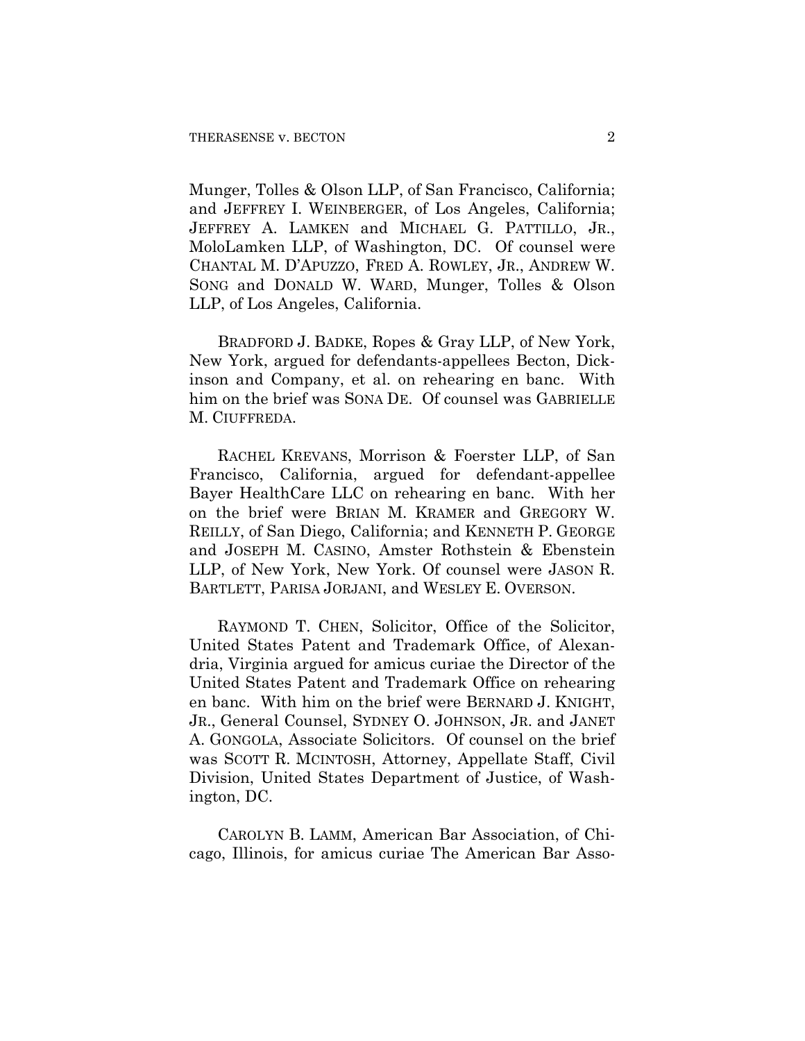Munger, Tolles & Olson LLP, of San Francisco, California; and JEFFREY I. WEINBERGER, of Los Angeles, California; JEFFREY A. LAMKEN and MICHAEL G. PATTILLO, JR., MoloLamken LLP, of Washington, DC. Of counsel were CHANTAL M. D'APUZZO, FRED A. ROWLEY, JR., ANDREW W. SONG and DONALD W. WARD, Munger, Tolles & Olson LLP, of Los Angeles, California.

BRADFORD J. BADKE, Ropes & Gray LLP, of New York, New York, argued for defendants-appellees Becton, Dickinson and Company, et al. on rehearing en banc. With him on the brief was SONA DE. Of counsel was GABRIELLE M. CIUFFREDA.

RACHEL KREVANS, Morrison & Foerster LLP, of San Francisco, California, argued for defendant-appellee Bayer HealthCare LLC on rehearing en banc. With her on the brief were BRIAN M. KRAMER and GREGORY W. REILLY, of San Diego, California; and KENNETH P. GEORGE and JOSEPH M. CASINO, Amster Rothstein & Ebenstein LLP, of New York, New York. Of counsel were JASON R. BARTLETT, PARISA JORJANI, and WESLEY E. OVERSON.

RAYMOND T. CHEN, Solicitor, Office of the Solicitor, United States Patent and Trademark Office, of Alexandria, Virginia argued for amicus curiae the Director of the United States Patent and Trademark Office on rehearing en banc. With him on the brief were BERNARD J. KNIGHT, JR., General Counsel, SYDNEY O. JOHNSON, JR. and JANET A. GONGOLA, Associate Solicitors. Of counsel on the brief was SCOTT R. MCINTOSH, Attorney, Appellate Staff, Civil Division, United States Department of Justice, of Washington, DC.

CAROLYN B. LAMM, American Bar Association, of Chicago, Illinois, for amicus curiae The American Bar Asso-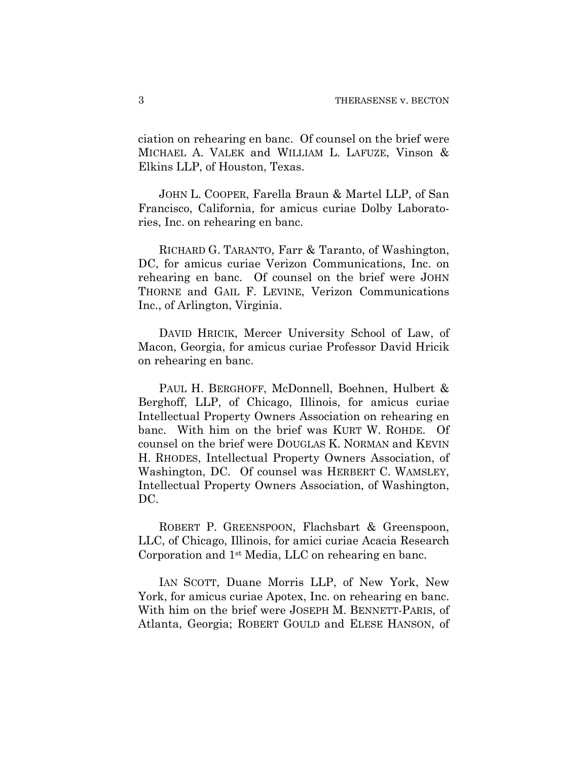ciation on rehearing en banc. Of counsel on the brief were MICHAEL A. VALEK and WILLIAM L. LAFUZE, Vinson & Elkins LLP, of Houston, Texas.

JOHN L. COOPER, Farella Braun & Martel LLP, of San Francisco, California, for amicus curiae Dolby Laboratories, Inc. on rehearing en banc.

RICHARD G. TARANTO, Farr & Taranto, of Washington, DC, for amicus curiae Verizon Communications, Inc. on rehearing en banc. Of counsel on the brief were JOHN THORNE and GAIL F. LEVINE, Verizon Communications Inc., of Arlington, Virginia.

DAVID HRICIK, Mercer University School of Law, of Macon, Georgia, for amicus curiae Professor David Hricik on rehearing en banc.

PAUL H. BERGHOFF, McDonnell, Boehnen, Hulbert & Berghoff, LLP, of Chicago, Illinois, for amicus curiae Intellectual Property Owners Association on rehearing en banc. With him on the brief was KURT W. ROHDE. Of counsel on the brief were DOUGLAS K. NORMAN and KEVIN H. RHODES, Intellectual Property Owners Association, of Washington, DC. Of counsel was HERBERT C. WAMSLEY, Intellectual Property Owners Association, of Washington, DC.

ROBERT P. GREENSPOON, Flachsbart & Greenspoon, LLC, of Chicago, Illinois, for amici curiae Acacia Research Corporation and 1st Media, LLC on rehearing en banc.

IAN SCOTT, Duane Morris LLP, of New York, New York, for amicus curiae Apotex, Inc. on rehearing en banc. With him on the brief were JOSEPH M. BENNETT-PARIS, of Atlanta, Georgia; ROBERT GOULD and ELESE HANSON, of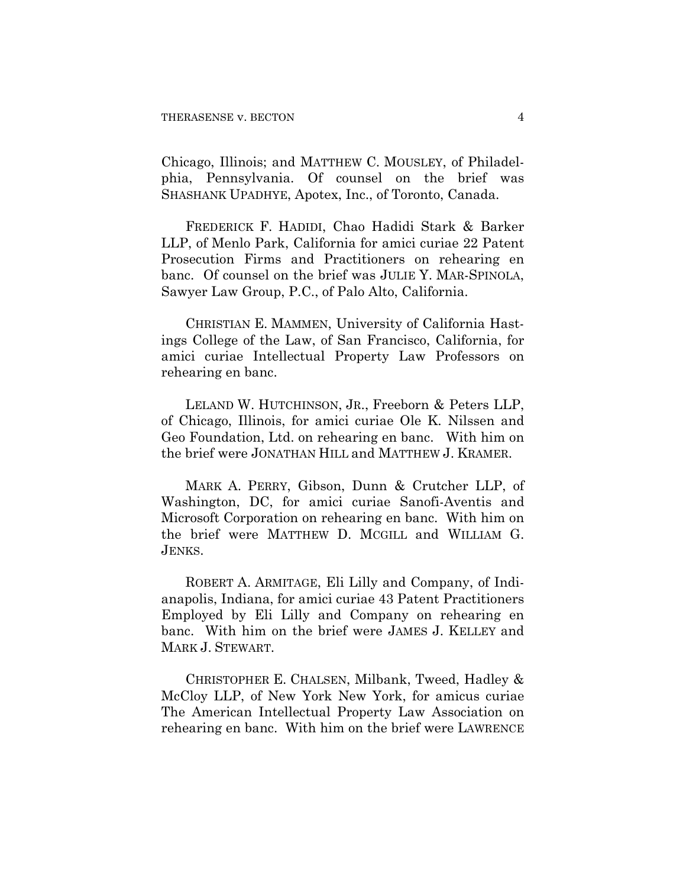Chicago, Illinois; and MATTHEW C. MOUSLEY, of Philadelphia, Pennsylvania. Of counsel on the brief was SHASHANK UPADHYE, Apotex, Inc., of Toronto, Canada.

FREDERICK F. HADIDI, Chao Hadidi Stark & Barker LLP, of Menlo Park, California for amici curiae 22 Patent Prosecution Firms and Practitioners on rehearing en banc. Of counsel on the brief was JULIE Y. MAR-SPINOLA, Sawyer Law Group, P.C., of Palo Alto, California.

CHRISTIAN E. MAMMEN, University of California Hastings College of the Law, of San Francisco, California, for amici curiae Intellectual Property Law Professors on rehearing en banc.

LELAND W. HUTCHINSON, JR., Freeborn & Peters LLP, of Chicago, Illinois, for amici curiae Ole K. Nilssen and Geo Foundation, Ltd. on rehearing en banc. With him on the brief were JONATHAN HILL and MATTHEW J. KRAMER.

MARK A. PERRY, Gibson, Dunn & Crutcher LLP, of Washington, DC, for amici curiae Sanofi-Aventis and Microsoft Corporation on rehearing en banc. With him on the brief were MATTHEW D. MCGILL and WILLIAM G. JENKS.

ROBERT A. ARMITAGE, Eli Lilly and Company, of Indianapolis, Indiana, for amici curiae 43 Patent Practitioners Employed by Eli Lilly and Company on rehearing en banc. With him on the brief were JAMES J. KELLEY and MARK J. STEWART.

CHRISTOPHER E. CHALSEN, Milbank, Tweed, Hadley & McCloy LLP, of New York New York, for amicus curiae The American Intellectual Property Law Association on rehearing en banc. With him on the brief were LAWRENCE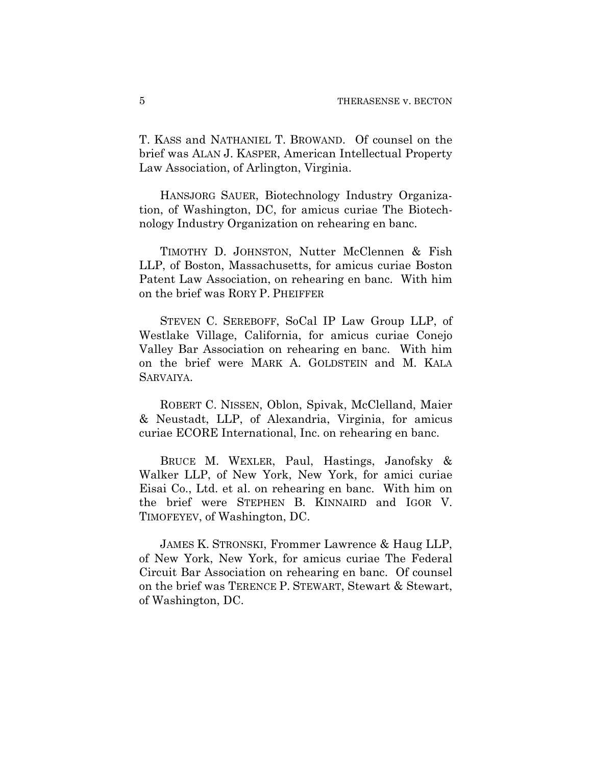T. KASS and NATHANIEL T. BROWAND. Of counsel on the brief was ALAN J. KASPER, American Intellectual Property Law Association, of Arlington, Virginia.

HANSJORG SAUER, Biotechnology Industry Organization, of Washington, DC, for amicus curiae The Biotechnology Industry Organization on rehearing en banc.

TIMOTHY D. JOHNSTON, Nutter McClennen & Fish LLP, of Boston, Massachusetts, for amicus curiae Boston Patent Law Association, on rehearing en banc. With him on the brief was RORY P. PHEIFFER

STEVEN C. SEREBOFF, SoCal IP Law Group LLP, of Westlake Village, California, for amicus curiae Conejo Valley Bar Association on rehearing en banc. With him on the brief were MARK A. GOLDSTEIN and M. KALA SARVAIYA.

ROBERT C. NISSEN, Oblon, Spivak, McClelland, Maier & Neustadt, LLP, of Alexandria, Virginia, for amicus curiae ECORE International, Inc. on rehearing en banc.

BRUCE M. WEXLER, Paul, Hastings, Janofsky & Walker LLP, of New York, New York, for amici curiae Eisai Co., Ltd. et al. on rehearing en banc. With him on the brief were STEPHEN B. KINNAIRD and IGOR V. TIMOFEYEV, of Washington, DC.

JAMES K. STRONSKI, Frommer Lawrence & Haug LLP, of New York, New York, for amicus curiae The Federal Circuit Bar Association on rehearing en banc. Of counsel on the brief was TERENCE P. STEWART, Stewart & Stewart, of Washington, DC.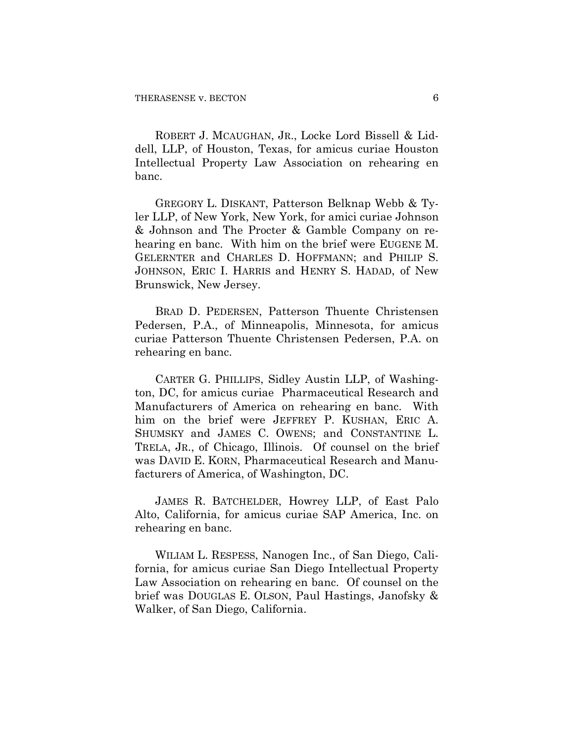ROBERT J. MCAUGHAN, JR., Locke Lord Bissell & Liddell, LLP, of Houston, Texas, for amicus curiae Houston Intellectual Property Law Association on rehearing en banc.

GREGORY L. DISKANT, Patterson Belknap Webb & Tyler LLP, of New York, New York, for amici curiae Johnson & Johnson and The Procter & Gamble Company on rehearing en banc. With him on the brief were EUGENE M. GELERNTER and CHARLES D. HOFFMANN; and PHILIP S. JOHNSON, ERIC I. HARRIS and HENRY S. HADAD, of New Brunswick, New Jersey.

BRAD D. PEDERSEN, Patterson Thuente Christensen Pedersen, P.A., of Minneapolis, Minnesota, for amicus curiae Patterson Thuente Christensen Pedersen, P.A. on rehearing en banc.

CARTER G. PHILLIPS, Sidley Austin LLP, of Washington, DC, for amicus curiae Pharmaceutical Research and Manufacturers of America on rehearing en banc. With him on the brief were JEFFREY P. KUSHAN, ERIC A. SHUMSKY and JAMES C. OWENS; and CONSTANTINE L. TRELA, JR., of Chicago, Illinois. Of counsel on the brief was DAVID E. KORN, Pharmaceutical Research and Manufacturers of America, of Washington, DC.

JAMES R. BATCHELDER, Howrey LLP, of East Palo Alto, California, for amicus curiae SAP America, Inc. on rehearing en banc.

WILIAM L. RESPESS, Nanogen Inc., of San Diego, California, for amicus curiae San Diego Intellectual Property Law Association on rehearing en banc. Of counsel on the brief was DOUGLAS E. OLSON, Paul Hastings, Janofsky & Walker, of San Diego, California.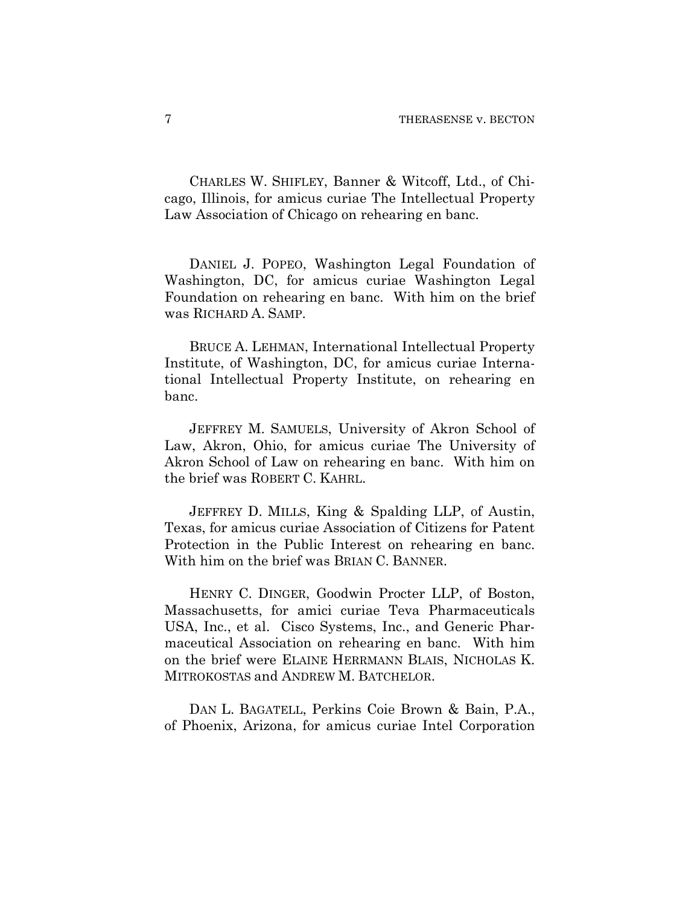CHARLES W. SHIFLEY, Banner & Witcoff, Ltd., of Chicago, Illinois, for amicus curiae The Intellectual Property Law Association of Chicago on rehearing en banc.

DANIEL J. POPEO, Washington Legal Foundation of Washington, DC, for amicus curiae Washington Legal Foundation on rehearing en banc. With him on the brief was RICHARD A. SAMP.

BRUCE A. LEHMAN, International Intellectual Property Institute, of Washington, DC, for amicus curiae International Intellectual Property Institute, on rehearing en banc.

JEFFREY M. SAMUELS, University of Akron School of Law, Akron, Ohio, for amicus curiae The University of Akron School of Law on rehearing en banc. With him on the brief was ROBERT C. KAHRL.

JEFFREY D. MILLS, King & Spalding LLP, of Austin, Texas, for amicus curiae Association of Citizens for Patent Protection in the Public Interest on rehearing en banc. With him on the brief was BRIAN C. BANNER.

HENRY C. DINGER, Goodwin Procter LLP, of Boston, Massachusetts, for amici curiae Teva Pharmaceuticals USA, Inc., et al. Cisco Systems, Inc., and Generic Pharmaceutical Association on rehearing en banc. With him on the brief were ELAINE HERRMANN BLAIS, NICHOLAS K. MITROKOSTAS and ANDREW M. BATCHELOR.

DAN L. BAGATELL, Perkins Coie Brown & Bain, P.A., of Phoenix, Arizona, for amicus curiae Intel Corporation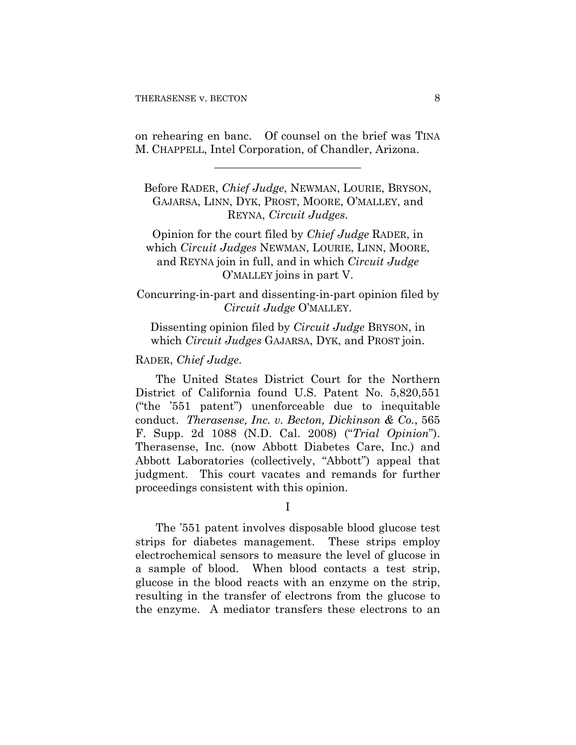on rehearing en banc. Of counsel on the brief was TINA M. CHAPPELL, Intel Corporation, of Chandler, Arizona.

---

Before RADER, *Chief Judge*, NEWMAN, LOURIE, BRYSON, GAJARSA, LINN, DYK, PROST, MOORE, O'MALLEY, and REYNA, *Circuit Judges*.

Opinion for the court filed by *Chief Judge* RADER, in which *Circuit Judges* NEWMAN, LOURIE, LINN, MOORE, and REYNA join in full, and in which *Circuit Judge* O'MALLEY joins in part V.

Concurring-in-part and dissenting-in-part opinion filed by *Circuit Judge* O'MALLEY.

Dissenting opinion filed by *Circuit Judge* BRYSON, in which *Circuit Judges* GAJARSA, DYK, and PROST join.

RADER, *Chief Judge*.

The United States District Court for the Northern District of California found U.S. Patent No. 5,820,551 ("the '551 patent") unenforceable due to inequitable conduct. *Therasense, Inc. v. Becton, Dickinson & Co.*, 565 F. Supp. 2d 1088 (N.D. Cal. 2008) ("*Trial Opinion*"). Therasense, Inc. (now Abbott Diabetes Care, Inc.) and Abbott Laboratories (collectively, "Abbott") appeal that judgment. This court vacates and remands for further proceedings consistent with this opinion.

## I

The '551 patent involves disposable blood glucose test strips for diabetes management. These strips employ electrochemical sensors to measure the level of glucose in a sample of blood. When blood contacts a test strip, glucose in the blood reacts with an enzyme on the strip, resulting in the transfer of electrons from the glucose to the enzyme. A mediator transfers these electrons to an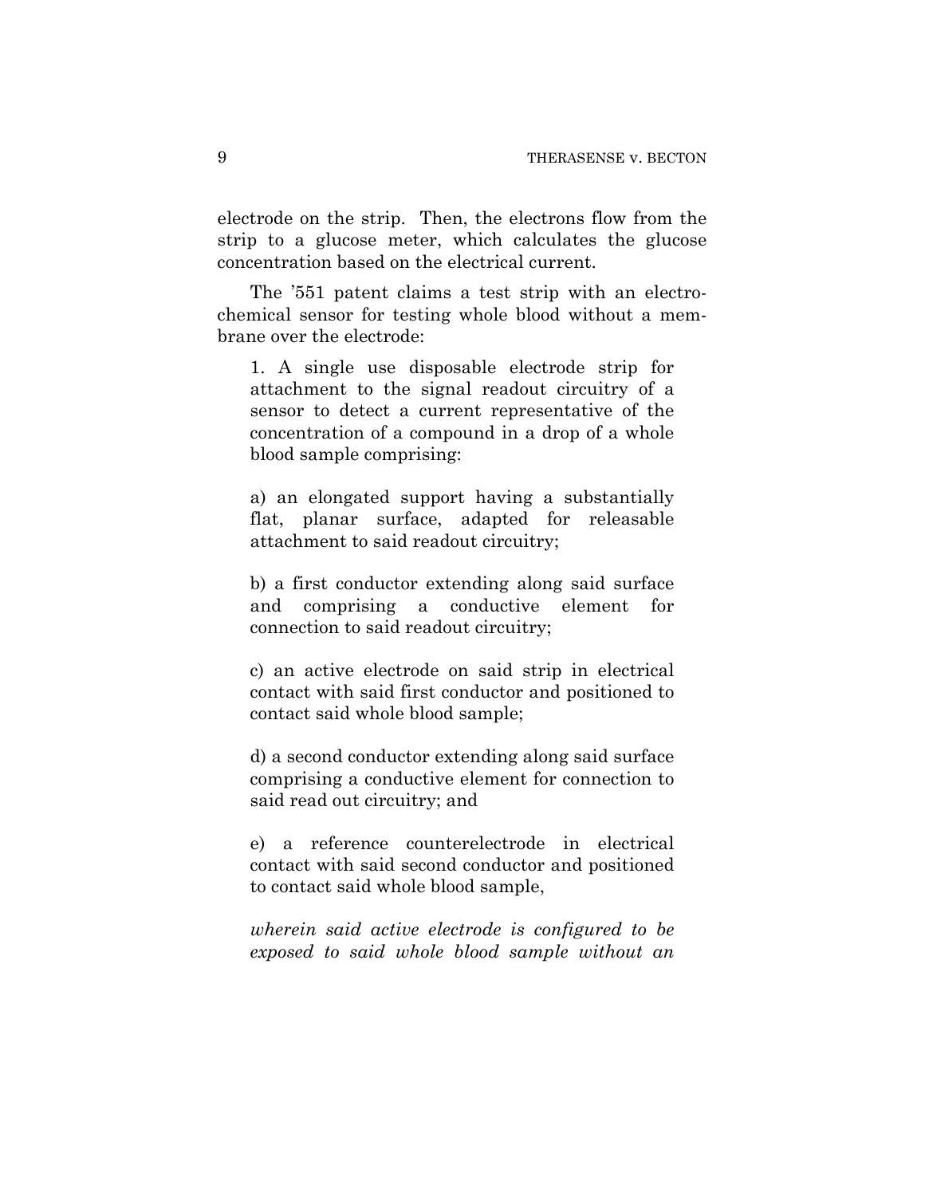electrode on the strip. Then, the electrons flow from the strip to a glucose meter, which calculates the glucose concentration based on the electrical current.

The ’551 patent claims a test strip with an electrochemical sensor for testing whole blood without a membrane over the electrode:

> 1. A single use disposable electrode strip for attachment to the signal readout circuitry of a sensor to detect a current representative of the concentration of a compound in a drop of a whole blood sample comprising:
>
> a) an elongated support having a substantially flat, planar surface, adapted for releasable attachment to said readout circuitry;
>
> b) a first conductor extending along said surface and comprising a conductive element for connection to said readout circuitry;
>
> c) an active electrode on said strip in electrical contact with said first conductor and positioned to contact said whole blood sample;
>
> d) a second conductor extending along said surface comprising a conductive element for connection to said read out circuitry; and
>
> e) a reference counterelectrode in electrical contact with said second conductor and positioned to contact said whole blood sample,
>
> *wherein said active electrode is configured to be exposed to said whole blood sample without an*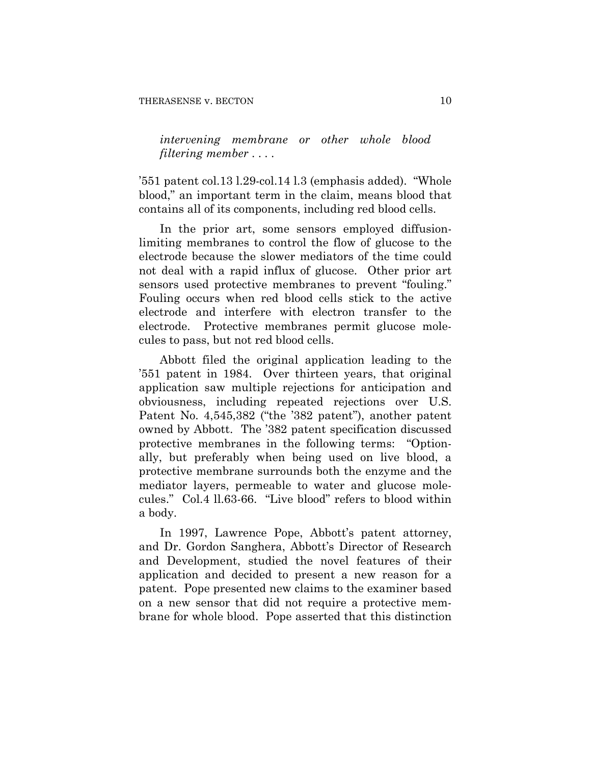*intervening membrane or other whole blood filtering member . . . .*

’551 patent col.13 l.29-col.14 l.3 (emphasis added). “Whole blood,” an important term in the claim, means blood that contains all of its components, including red blood cells.

In the prior art, some sensors employed diffusion-limiting membranes to control the flow of glucose to the electrode because the slower mediators of the time could not deal with a rapid influx of glucose. Other prior art sensors used protective membranes to prevent “fouling.” Fouling occurs when red blood cells stick to the active electrode and interfere with electron transfer to the electrode. Protective membranes permit glucose molecules to pass, but not red blood cells.

Abbott filed the original application leading to the ’551 patent in 1984. Over thirteen years, that original application saw multiple rejections for anticipation and obviousness, including repeated rejections over U.S. Patent No. 4,545,382 (“the ’382 patent”), another patent owned by Abbott. The ’382 patent specification discussed protective membranes in the following terms: “Optionally, but preferably when being used on live blood, a protective membrane surrounds both the enzyme and the mediator layers, permeable to water and glucose molecules.” Col.4 ll.63-66. “Live blood” refers to blood within a body.

In 1997, Lawrence Pope, Abbott’s patent attorney, and Dr. Gordon Sanghera, Abbott’s Director of Research and Development, studied the novel features of their application and decided to present a new reason for a patent. Pope presented new claims to the examiner based on a new sensor that did not require a protective membrane for whole blood. Pope asserted that this distinction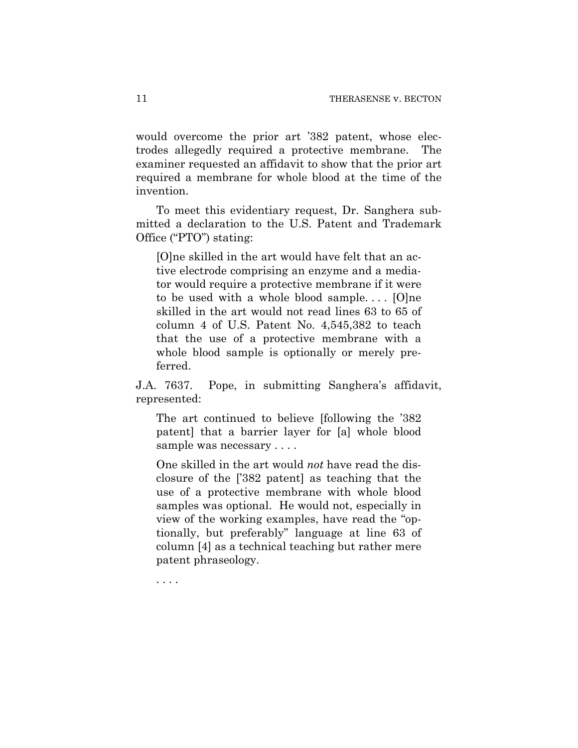would overcome the prior art '382 patent, whose electrodes allegedly required a protective membrane. The examiner requested an affidavit to show that the prior art required a membrane for whole blood at the time of the invention.

To meet this evidentiary request, Dr. Sanghera submitted a declaration to the U.S. Patent and Trademark Office ("PTO") stating:

> [O]ne skilled in the art would have felt that an active electrode comprising an enzyme and a mediator would require a protective membrane if it were to be used with a whole blood sample. . . . [O]ne skilled in the art would not read lines 63 to 65 of column 4 of U.S. Patent No. 4,545,382 to teach that the use of a protective membrane with a whole blood sample is optionally or merely preferred.

J.A. 7637. Pope, in submitting Sanghera's affidavit, represented:

> The art continued to believe [following the '382 patent] that a barrier layer for [a] whole blood sample was necessary . . . .
>
> One skilled in the art would *not* have read the disclosure of the ['382 patent] as teaching that the use of a protective membrane with whole blood samples was optional. He would not, especially in view of the working examples, have read the "optionally, but preferably" language at line 63 of column [4] as a technical teaching but rather mere patent phraseology.
>
> . . . .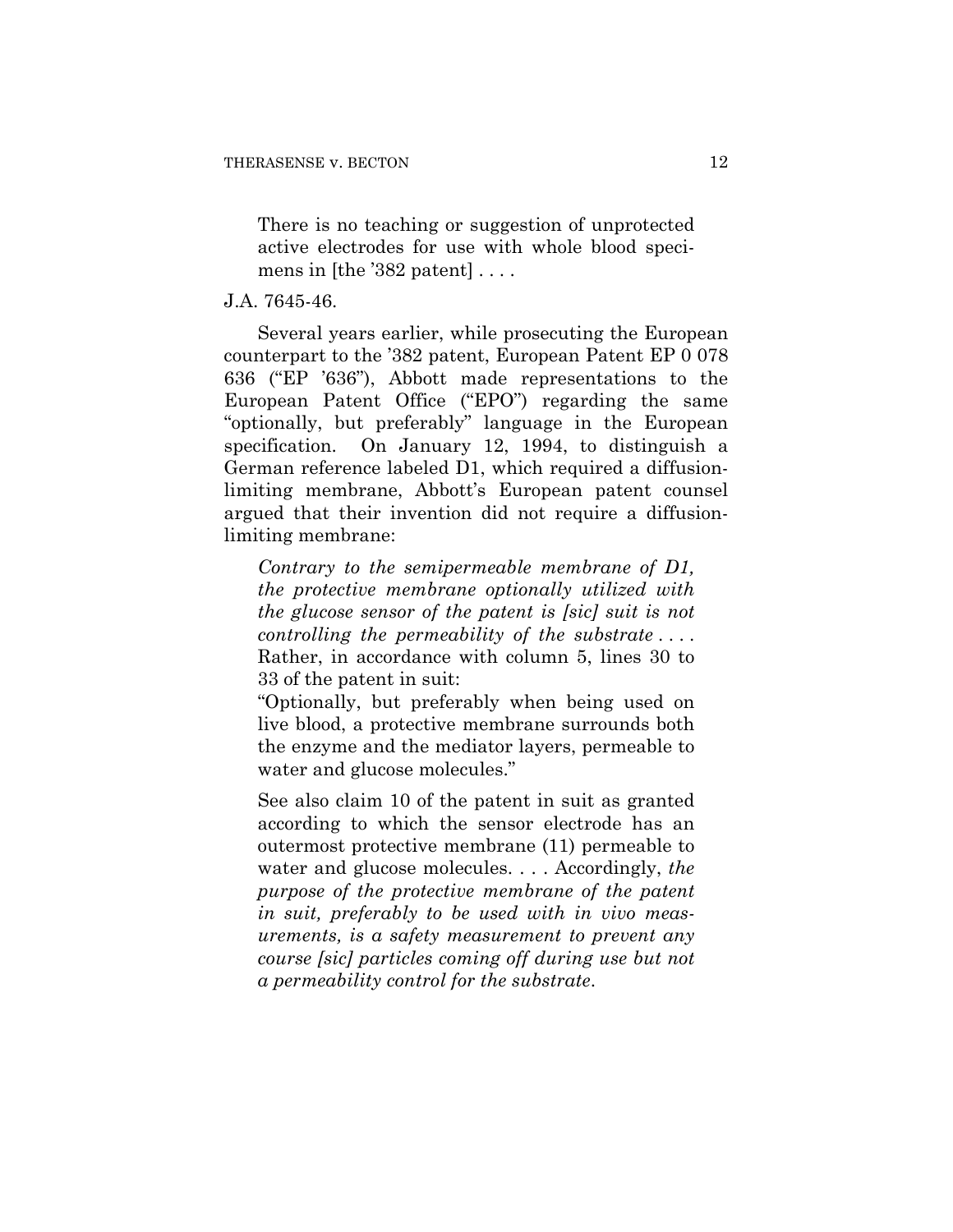> There is no teaching or suggestion of unprotected active electrodes for use with whole blood specimens in [the ’382 patent] . . . .

J.A. 7645-46.

Several years earlier, while prosecuting the European counterpart to the ’382 patent, European Patent EP 0 078 636 (“EP ’636”), Abbott made representations to the European Patent Office (“EPO”) regarding the same “optionally, but preferably” language in the European specification. On January 12, 1994, to distinguish a German reference labeled D1, which required a diffusion-limiting membrane, Abbott’s European patent counsel argued that their invention did not require a diffusion-limiting membrane:

> *Contrary to the semipermeable membrane of D1, the protective membrane optionally utilized with the glucose sensor of the patent is [sic] suit is not controlling the permeability of the substrate* . . . . Rather, in accordance with column 5, lines 30 to 33 of the patent in suit:
>
> “Optionally, but preferably when being used on live blood, a protective membrane surrounds both the enzyme and the mediator layers, permeable to water and glucose molecules.”
>
> See also claim 10 of the patent in suit as granted according to which the sensor electrode has an outermost protective membrane (11) permeable to water and glucose molecules. . . . Accordingly, *the purpose of the protective membrane of the patent in suit, preferably to be used with in vivo measurements, is a safety measurement to prevent any course [sic] particles coming off during use but not a permeability control for the substrate*.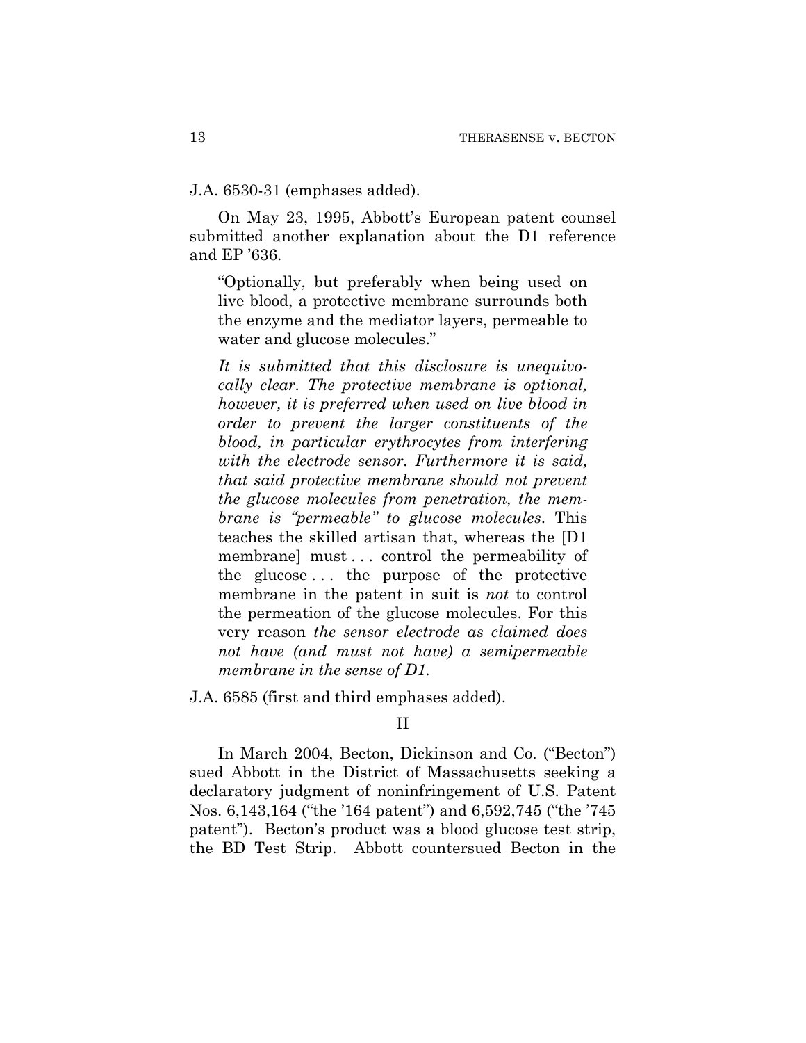J.A. 6530-31 (emphases added).

On May 23, 1995, Abbott's European patent counsel submitted another explanation about the D1 reference and EP '636.

> "Optionally, but preferably when being used on live blood, a protective membrane surrounds both the enzyme and the mediator layers, permeable to water and glucose molecules."
>
> *It is submitted that this disclosure is unequivocally clear. The protective membrane is optional, however, it is preferred when used on live blood in order to prevent the larger constituents of the blood, in particular erythrocytes from interfering with the electrode sensor. Furthermore it is said, that said protective membrane should not prevent the glucose molecules from penetration, the membrane is "permeable" to glucose molecules.* This teaches the skilled artisan that, whereas the [D1 membrane] must . . . control the permeability of the glucose . . . the purpose of the protective membrane in the patent in suit is *not* to control the permeation of the glucose molecules. For this very reason *the sensor electrode as claimed does not have (and must not have) a semipermeable membrane in the sense of D1.*

J.A. 6585 (first and third emphases added).

## II

In March 2004, Becton, Dickinson and Co. ("Becton") sued Abbott in the District of Massachusetts seeking a declaratory judgment of noninfringement of U.S. Patent Nos. 6,143,164 ("the '164 patent") and 6,592,745 ("the '745 patent"). Becton's product was a blood glucose test strip, the BD Test Strip. Abbott countersued Becton in the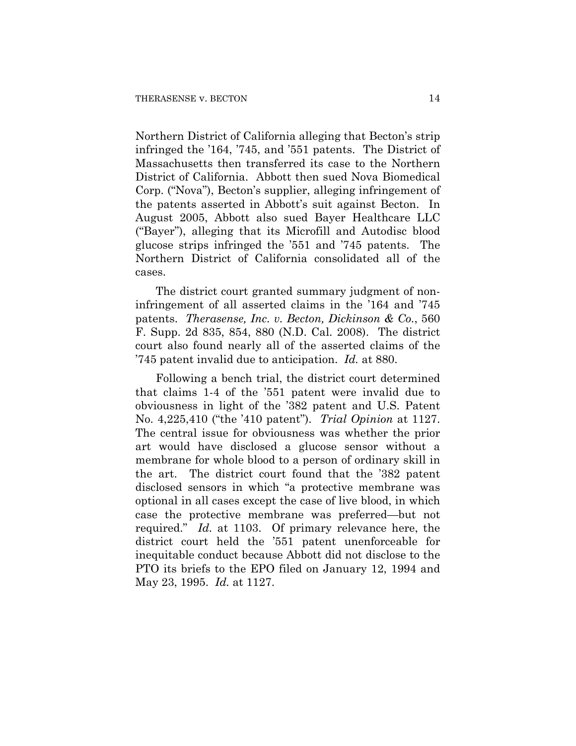Northern District of California alleging that Becton's strip infringed the '164, '745, and '551 patents. The District of Massachusetts then transferred its case to the Northern District of California. Abbott then sued Nova Biomedical Corp. ("Nova"), Becton's supplier, alleging infringement of the patents asserted in Abbott's suit against Becton. In August 2005, Abbott also sued Bayer Healthcare LLC ("Bayer"), alleging that its Microfill and Autodisc blood glucose strips infringed the '551 and '745 patents. The Northern District of California consolidated all of the cases.

The district court granted summary judgment of non-infringement of all asserted claims in the '164 and '745 patents. *Therasense, Inc. v. Becton, Dickinson & Co.*, 560 F. Supp. 2d 835, 854, 880 (N.D. Cal. 2008). The district court also found nearly all of the asserted claims of the '745 patent invalid due to anticipation. *Id.* at 880.

Following a bench trial, the district court determined that claims 1-4 of the '551 patent were invalid due to obviousness in light of the '382 patent and U.S. Patent No. 4,225,410 ("the '410 patent"). *Trial Opinion* at 1127. The central issue for obviousness was whether the prior art would have disclosed a glucose sensor without a membrane for whole blood to a person of ordinary skill in the art. The district court found that the '382 patent disclosed sensors in which "a protective membrane was optional in all cases except the case of live blood, in which case the protective membrane was preferred—but not required." *Id.* at 1103. Of primary relevance here, the district court held the '551 patent unenforceable for inequitable conduct because Abbott did not disclose to the PTO its briefs to the EPO filed on January 12, 1994 and May 23, 1995. *Id.* at 1127.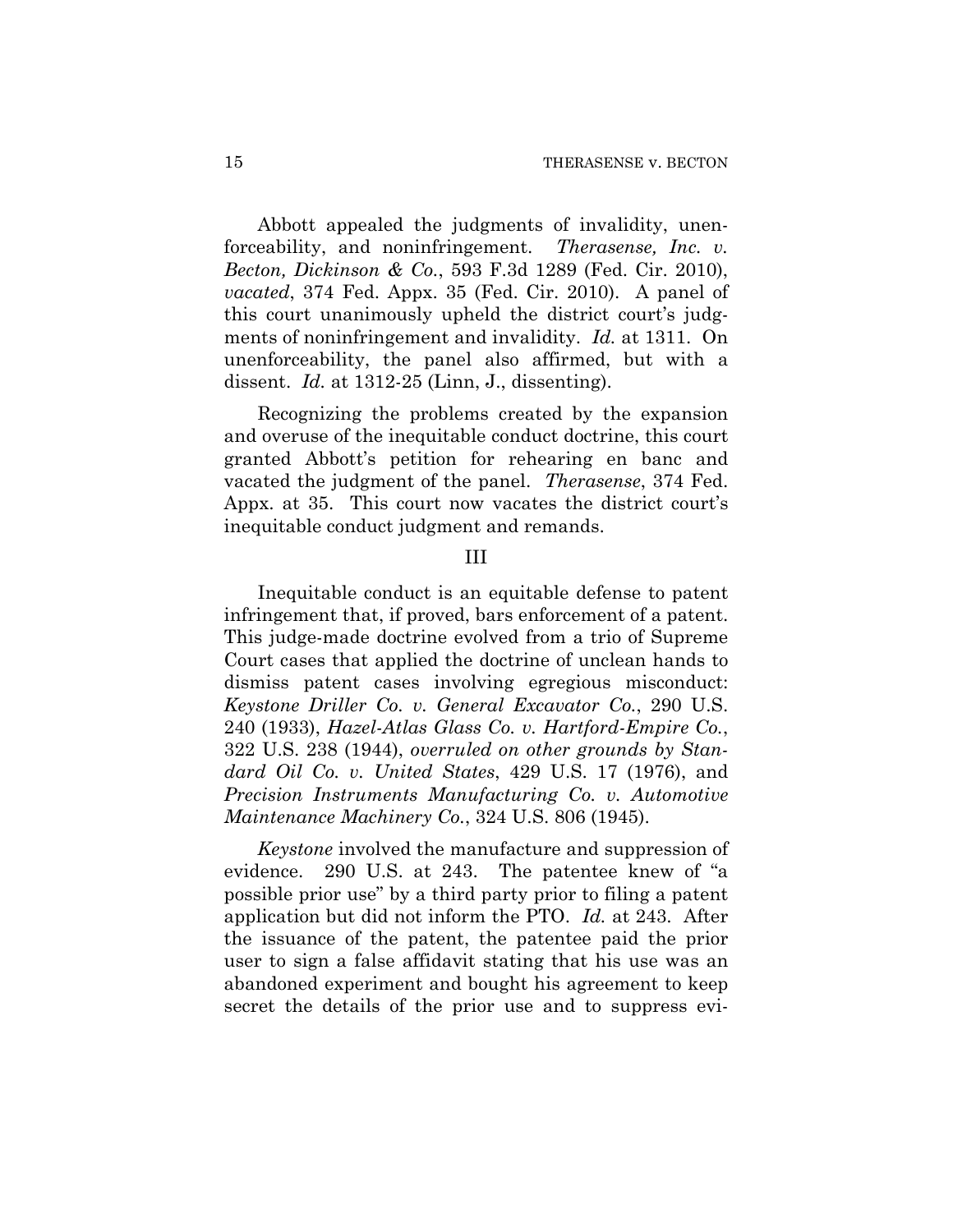Abbott appealed the judgments of invalidity, unenforceability, and noninfringement. *Therasense, Inc. v. Becton, Dickinson & Co.*, 593 F.3d 1289 (Fed. Cir. 2010), *vacated*, 374 Fed. Appx. 35 (Fed. Cir. 2010). A panel of this court unanimously upheld the district court's judgments of noninfringement and invalidity. *Id.* at 1311. On unenforceability, the panel also affirmed, but with a dissent. *Id.* at 1312-25 (Linn, J., dissenting).

Recognizing the problems created by the expansion and overuse of the inequitable conduct doctrine, this court granted Abbott's petition for rehearing en banc and vacated the judgment of the panel. *Therasense*, 374 Fed. Appx. at 35. This court now vacates the district court's inequitable conduct judgment and remands.

## III

Inequitable conduct is an equitable defense to patent infringement that, if proved, bars enforcement of a patent. This judge-made doctrine evolved from a trio of Supreme Court cases that applied the doctrine of unclean hands to dismiss patent cases involving egregious misconduct: *Keystone Driller Co. v. General Excavator Co.*, 290 U.S. 240 (1933), *Hazel-Atlas Glass Co. v. Hartford-Empire Co.*, 322 U.S. 238 (1944), *overruled on other grounds by Standard Oil Co. v. United States*, 429 U.S. 17 (1976), and *Precision Instruments Manufacturing Co. v. Automotive Maintenance Machinery Co.*, 324 U.S. 806 (1945).

*Keystone* involved the manufacture and suppression of evidence. 290 U.S. at 243. The patentee knew of "a possible prior use" by a third party prior to filing a patent application but did not inform the PTO. *Id.* at 243. After the issuance of the patent, the patentee paid the prior user to sign a false affidavit stating that his use was an abandoned experiment and bought his agreement to keep secret the details of the prior use and to suppress evi-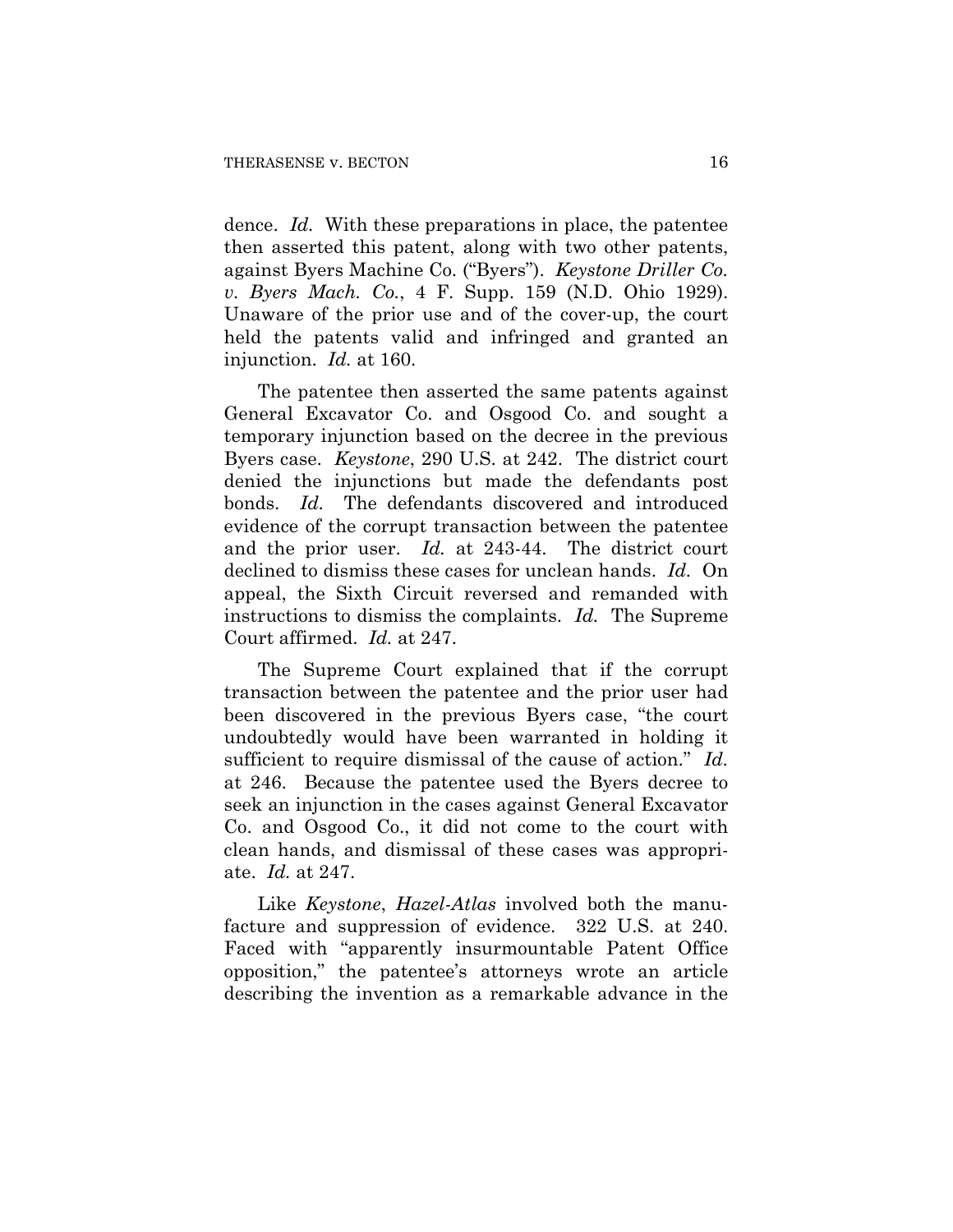dence. *Id.* With these preparations in place, the patentee then asserted this patent, along with two other patents, against Byers Machine Co. ("Byers"). *Keystone Driller Co. v. Byers Mach. Co.*, 4 F. Supp. 159 (N.D. Ohio 1929). Unaware of the prior use and of the cover-up, the court held the patents valid and infringed and granted an injunction. *Id.* at 160.

The patentee then asserted the same patents against General Excavator Co. and Osgood Co. and sought a temporary injunction based on the decree in the previous Byers case. *Keystone*, 290 U.S. at 242. The district court denied the injunctions but made the defendants post bonds. *Id.* The defendants discovered and introduced evidence of the corrupt transaction between the patentee and the prior user. *Id.* at 243-44. The district court declined to dismiss these cases for unclean hands. *Id.* On appeal, the Sixth Circuit reversed and remanded with instructions to dismiss the complaints. *Id.* The Supreme Court affirmed. *Id.* at 247.

The Supreme Court explained that if the corrupt transaction between the patentee and the prior user had been discovered in the previous Byers case, "the court undoubtedly would have been warranted in holding it sufficient to require dismissal of the cause of action." *Id.* at 246. Because the patentee used the Byers decree to seek an injunction in the cases against General Excavator Co. and Osgood Co., it did not come to the court with clean hands, and dismissal of these cases was appropriate. *Id.* at 247.

Like *Keystone*, *Hazel-Atlas* involved both the manufacture and suppression of evidence. 322 U.S. at 240. Faced with "apparently insurmountable Patent Office opposition," the patentee's attorneys wrote an article describing the invention as a remarkable advance in the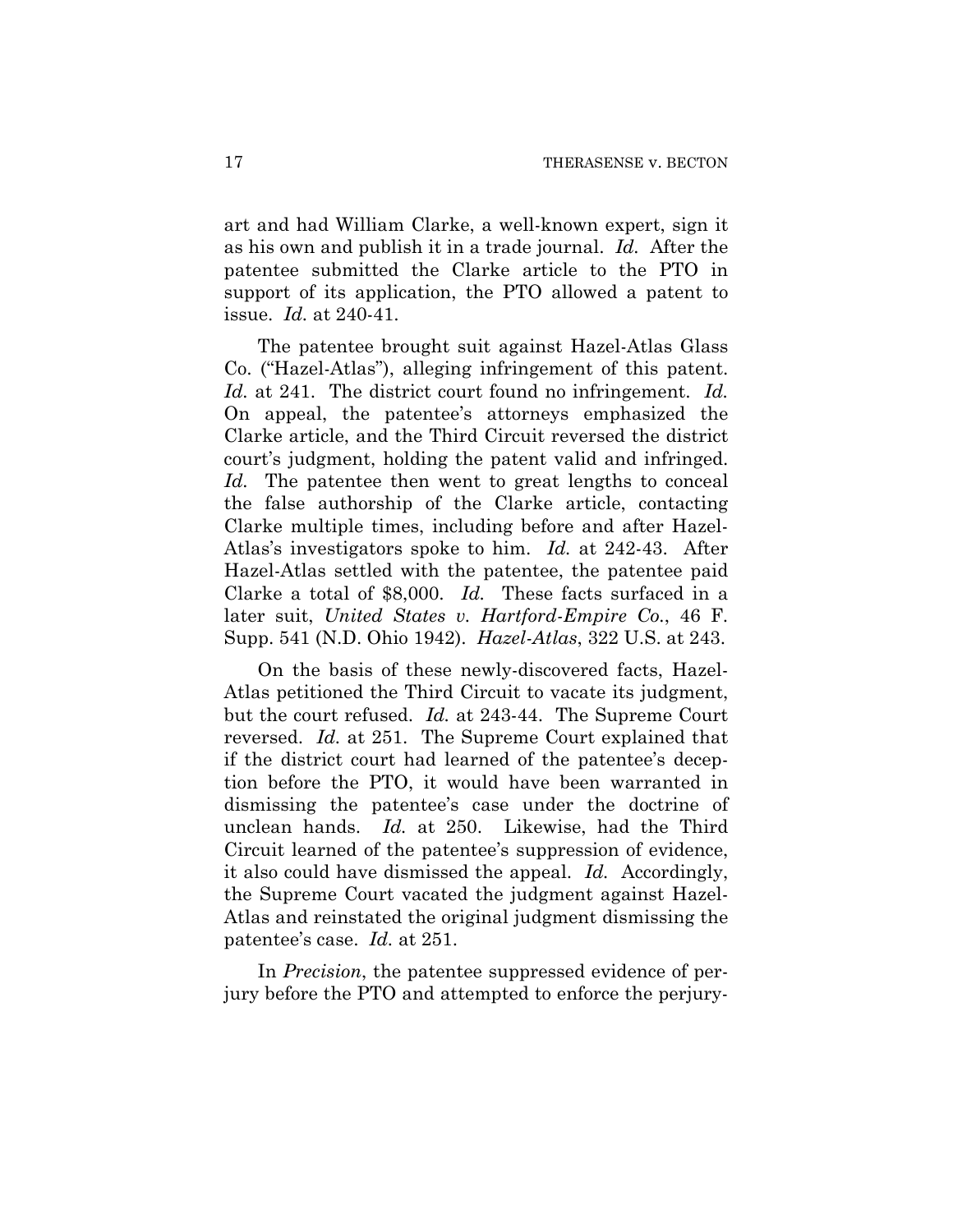art and had William Clarke, a well-known expert, sign it as his own and publish it in a trade journal. *Id.* After the patentee submitted the Clarke article to the PTO in support of its application, the PTO allowed a patent to issue. *Id.* at 240-41.

The patentee brought suit against Hazel-Atlas Glass Co. ("Hazel-Atlas"), alleging infringement of this patent. *Id.* at 241. The district court found no infringement. *Id.* On appeal, the patentee's attorneys emphasized the Clarke article, and the Third Circuit reversed the district court's judgment, holding the patent valid and infringed. *Id.* The patentee then went to great lengths to conceal the false authorship of the Clarke article, contacting Clarke multiple times, including before and after Hazel-Atlas's investigators spoke to him. *Id.* at 242-43. After Hazel-Atlas settled with the patentee, the patentee paid Clarke a total of $8,000. *Id.* These facts surfaced in a later suit, *United States v. Hartford-Empire Co.*, 46 F. Supp. 541 (N.D. Ohio 1942). *Hazel-Atlas*, 322 U.S. at 243.

On the basis of these newly-discovered facts, Hazel-Atlas petitioned the Third Circuit to vacate its judgment, but the court refused. *Id.* at 243-44. The Supreme Court reversed. *Id.* at 251. The Supreme Court explained that if the district court had learned of the patentee's deception before the PTO, it would have been warranted in dismissing the patentee's case under the doctrine of unclean hands. *Id.* at 250. Likewise, had the Third Circuit learned of the patentee's suppression of evidence, it also could have dismissed the appeal. *Id.* Accordingly, the Supreme Court vacated the judgment against Hazel-Atlas and reinstated the original judgment dismissing the patentee's case. *Id.* at 251.

In *Precision*, the patentee suppressed evidence of perjury before the PTO and attempted to enforce the perjury-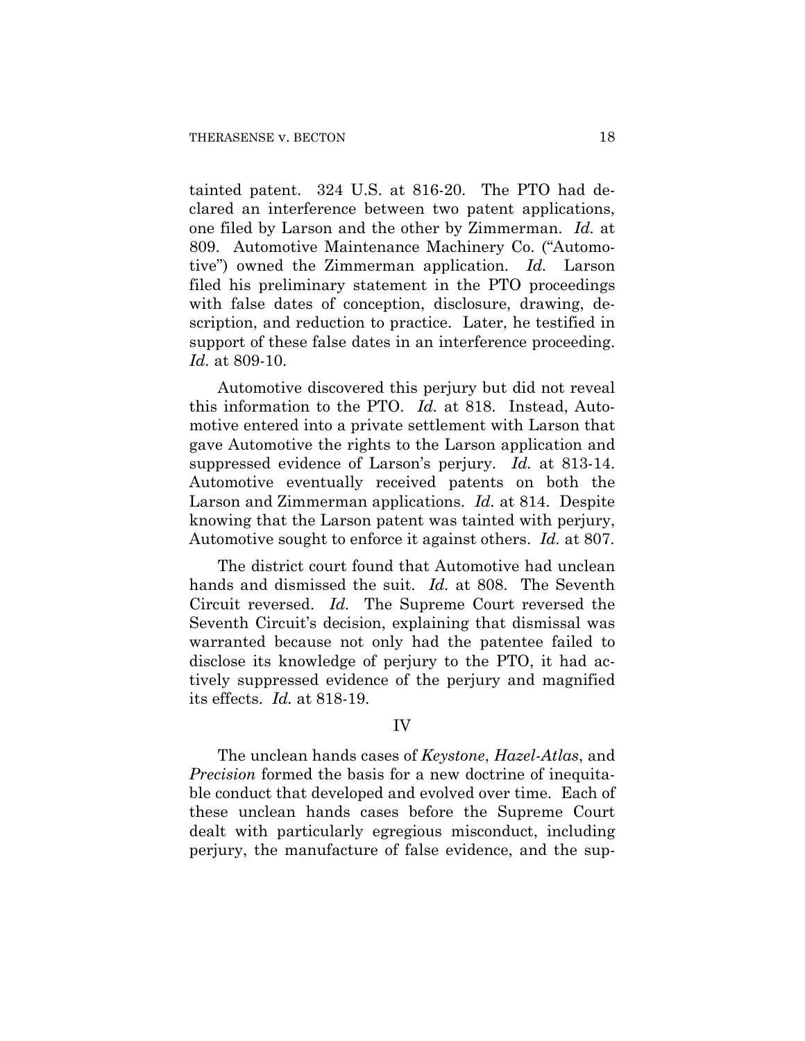tainted patent. 324 U.S. at 816-20. The PTO had declared an interference between two patent applications, one filed by Larson and the other by Zimmerman. *Id.* at 809. Automotive Maintenance Machinery Co. ("Automotive") owned the Zimmerman application. *Id.* Larson filed his preliminary statement in the PTO proceedings with false dates of conception, disclosure, drawing, description, and reduction to practice. Later, he testified in support of these false dates in an interference proceeding. *Id.* at 809-10.

Automotive discovered this perjury but did not reveal this information to the PTO. *Id.* at 818. Instead, Automotive entered into a private settlement with Larson that gave Automotive the rights to the Larson application and suppressed evidence of Larson's perjury. *Id.* at 813-14. Automotive eventually received patents on both the Larson and Zimmerman applications. *Id.* at 814. Despite knowing that the Larson patent was tainted with perjury, Automotive sought to enforce it against others. *Id.* at 807.

The district court found that Automotive had unclean hands and dismissed the suit. *Id.* at 808. The Seventh Circuit reversed. *Id.* The Supreme Court reversed the Seventh Circuit's decision, explaining that dismissal was warranted because not only had the patentee failed to disclose its knowledge of perjury to the PTO, it had actively suppressed evidence of the perjury and magnified its effects. *Id.* at 818-19.

## IV

The unclean hands cases of *Keystone*, *Hazel-Atlas*, and *Precision* formed the basis for a new doctrine of inequitable conduct that developed and evolved over time. Each of these unclean hands cases before the Supreme Court dealt with particularly egregious misconduct, including perjury, the manufacture of false evidence, and the sup-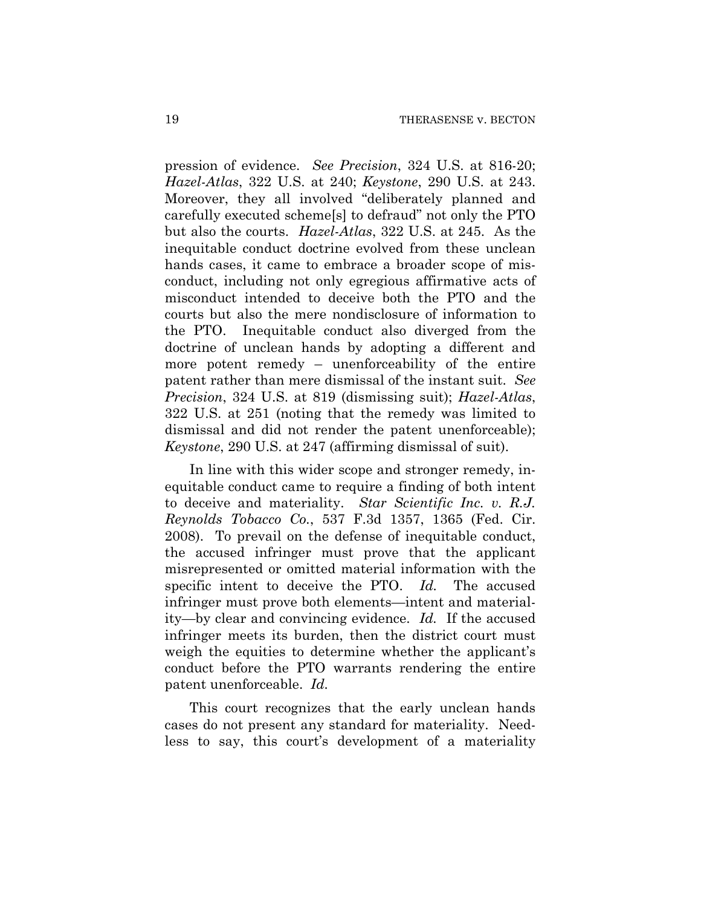pression of evidence. *See Precision*, 324 U.S. at 816-20; *Hazel-Atlas*, 322 U.S. at 240; *Keystone*, 290 U.S. at 243. Moreover, they all involved "deliberately planned and carefully executed scheme[s] to defraud" not only the PTO but also the courts. *Hazel-Atlas*, 322 U.S. at 245. As the inequitable conduct doctrine evolved from these unclean hands cases, it came to embrace a broader scope of misconduct, including not only egregious affirmative acts of misconduct intended to deceive both the PTO and the courts but also the mere nondisclosure of information to the PTO. Inequitable conduct also diverged from the doctrine of unclean hands by adopting a different and more potent remedy – unenforceability of the entire patent rather than mere dismissal of the instant suit. *See Precision*, 324 U.S. at 819 (dismissing suit); *Hazel-Atlas*, 322 U.S. at 251 (noting that the remedy was limited to dismissal and did not render the patent unenforceable); *Keystone*, 290 U.S. at 247 (affirming dismissal of suit).

In line with this wider scope and stronger remedy, inequitable conduct came to require a finding of both intent to deceive and materiality. *Star Scientific Inc. v. R.J. Reynolds Tobacco Co.*, 537 F.3d 1357, 1365 (Fed. Cir. 2008). To prevail on the defense of inequitable conduct, the accused infringer must prove that the applicant misrepresented or omitted material information with the specific intent to deceive the PTO. *Id.* The accused infringer must prove both elements—intent and materiality—by clear and convincing evidence. *Id.* If the accused infringer meets its burden, then the district court must weigh the equities to determine whether the applicant's conduct before the PTO warrants rendering the entire patent unenforceable. *Id.*

This court recognizes that the early unclean hands cases do not present any standard for materiality. Needless to say, this court's development of a materiality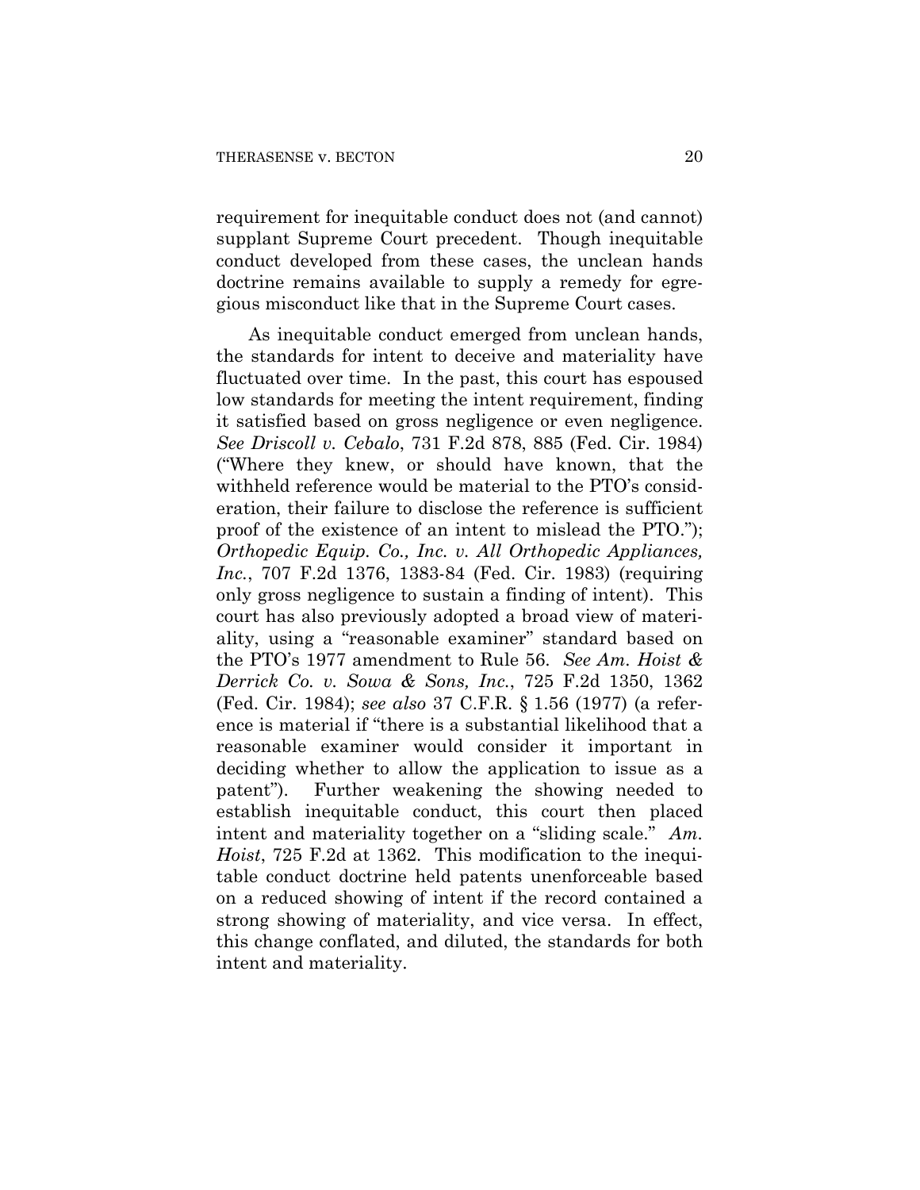requirement for inequitable conduct does not (and cannot) supplant Supreme Court precedent. Though inequitable conduct developed from these cases, the unclean hands doctrine remains available to supply a remedy for egregious misconduct like that in the Supreme Court cases.

As inequitable conduct emerged from unclean hands, the standards for intent to deceive and materiality have fluctuated over time. In the past, this court has espoused low standards for meeting the intent requirement, finding it satisfied based on gross negligence or even negligence. *See Driscoll v. Cebalo*, 731 F.2d 878, 885 (Fed. Cir. 1984) ("Where they knew, or should have known, that the withheld reference would be material to the PTO's consideration, their failure to disclose the reference is sufficient proof of the existence of an intent to mislead the PTO."); *Orthopedic Equip. Co., Inc. v. All Orthopedic Appliances, Inc.*, 707 F.2d 1376, 1383-84 (Fed. Cir. 1983) (requiring only gross negligence to sustain a finding of intent). This court has also previously adopted a broad view of materiality, using a "reasonable examiner" standard based on the PTO's 1977 amendment to Rule 56. *See Am. Hoist & Derrick Co. v. Sowa & Sons, Inc.*, 725 F.2d 1350, 1362 (Fed. Cir. 1984); *see also* 37 C.F.R. § 1.56 (1977) (a reference is material if "there is a substantial likelihood that a reasonable examiner would consider it important in deciding whether to allow the application to issue as a patent"). Further weakening the showing needed to establish inequitable conduct, this court then placed intent and materiality together on a "sliding scale." *Am. Hoist*, 725 F.2d at 1362. This modification to the inequitable conduct doctrine held patents unenforceable based on a reduced showing of intent if the record contained a strong showing of materiality, and vice versa. In effect, this change conflated, and diluted, the standards for both intent and materiality.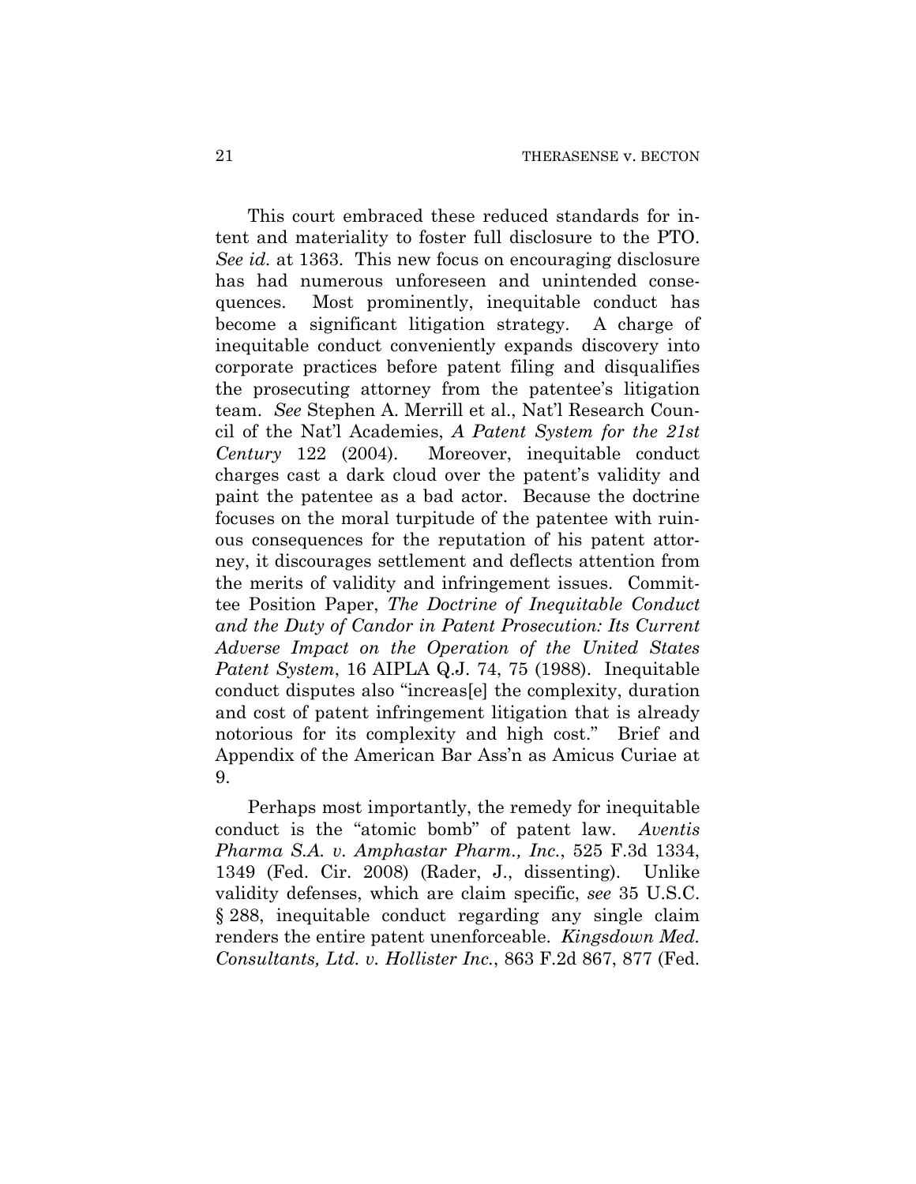This court embraced these reduced standards for intent and materiality to foster full disclosure to the PTO. *See id.* at 1363. This new focus on encouraging disclosure has had numerous unforeseen and unintended consequences. Most prominently, inequitable conduct has become a significant litigation strategy. A charge of inequitable conduct conveniently expands discovery into corporate practices before patent filing and disqualifies the prosecuting attorney from the patentee's litigation team. *See* Stephen A. Merrill et al., Nat'l Research Council of the Nat'l Academies, *A Patent System for the 21st Century* 122 (2004). Moreover, inequitable conduct charges cast a dark cloud over the patent's validity and paint the patentee as a bad actor. Because the doctrine focuses on the moral turpitude of the patentee with ruinous consequences for the reputation of his patent attorney, it discourages settlement and deflects attention from the merits of validity and infringement issues. Committee Position Paper, *The Doctrine of Inequitable Conduct and the Duty of Candor in Patent Prosecution: Its Current Adverse Impact on the Operation of the United States Patent System*, 16 AIPLA Q.J. 74, 75 (1988). Inequitable conduct disputes also "increas[e] the complexity, duration and cost of patent infringement litigation that is already notorious for its complexity and high cost." Brief and Appendix of the American Bar Ass'n as Amicus Curiae at 9.

Perhaps most importantly, the remedy for inequitable conduct is the "atomic bomb" of patent law. *Aventis Pharma S.A. v. Amphastar Pharm., Inc.*, 525 F.3d 1334, 1349 (Fed. Cir. 2008) (Rader, J., dissenting). Unlike validity defenses, which are claim specific, *see* 35 U.S.C. § 288, inequitable conduct regarding any single claim renders the entire patent unenforceable. *Kingsdown Med. Consultants, Ltd. v. Hollister Inc.*, 863 F.2d 867, 877 (Fed.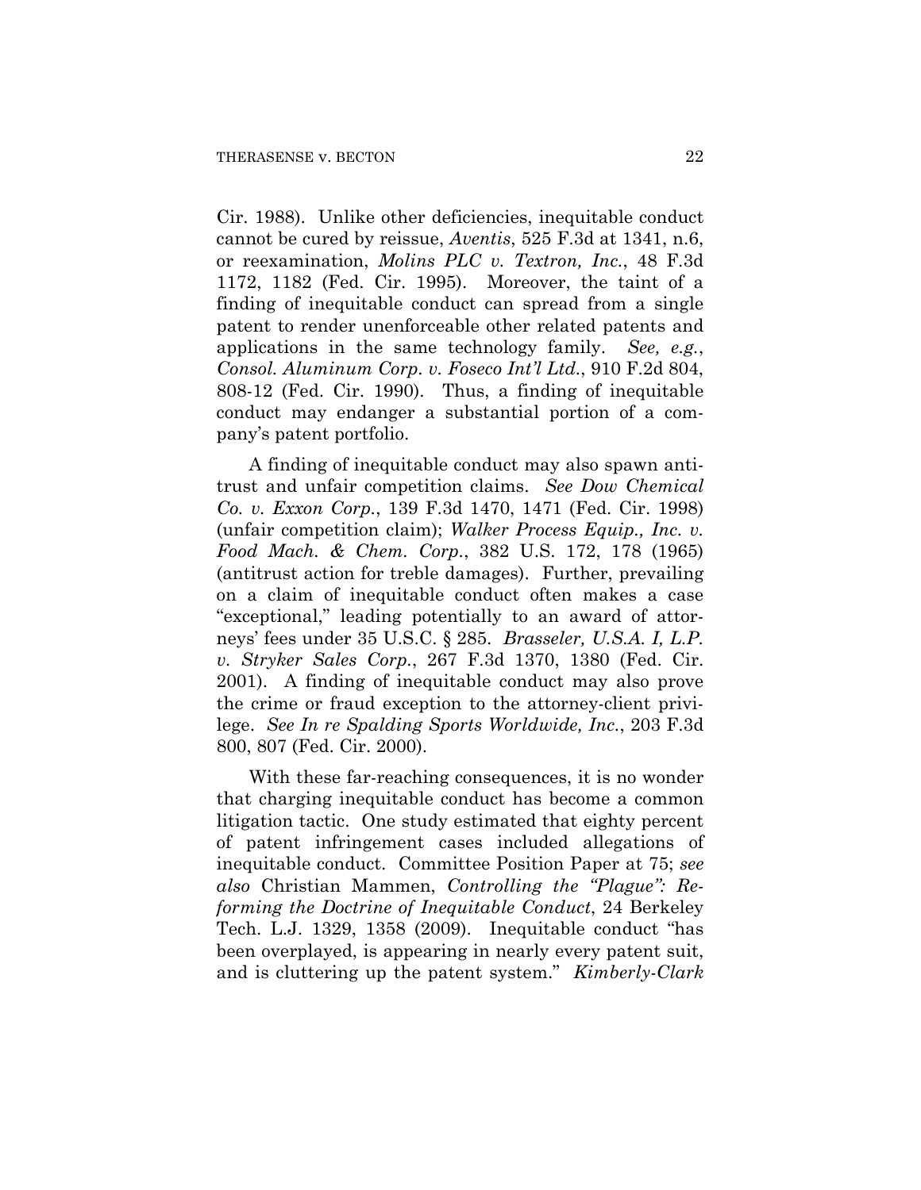Cir. 1988). Unlike other deficiencies, inequitable conduct cannot be cured by reissue, *Aventis*, 525 F.3d at 1341, n.6, or reexamination, *Molins PLC v. Textron, Inc.*, 48 F.3d 1172, 1182 (Fed. Cir. 1995). Moreover, the taint of a finding of inequitable conduct can spread from a single patent to render unenforceable other related patents and applications in the same technology family. *See, e.g.*, *Consol. Aluminum Corp. v. Foseco Int'l Ltd.*, 910 F.2d 804, 808-12 (Fed. Cir. 1990). Thus, a finding of inequitable conduct may endanger a substantial portion of a company's patent portfolio.

A finding of inequitable conduct may also spawn antitrust and unfair competition claims. *See Dow Chemical Co. v. Exxon Corp.*, 139 F.3d 1470, 1471 (Fed. Cir. 1998) (unfair competition claim); *Walker Process Equip., Inc. v. Food Mach. & Chem. Corp.*, 382 U.S. 172, 178 (1965) (antitrust action for treble damages). Further, prevailing on a claim of inequitable conduct often makes a case "exceptional," leading potentially to an award of attorneys' fees under 35 U.S.C. § 285. *Brasseler, U.S.A. I, L.P. v. Stryker Sales Corp.*, 267 F.3d 1370, 1380 (Fed. Cir. 2001). A finding of inequitable conduct may also prove the crime or fraud exception to the attorney-client privilege. *See In re Spalding Sports Worldwide, Inc.*, 203 F.3d 800, 807 (Fed. Cir. 2000).

With these far-reaching consequences, it is no wonder that charging inequitable conduct has become a common litigation tactic. One study estimated that eighty percent of patent infringement cases included allegations of inequitable conduct. Committee Position Paper at 75; *see also* Christian Mammen, *Controlling the "Plague": Reforming the Doctrine of Inequitable Conduct*, 24 Berkeley Tech. L.J. 1329, 1358 (2009). Inequitable conduct "has been overplayed, is appearing in nearly every patent suit, and is cluttering up the patent system." *Kimberly-Clark*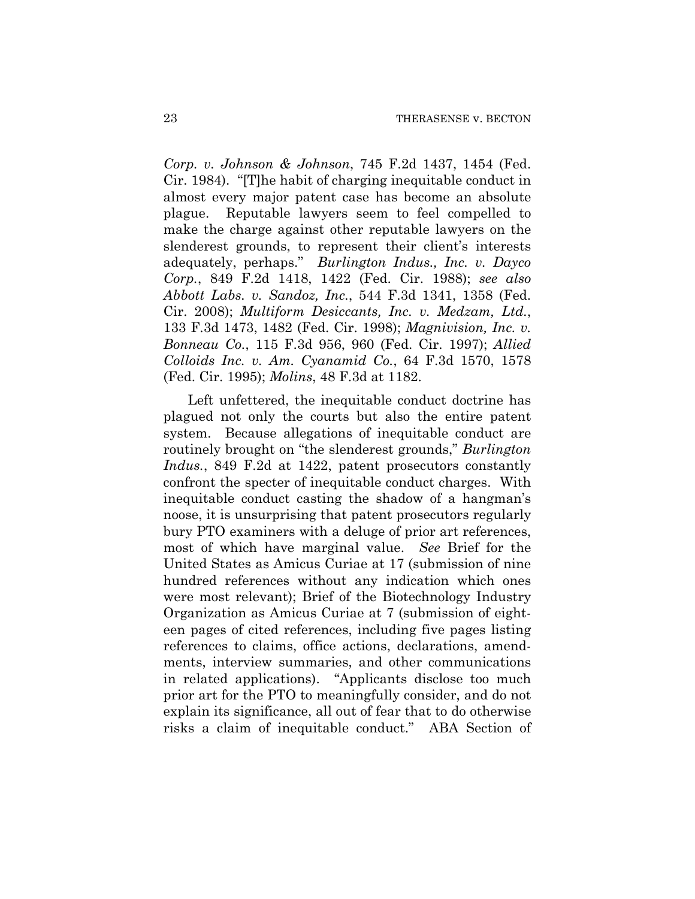*Corp. v. Johnson & Johnson*, 745 F.2d 1437, 1454 (Fed. Cir. 1984). "[T]he habit of charging inequitable conduct in almost every major patent case has become an absolute plague. Reputable lawyers seem to feel compelled to make the charge against other reputable lawyers on the slenderest grounds, to represent their client's interests adequately, perhaps." *Burlington Indus., Inc. v. Dayco Corp.*, 849 F.2d 1418, 1422 (Fed. Cir. 1988); *see also Abbott Labs. v. Sandoz, Inc.*, 544 F.3d 1341, 1358 (Fed. Cir. 2008); *Multiform Desiccants, Inc. v. Medzam, Ltd.*, 133 F.3d 1473, 1482 (Fed. Cir. 1998); *Magnivision, Inc. v. Bonneau Co.*, 115 F.3d 956, 960 (Fed. Cir. 1997); *Allied Colloids Inc. v. Am. Cyanamid Co.*, 64 F.3d 1570, 1578 (Fed. Cir. 1995); *Molins*, 48 F.3d at 1182.

Left unfettered, the inequitable conduct doctrine has plagued not only the courts but also the entire patent system. Because allegations of inequitable conduct are routinely brought on "the slenderest grounds," *Burlington Indus.*, 849 F.2d at 1422, patent prosecutors constantly confront the specter of inequitable conduct charges. With inequitable conduct casting the shadow of a hangman's noose, it is unsurprising that patent prosecutors regularly bury PTO examiners with a deluge of prior art references, most of which have marginal value. *See* Brief for the United States as Amicus Curiae at 17 (submission of nine hundred references without any indication which ones were most relevant); Brief of the Biotechnology Industry Organization as Amicus Curiae at 7 (submission of eighteen pages of cited references, including five pages listing references to claims, office actions, declarations, amendments, interview summaries, and other communications in related applications). "Applicants disclose too much prior art for the PTO to meaningfully consider, and do not explain its significance, all out of fear that to do otherwise risks a claim of inequitable conduct." ABA Section of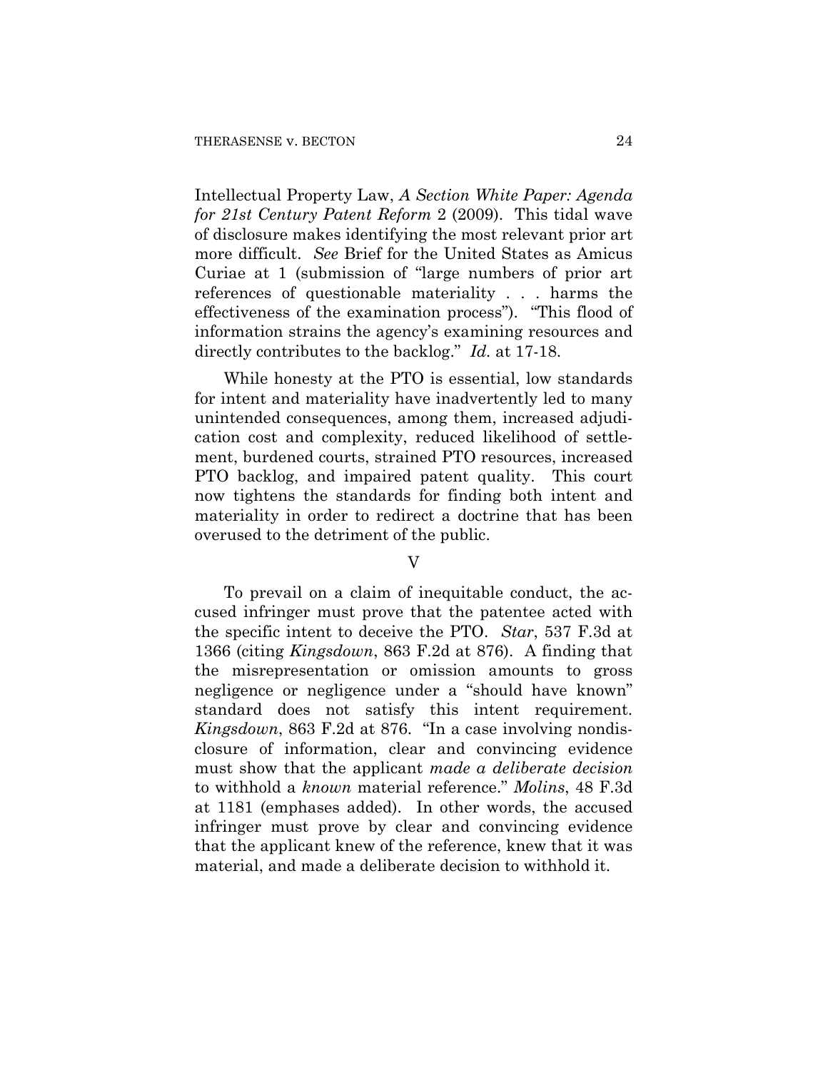Intellectual Property Law, *A Section White Paper: Agenda for 21st Century Patent Reform* 2 (2009). This tidal wave of disclosure makes identifying the most relevant prior art more difficult. *See* Brief for the United States as Amicus Curiae at 1 (submission of "large numbers of prior art references of questionable materiality . . . harms the effectiveness of the examination process"). "This flood of information strains the agency's examining resources and directly contributes to the backlog." *Id.* at 17-18.

While honesty at the PTO is essential, low standards for intent and materiality have inadvertently led to many unintended consequences, among them, increased adjudication cost and complexity, reduced likelihood of settlement, burdened courts, strained PTO resources, increased PTO backlog, and impaired patent quality. This court now tightens the standards for finding both intent and materiality in order to redirect a doctrine that has been overused to the detriment of the public.

## V

To prevail on a claim of inequitable conduct, the accused infringer must prove that the patentee acted with the specific intent to deceive the PTO. *Star*, 537 F.3d at 1366 (citing *Kingsdown*, 863 F.2d at 876). A finding that the misrepresentation or omission amounts to gross negligence or negligence under a "should have known" standard does not satisfy this intent requirement. *Kingsdown*, 863 F.2d at 876. "In a case involving nondisclosure of information, clear and convincing evidence must show that the applicant *made a deliberate decision* to withhold a *known* material reference." *Molins*, 48 F.3d at 1181 (emphases added). In other words, the accused infringer must prove by clear and convincing evidence that the applicant knew of the reference, knew that it was material, and made a deliberate decision to withhold it.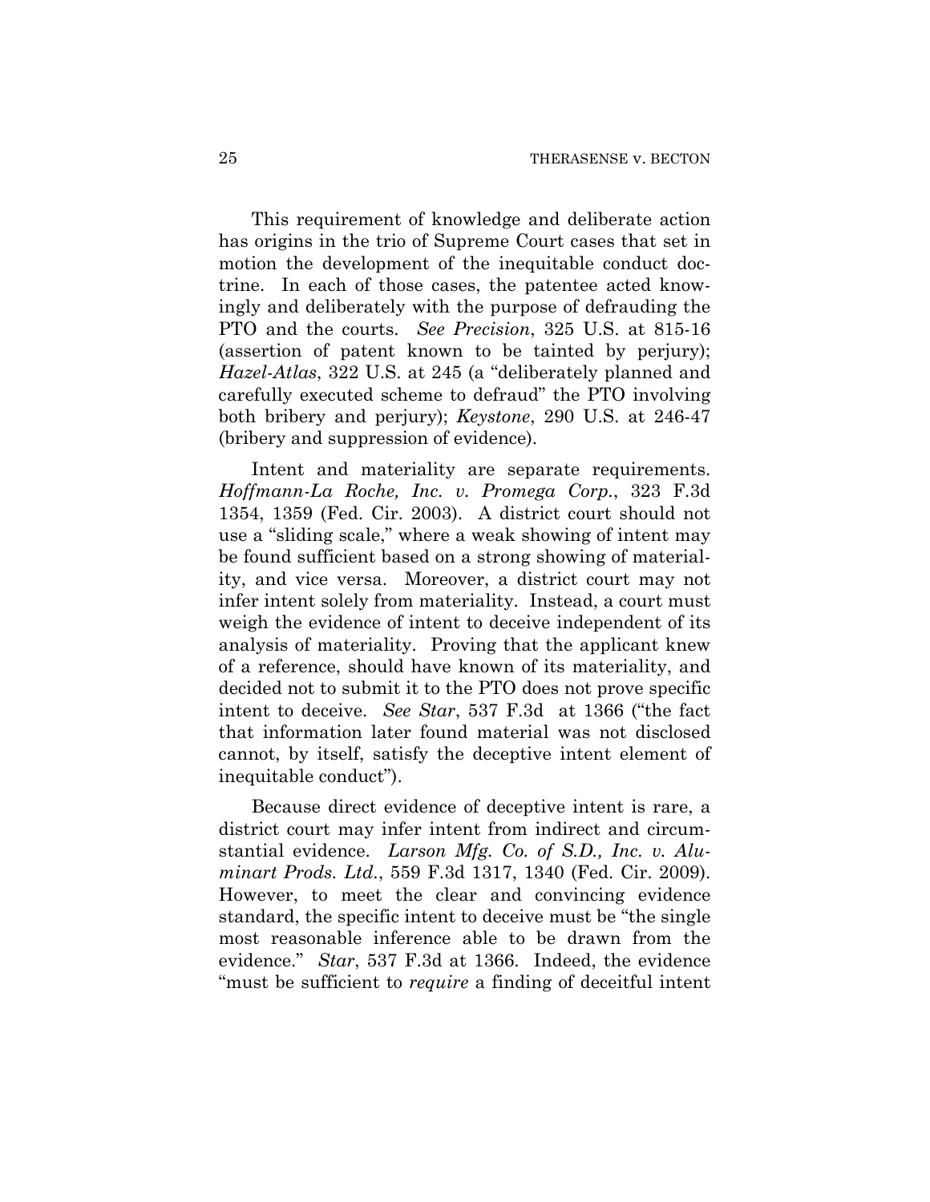This requirement of knowledge and deliberate action has origins in the trio of Supreme Court cases that set in motion the development of the inequitable conduct doctrine. In each of those cases, the patentee acted knowingly and deliberately with the purpose of defrauding the PTO and the courts. *See Precision*, 325 U.S. at 815-16 (assertion of patent known to be tainted by perjury); *Hazel-Atlas*, 322 U.S. at 245 (a "deliberately planned and carefully executed scheme to defraud" the PTO involving both bribery and perjury); *Keystone*, 290 U.S. at 246-47 (bribery and suppression of evidence).

Intent and materiality are separate requirements. *Hoffmann-La Roche, Inc. v. Promega Corp.*, 323 F.3d 1354, 1359 (Fed. Cir. 2003). A district court should not use a "sliding scale," where a weak showing of intent may be found sufficient based on a strong showing of materiality, and vice versa. Moreover, a district court may not infer intent solely from materiality. Instead, a court must weigh the evidence of intent to deceive independent of its analysis of materiality. Proving that the applicant knew of a reference, should have known of its materiality, and decided not to submit it to the PTO does not prove specific intent to deceive. *See Star*, 537 F.3d at 1366 ("the fact that information later found material was not disclosed cannot, by itself, satisfy the deceptive intent element of inequitable conduct").

Because direct evidence of deceptive intent is rare, a district court may infer intent from indirect and circumstantial evidence. *Larson Mfg. Co. of S.D., Inc. v. Aluminart Prods. Ltd.*, 559 F.3d 1317, 1340 (Fed. Cir. 2009). However, to meet the clear and convincing evidence standard, the specific intent to deceive must be "the single most reasonable inference able to be drawn from the evidence." *Star*, 537 F.3d at 1366. Indeed, the evidence "must be sufficient to *require* a finding of deceitful intent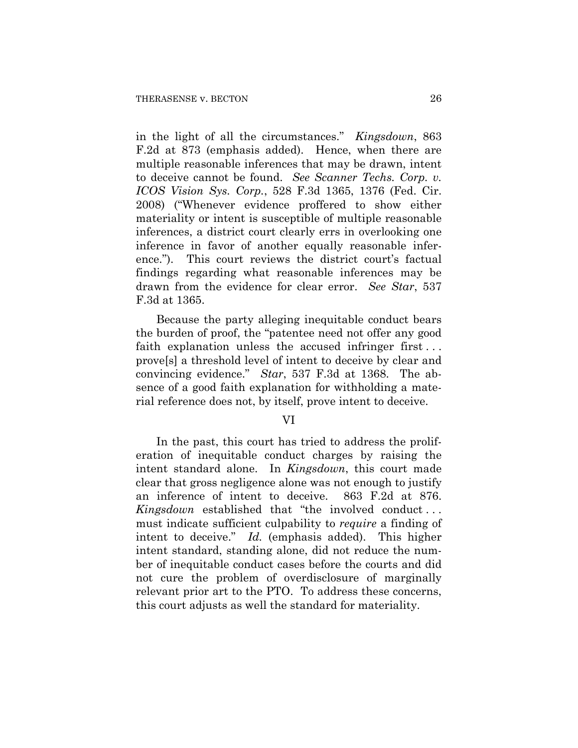in the light of all the circumstances." *Kingsdown*, 863 F.2d at 873 (emphasis added). Hence, when there are multiple reasonable inferences that may be drawn, intent to deceive cannot be found. *See Scanner Techs. Corp. v. ICOS Vision Sys. Corp.*, 528 F.3d 1365, 1376 (Fed. Cir. 2008) ("Whenever evidence proffered to show either materiality or intent is susceptible of multiple reasonable inferences, a district court clearly errs in overlooking one inference in favor of another equally reasonable inference."). This court reviews the district court's factual findings regarding what reasonable inferences may be drawn from the evidence for clear error. *See Star*, 537 F.3d at 1365.

Because the party alleging inequitable conduct bears the burden of proof, the "patentee need not offer any good faith explanation unless the accused infringer first . . . prove[s] a threshold level of intent to deceive by clear and convincing evidence." *Star*, 537 F.3d at 1368. The absence of a good faith explanation for withholding a material reference does not, by itself, prove intent to deceive.

## VI

In the past, this court has tried to address the proliferation of inequitable conduct charges by raising the intent standard alone. In *Kingsdown*, this court made clear that gross negligence alone was not enough to justify an inference of intent to deceive. 863 F.2d at 876. *Kingsdown* established that "the involved conduct . . . must indicate sufficient culpability to *require* a finding of intent to deceive." *Id.* (emphasis added). This higher intent standard, standing alone, did not reduce the number of inequitable conduct cases before the courts and did not cure the problem of overdisclosure of marginally relevant prior art to the PTO. To address these concerns, this court adjusts as well the standard for materiality.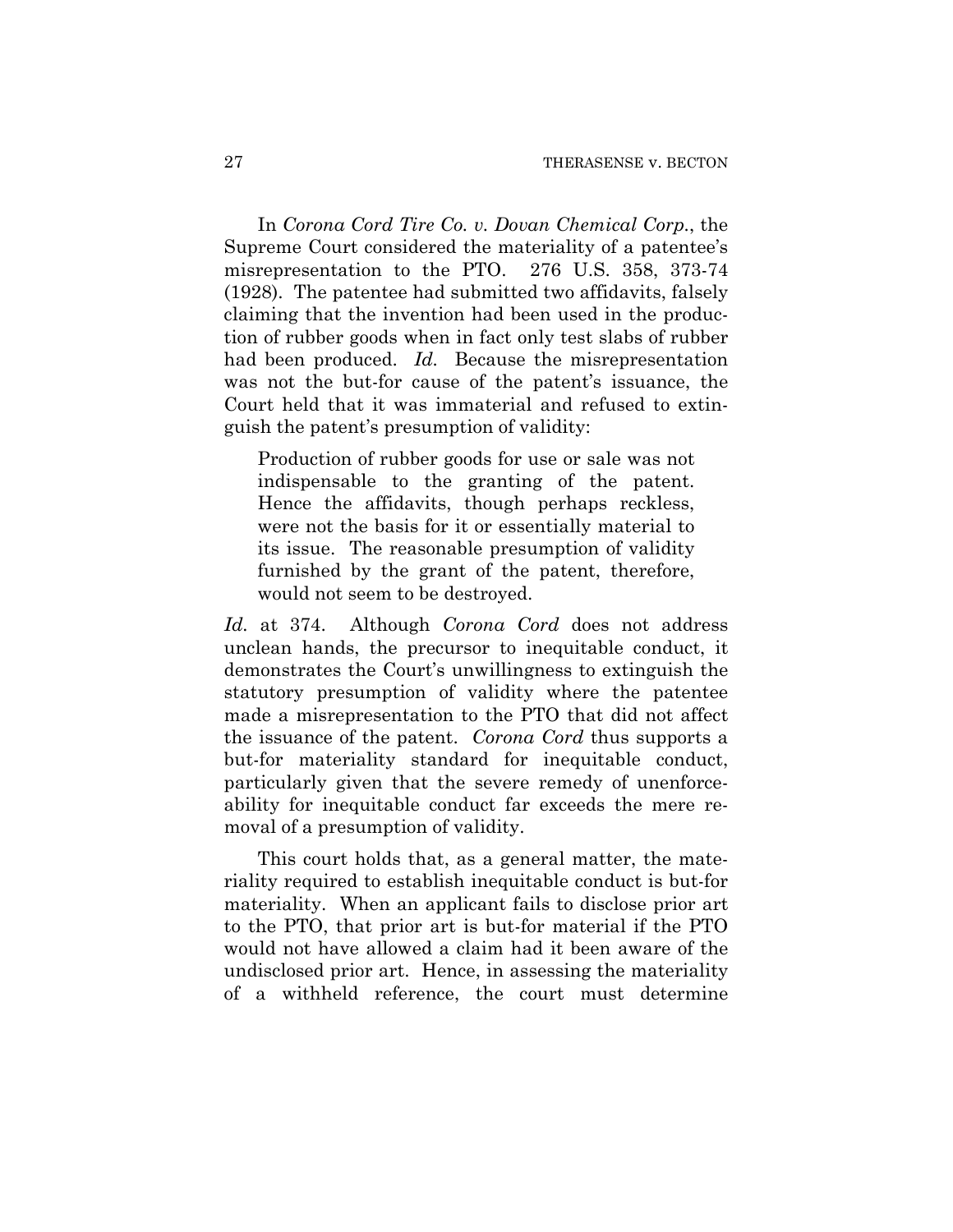In *Corona Cord Tire Co. v. Dovan Chemical Corp.*, the Supreme Court considered the materiality of a patentee's misrepresentation to the PTO. 276 U.S. 358, 373-74 (1928). The patentee had submitted two affidavits, falsely claiming that the invention had been used in the production of rubber goods when in fact only test slabs of rubber had been produced. *Id.* Because the misrepresentation was not the but-for cause of the patent's issuance, the Court held that it was immaterial and refused to extinguish the patent's presumption of validity:

> Production of rubber goods for use or sale was not indispensable to the granting of the patent. Hence the affidavits, though perhaps reckless, were not the basis for it or essentially material to its issue. The reasonable presumption of validity furnished by the grant of the patent, therefore, would not seem to be destroyed.

*Id.* at 374. Although *Corona Cord* does not address unclean hands, the precursor to inequitable conduct, it demonstrates the Court's unwillingness to extinguish the statutory presumption of validity where the patentee made a misrepresentation to the PTO that did not affect the issuance of the patent. *Corona Cord* thus supports a but-for materiality standard for inequitable conduct, particularly given that the severe remedy of unenforceability for inequitable conduct far exceeds the mere removal of a presumption of validity.

This court holds that, as a general matter, the materiality required to establish inequitable conduct is but-for materiality. When an applicant fails to disclose prior art to the PTO, that prior art is but-for material if the PTO would not have allowed a claim had it been aware of the undisclosed prior art. Hence, in assessing the materiality of a withheld reference, the court must determine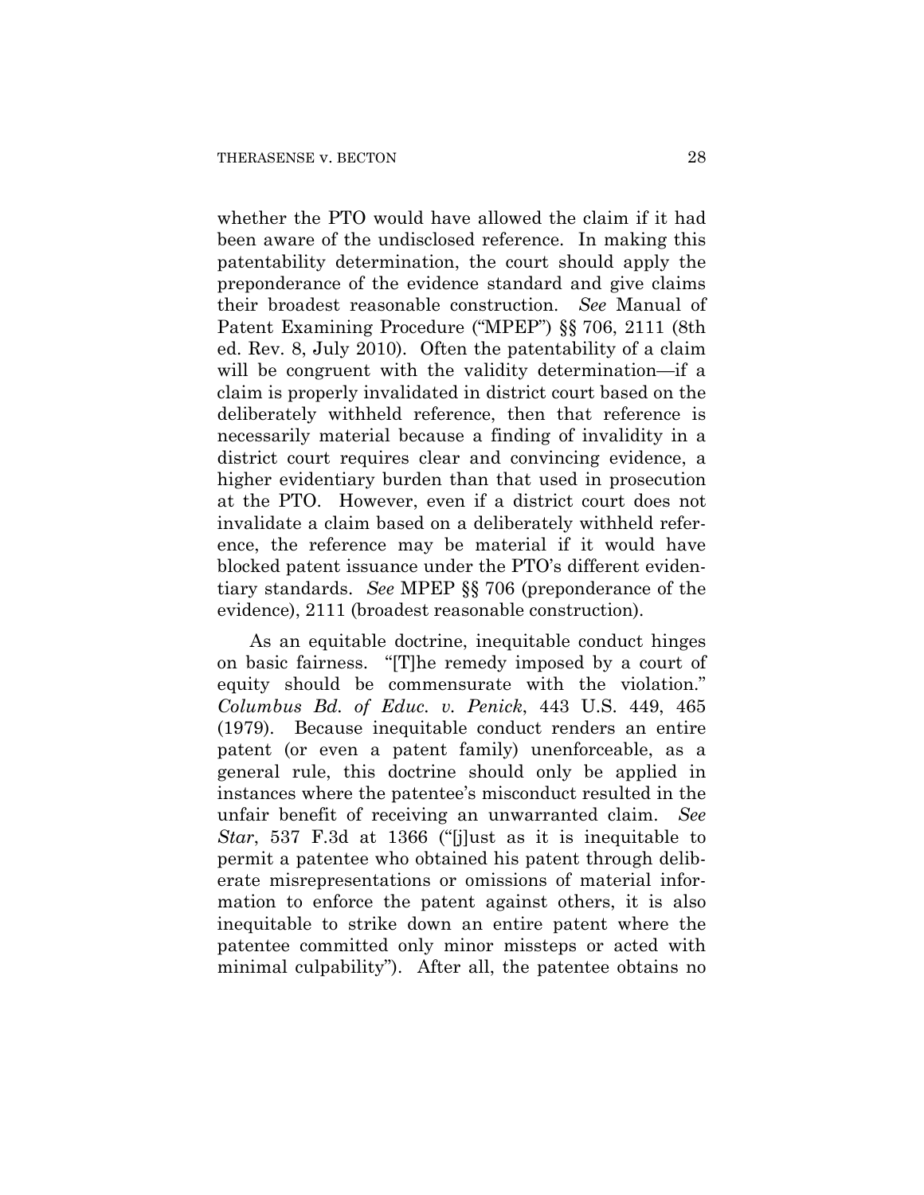whether the PTO would have allowed the claim if it had been aware of the undisclosed reference. In making this patentability determination, the court should apply the preponderance of the evidence standard and give claims their broadest reasonable construction. *See* Manual of Patent Examining Procedure ("MPEP") §§ 706, 2111 (8th ed. Rev. 8, July 2010). Often the patentability of a claim will be congruent with the validity determination—if a claim is properly invalidated in district court based on the deliberately withheld reference, then that reference is necessarily material because a finding of invalidity in a district court requires clear and convincing evidence, a higher evidentiary burden than that used in prosecution at the PTO. However, even if a district court does not invalidate a claim based on a deliberately withheld reference, the reference may be material if it would have blocked patent issuance under the PTO's different evidentiary standards. *See* MPEP §§ 706 (preponderance of the evidence), 2111 (broadest reasonable construction).

As an equitable doctrine, inequitable conduct hinges on basic fairness. "[T]he remedy imposed by a court of equity should be commensurate with the violation." *Columbus Bd. of Educ. v. Penick*, 443 U.S. 449, 465 (1979). Because inequitable conduct renders an entire patent (or even a patent family) unenforceable, as a general rule, this doctrine should only be applied in instances where the patentee's misconduct resulted in the unfair benefit of receiving an unwarranted claim. *See Star*, 537 F.3d at 1366 ("[j]ust as it is inequitable to permit a patentee who obtained his patent through deliberate misrepresentations or omissions of material information to enforce the patent against others, it is also inequitable to strike down an entire patent where the patentee committed only minor missteps or acted with minimal culpability"). After all, the patentee obtains no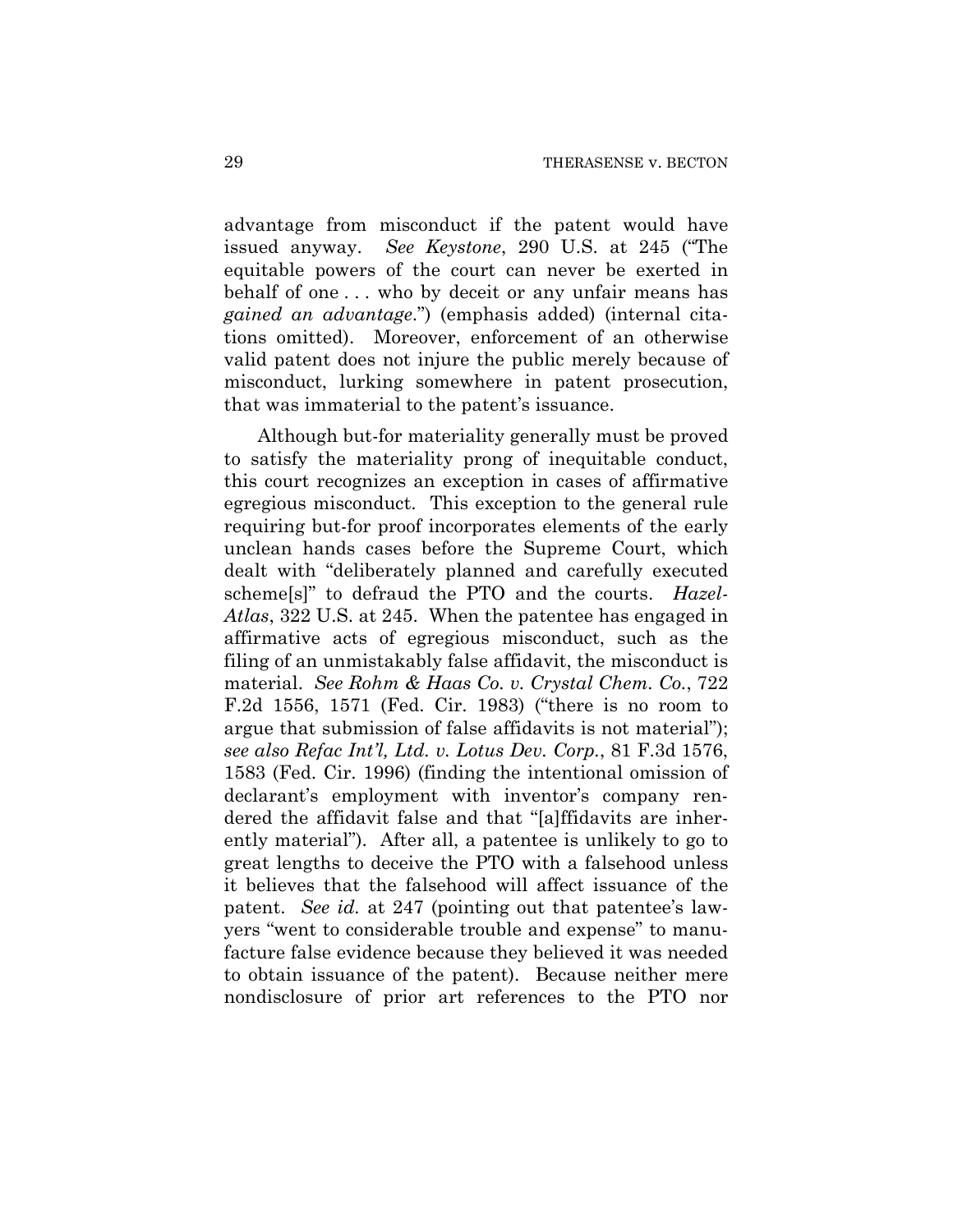advantage from misconduct if the patent would have issued anyway. *See Keystone*, 290 U.S. at 245 ("The equitable powers of the court can never be exerted in behalf of one . . . who by deceit or any unfair means has *gained an advantage*.") (emphasis added) (internal citations omitted). Moreover, enforcement of an otherwise valid patent does not injure the public merely because of misconduct, lurking somewhere in patent prosecution, that was immaterial to the patent's issuance.

Although but-for materiality generally must be proved to satisfy the materiality prong of inequitable conduct, this court recognizes an exception in cases of affirmative egregious misconduct. This exception to the general rule requiring but-for proof incorporates elements of the early unclean hands cases before the Supreme Court, which dealt with "deliberately planned and carefully executed scheme[s]" to defraud the PTO and the courts. *Hazel-Atlas*, 322 U.S. at 245. When the patentee has engaged in affirmative acts of egregious misconduct, such as the filing of an unmistakably false affidavit, the misconduct is material. *See Rohm & Haas Co. v. Crystal Chem. Co.*, 722 F.2d 1556, 1571 (Fed. Cir. 1983) ("there is no room to argue that submission of false affidavits is not material"); *see also Refac Int'l, Ltd. v. Lotus Dev. Corp.*, 81 F.3d 1576, 1583 (Fed. Cir. 1996) (finding the intentional omission of declarant's employment with inventor's company rendered the affidavit false and that "[a]ffidavits are inherently material"). After all, a patentee is unlikely to go to great lengths to deceive the PTO with a falsehood unless it believes that the falsehood will affect issuance of the patent. *See id.* at 247 (pointing out that patentee's lawyers "went to considerable trouble and expense" to manufacture false evidence because they believed it was needed to obtain issuance of the patent). Because neither mere nondisclosure of prior art references to the PTO nor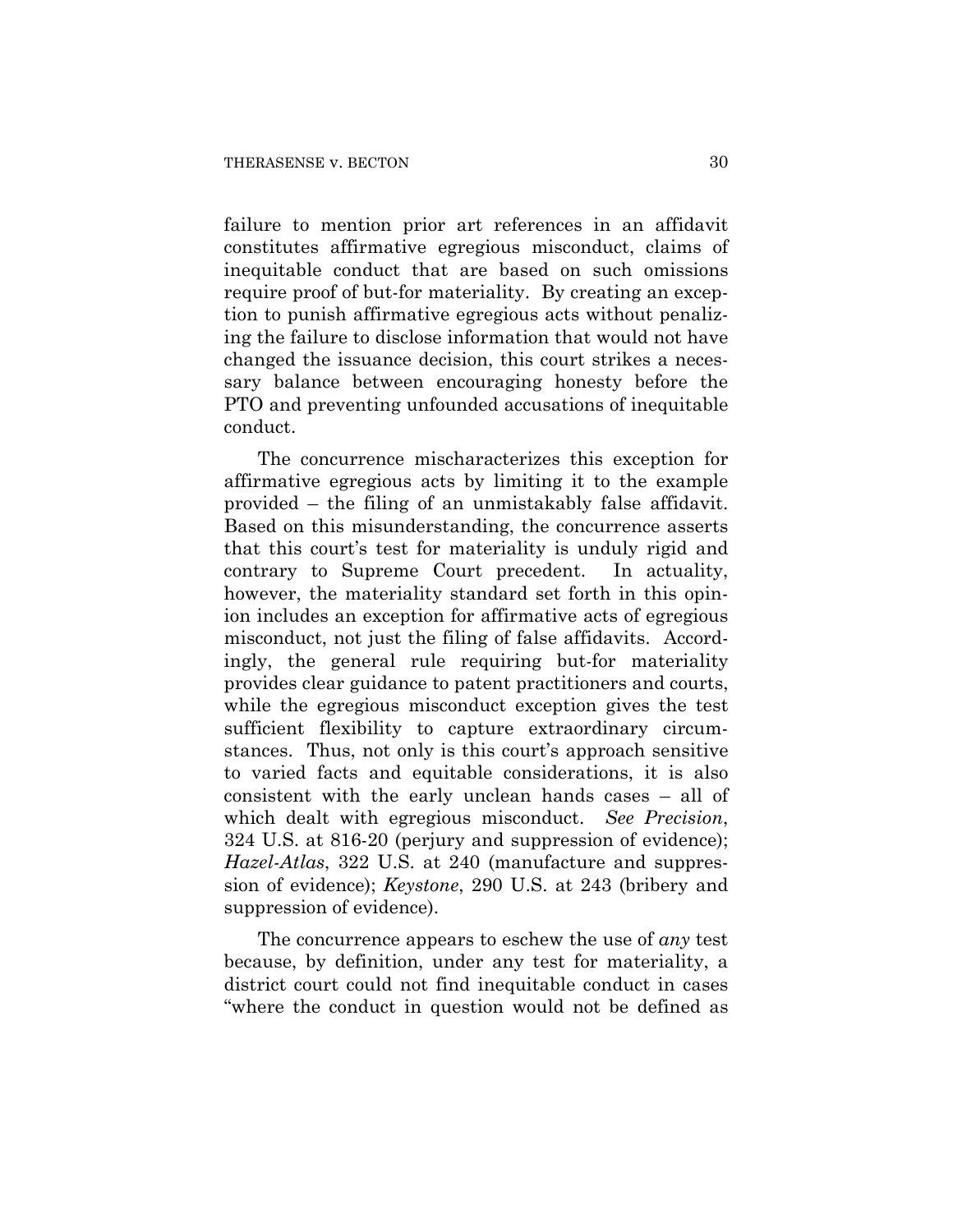failure to mention prior art references in an affidavit constitutes affirmative egregious misconduct, claims of inequitable conduct that are based on such omissions require proof of but-for materiality. By creating an exception to punish affirmative egregious acts without penalizing the failure to disclose information that would not have changed the issuance decision, this court strikes a necessary balance between encouraging honesty before the PTO and preventing unfounded accusations of inequitable conduct.

The concurrence mischaracterizes this exception for affirmative egregious acts by limiting it to the example provided – the filing of an unmistakably false affidavit. Based on this misunderstanding, the concurrence asserts that this court's test for materiality is unduly rigid and contrary to Supreme Court precedent. In actuality, however, the materiality standard set forth in this opinion includes an exception for affirmative acts of egregious misconduct, not just the filing of false affidavits. Accordingly, the general rule requiring but-for materiality provides clear guidance to patent practitioners and courts, while the egregious misconduct exception gives the test sufficient flexibility to capture extraordinary circumstances. Thus, not only is this court's approach sensitive to varied facts and equitable considerations, it is also consistent with the early unclean hands cases – all of which dealt with egregious misconduct. *See Precision*, 324 U.S. at 816-20 (perjury and suppression of evidence); *Hazel-Atlas*, 322 U.S. at 240 (manufacture and suppression of evidence); *Keystone*, 290 U.S. at 243 (bribery and suppression of evidence).

The concurrence appears to eschew the use of *any* test because, by definition, under any test for materiality, a district court could not find inequitable conduct in cases "where the conduct in question would not be defined as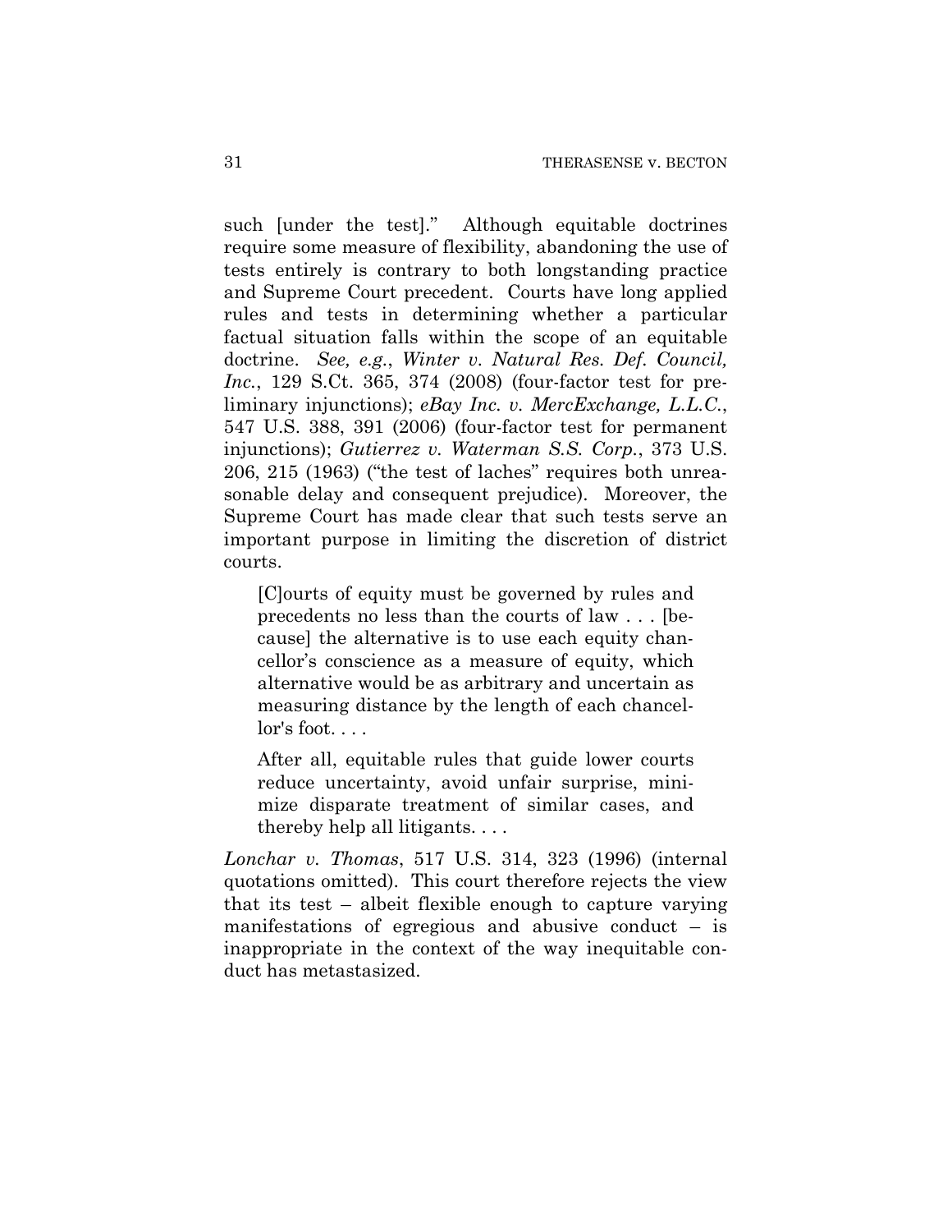such [under the test]." Although equitable doctrines require some measure of flexibility, abandoning the use of tests entirely is contrary to both longstanding practice and Supreme Court precedent. Courts have long applied rules and tests in determining whether a particular factual situation falls within the scope of an equitable doctrine. *See, e.g.*, *Winter v. Natural Res. Def. Council, Inc.*, 129 S.Ct. 365, 374 (2008) (four-factor test for preliminary injunctions); *eBay Inc. v. MercExchange, L.L.C.*, 547 U.S. 388, 391 (2006) (four-factor test for permanent injunctions); *Gutierrez v. Waterman S.S. Corp.*, 373 U.S. 206, 215 (1963) ("the test of laches" requires both unreasonable delay and consequent prejudice). Moreover, the Supreme Court has made clear that such tests serve an important purpose in limiting the discretion of district courts.

> [C]ourts of equity must be governed by rules and precedents no less than the courts of law . . . [because] the alternative is to use each equity chancellor's conscience as a measure of equity, which alternative would be as arbitrary and uncertain as measuring distance by the length of each chancellor's foot. . . .
>
> After all, equitable rules that guide lower courts reduce uncertainty, avoid unfair surprise, minimize disparate treatment of similar cases, and thereby help all litigants. . . .

*Lonchar v. Thomas*, 517 U.S. 314, 323 (1996) (internal quotations omitted). This court therefore rejects the view that its test – albeit flexible enough to capture varying manifestations of egregious and abusive conduct – is inappropriate in the context of the way inequitable conduct has metastasized.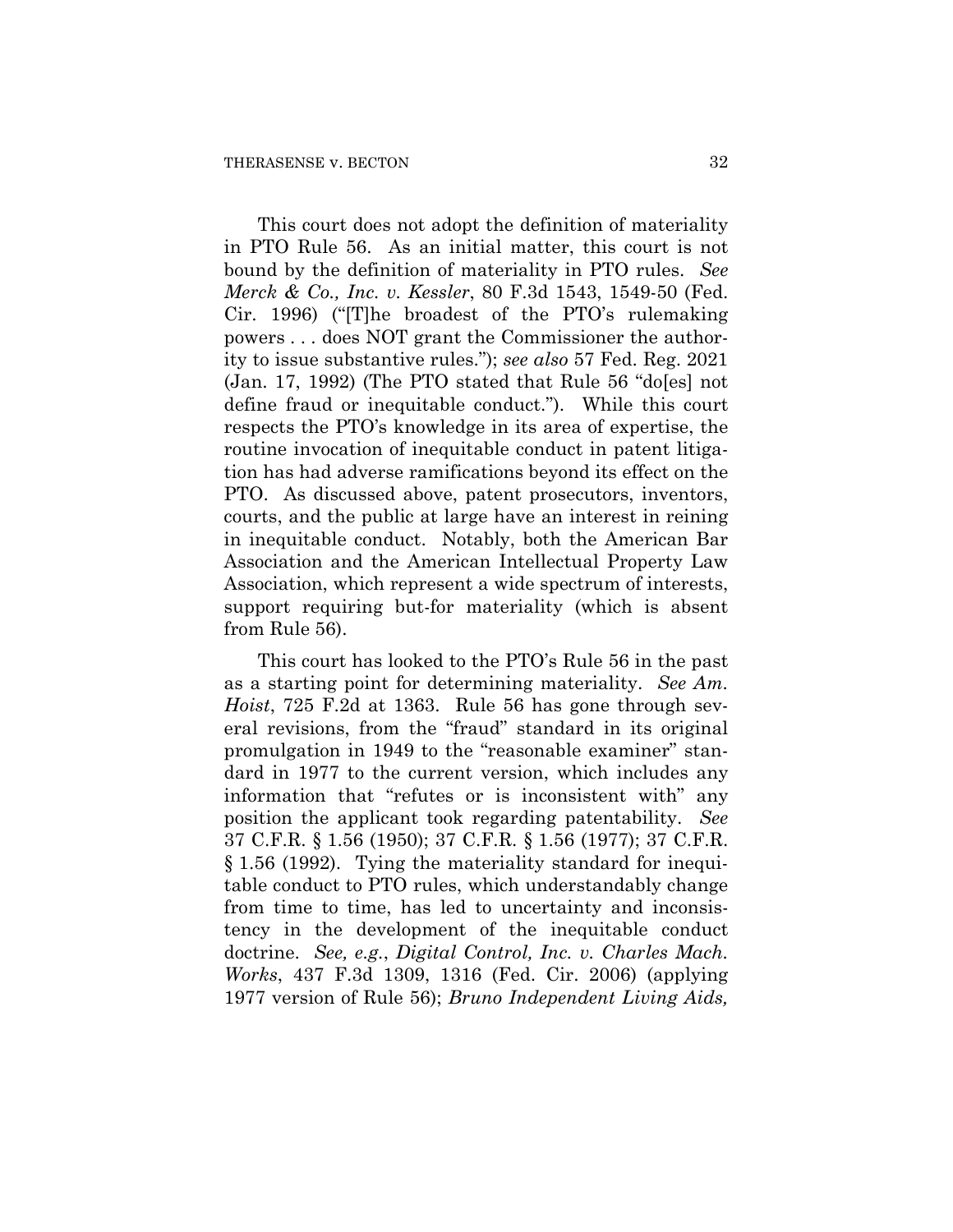This court does not adopt the definition of materiality in PTO Rule 56. As an initial matter, this court is not bound by the definition of materiality in PTO rules. *See Merck & Co., Inc. v. Kessler*, 80 F.3d 1543, 1549-50 (Fed. Cir. 1996) ("[T]he broadest of the PTO's rulemaking powers . . . does NOT grant the Commissioner the authority to issue substantive rules."); *see also* 57 Fed. Reg. 2021 (Jan. 17, 1992) (The PTO stated that Rule 56 "do[es] not define fraud or inequitable conduct."). While this court respects the PTO's knowledge in its area of expertise, the routine invocation of inequitable conduct in patent litigation has had adverse ramifications beyond its effect on the PTO. As discussed above, patent prosecutors, inventors, courts, and the public at large have an interest in reining in inequitable conduct. Notably, both the American Bar Association and the American Intellectual Property Law Association, which represent a wide spectrum of interests, support requiring but-for materiality (which is absent from Rule 56).

This court has looked to the PTO's Rule 56 in the past as a starting point for determining materiality. *See Am. Hoist*, 725 F.2d at 1363. Rule 56 has gone through several revisions, from the "fraud" standard in its original promulgation in 1949 to the "reasonable examiner" standard in 1977 to the current version, which includes any information that "refutes or is inconsistent with" any position the applicant took regarding patentability. *See* 37 C.F.R. § 1.56 (1950); 37 C.F.R. § 1.56 (1977); 37 C.F.R. § 1.56 (1992). Tying the materiality standard for inequitable conduct to PTO rules, which understandably change from time to time, has led to uncertainty and inconsistency in the development of the inequitable conduct doctrine. *See, e.g.*, *Digital Control, Inc. v. Charles Mach. Works*, 437 F.3d 1309, 1316 (Fed. Cir. 2006) (applying 1977 version of Rule 56); *Bruno Independent Living Aids,*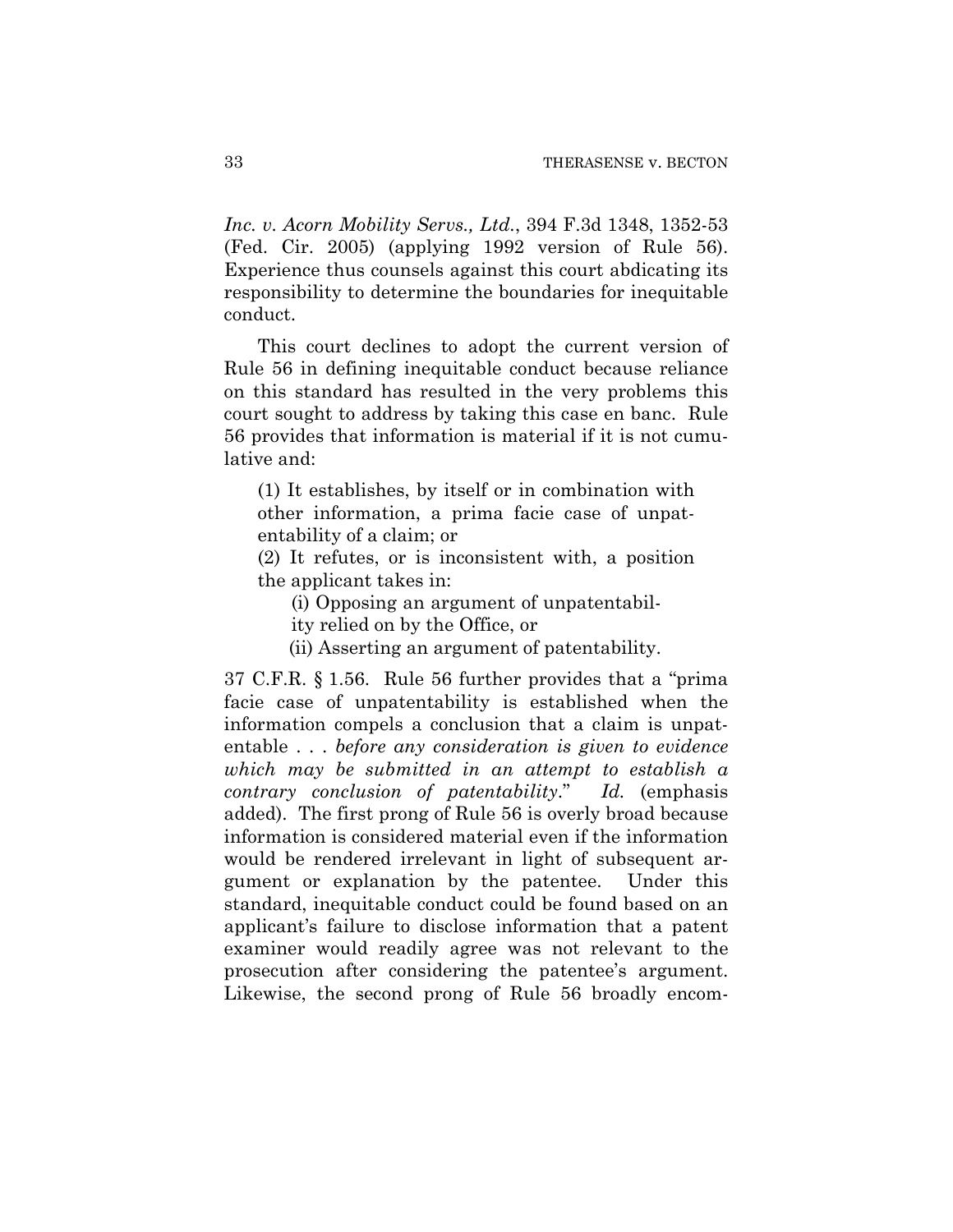*Inc. v. Acorn Mobility Servs., Ltd.*, 394 F.3d 1348, 1352-53 (Fed. Cir. 2005) (applying 1992 version of Rule 56). Experience thus counsels against this court abdicating its responsibility to determine the boundaries for inequitable conduct.

This court declines to adopt the current version of Rule 56 in defining inequitable conduct because reliance on this standard has resulted in the very problems this court sought to address by taking this case en banc. Rule 56 provides that information is material if it is not cumulative and:

> (1) It establishes, by itself or in combination with other information, a prima facie case of unpatentability of a claim; or
>
> (2) It refutes, or is inconsistent with, a position the applicant takes in:
>
> (i) Opposing an argument of unpatentability relied on by the Office, or
>
> (ii) Asserting an argument of patentability.

37 C.F.R. § 1.56. Rule 56 further provides that a "prima facie case of unpatentability is established when the information compels a conclusion that a claim is unpatentable . . . *before any consideration is given to evidence which may be submitted in an attempt to establish a contrary conclusion of patentability*." *Id.* (emphasis added). The first prong of Rule 56 is overly broad because information is considered material even if the information would be rendered irrelevant in light of subsequent argument or explanation by the patentee. Under this standard, inequitable conduct could be found based on an applicant's failure to disclose information that a patent examiner would readily agree was not relevant to the prosecution after considering the patentee's argument. Likewise, the second prong of Rule 56 broadly encom-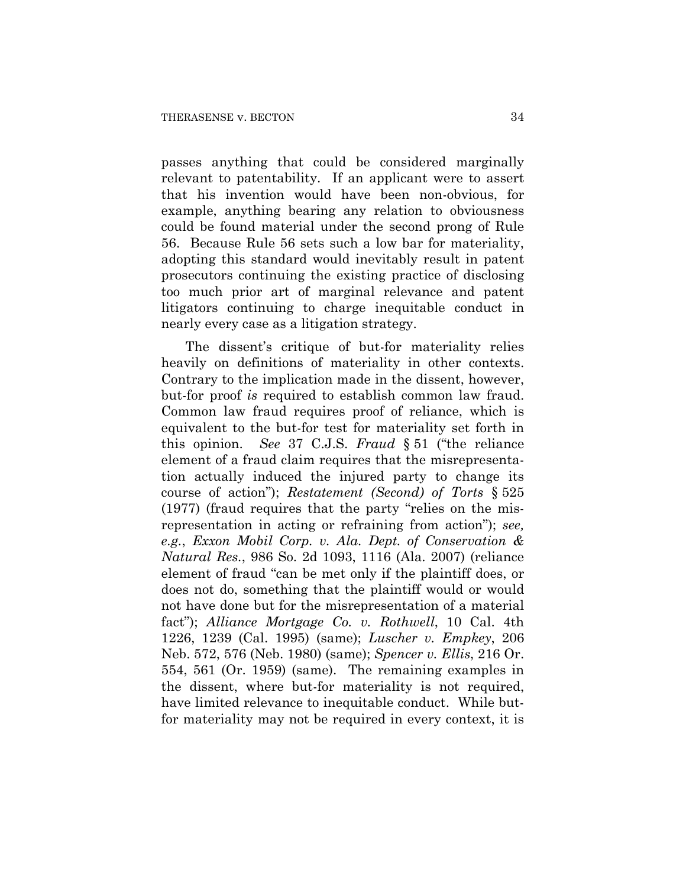passes anything that could be considered marginally relevant to patentability. If an applicant were to assert that his invention would have been non-obvious, for example, anything bearing any relation to obviousness could be found material under the second prong of Rule 56. Because Rule 56 sets such a low bar for materiality, adopting this standard would inevitably result in patent prosecutors continuing the existing practice of disclosing too much prior art of marginal relevance and patent litigators continuing to charge inequitable conduct in nearly every case as a litigation strategy.

The dissent's critique of but-for materiality relies heavily on definitions of materiality in other contexts. Contrary to the implication made in the dissent, however, but-for proof *is* required to establish common law fraud. Common law fraud requires proof of reliance, which is equivalent to the but-for test for materiality set forth in this opinion. *See* 37 C.J.S. *Fraud* § 51 ("the reliance element of a fraud claim requires that the misrepresentation actually induced the injured party to change its course of action"); *Restatement (Second) of Torts* § 525 (1977) (fraud requires that the party "relies on the misrepresentation in acting or refraining from action"); *see, e.g.*, *Exxon Mobil Corp. v. Ala. Dept. of Conservation & Natural Res.*, 986 So. 2d 1093, 1116 (Ala. 2007) (reliance element of fraud "can be met only if the plaintiff does, or does not do, something that the plaintiff would or would not have done but for the misrepresentation of a material fact"); *Alliance Mortgage Co. v. Rothwell*, 10 Cal. 4th 1226, 1239 (Cal. 1995) (same); *Luscher v. Empkey*, 206 Neb. 572, 576 (Neb. 1980) (same); *Spencer v. Ellis*, 216 Or. 554, 561 (Or. 1959) (same). The remaining examples in the dissent, where but-for materiality is not required, have limited relevance to inequitable conduct. While but-for materiality may not be required in every context, it is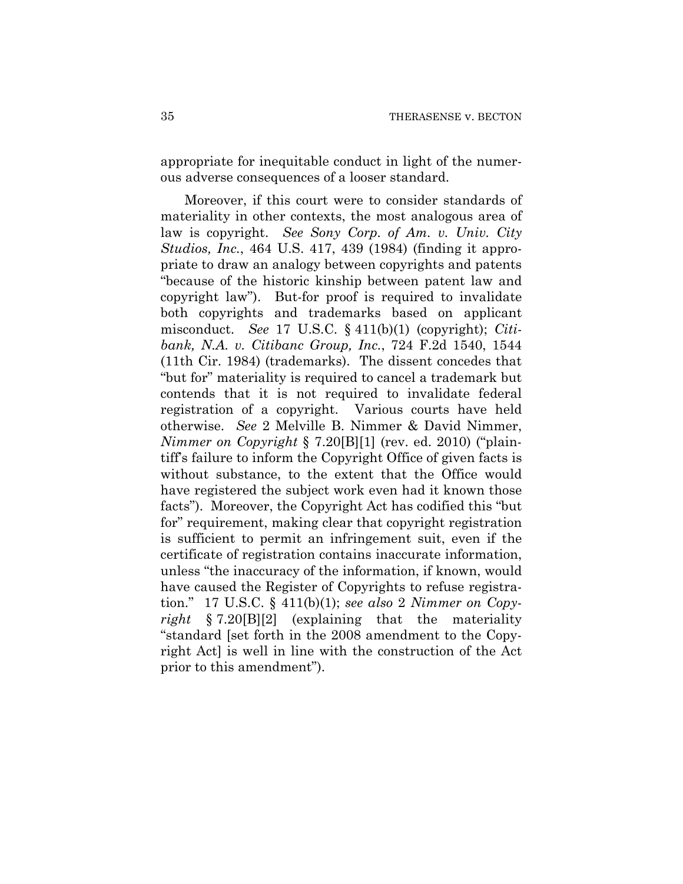appropriate for inequitable conduct in light of the numerous adverse consequences of a looser standard.

Moreover, if this court were to consider standards of materiality in other contexts, the most analogous area of law is copyright. *See Sony Corp. of Am. v. Univ. City Studios, Inc.*, 464 U.S. 417, 439 (1984) (finding it appropriate to draw an analogy between copyrights and patents "because of the historic kinship between patent law and copyright law"). But-for proof is required to invalidate both copyrights and trademarks based on applicant misconduct. *See* 17 U.S.C. § 411(b)(1) (copyright); *Citibank, N.A. v. Citibanc Group, Inc.*, 724 F.2d 1540, 1544 (11th Cir. 1984) (trademarks). The dissent concedes that "but for" materiality is required to cancel a trademark but contends that it is not required to invalidate federal registration of a copyright. Various courts have held otherwise. *See* 2 Melville B. Nimmer & David Nimmer, *Nimmer on Copyright* § 7.20[B][1] (rev. ed. 2010) ("plaintiff's failure to inform the Copyright Office of given facts is without substance, to the extent that the Office would have registered the subject work even had it known those facts"). Moreover, the Copyright Act has codified this "but for" requirement, making clear that copyright registration is sufficient to permit an infringement suit, even if the certificate of registration contains inaccurate information, unless "the inaccuracy of the information, if known, would have caused the Register of Copyrights to refuse registration." 17 U.S.C. § 411(b)(1); *see also* 2 *Nimmer on Copyright* § 7.20[B][2] (explaining that the materiality "standard [set forth in the 2008 amendment to the Copyright Act] is well in line with the construction of the Act prior to this amendment").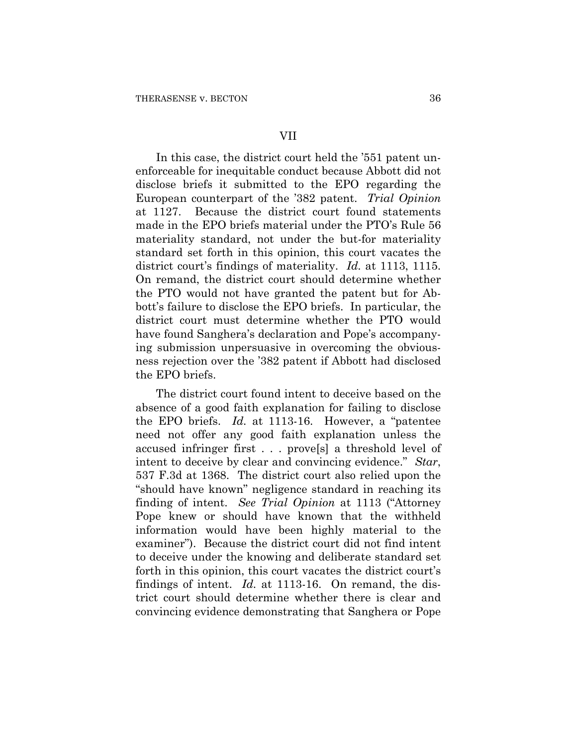## VII

In this case, the district court held the '551 patent unenforceable for inequitable conduct because Abbott did not disclose briefs it submitted to the EPO regarding the European counterpart of the '382 patent. *Trial Opinion* at 1127. Because the district court found statements made in the EPO briefs material under the PTO's Rule 56 materiality standard, not under the but-for materiality standard set forth in this opinion, this court vacates the district court's findings of materiality. *Id.* at 1113, 1115. On remand, the district court should determine whether the PTO would not have granted the patent but for Abbott's failure to disclose the EPO briefs. In particular, the district court must determine whether the PTO would have found Sanghera's declaration and Pope's accompanying submission unpersuasive in overcoming the obviousness rejection over the '382 patent if Abbott had disclosed the EPO briefs.

The district court found intent to deceive based on the absence of a good faith explanation for failing to disclose the EPO briefs. *Id.* at 1113-16. However, a "patentee need not offer any good faith explanation unless the accused infringer first . . . prove[s] a threshold level of intent to deceive by clear and convincing evidence." *Star*, 537 F.3d at 1368. The district court also relied upon the "should have known" negligence standard in reaching its finding of intent. *See Trial Opinion* at 1113 ("Attorney Pope knew or should have known that the withheld information would have been highly material to the examiner"). Because the district court did not find intent to deceive under the knowing and deliberate standard set forth in this opinion, this court vacates the district court's findings of intent. *Id.* at 1113-16. On remand, the district court should determine whether there is clear and convincing evidence demonstrating that Sanghera or Pope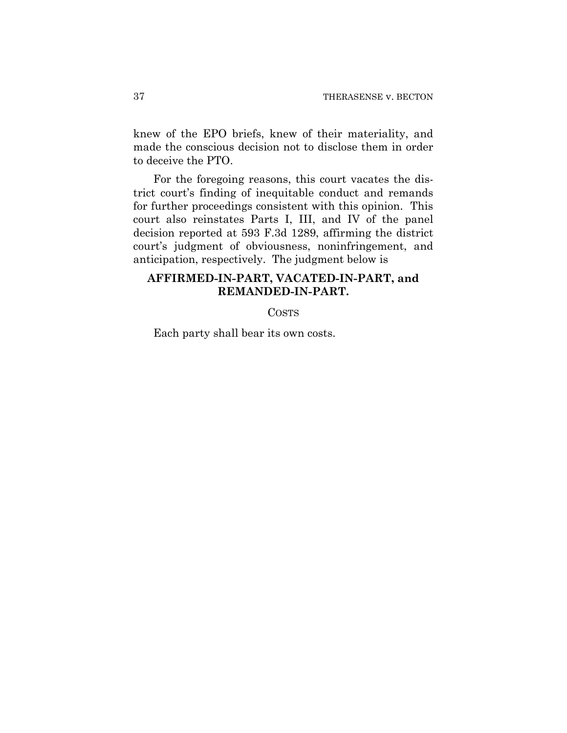knew of the EPO briefs, knew of their materiality, and made the conscious decision not to disclose them in order to deceive the PTO.

For the foregoing reasons, this court vacates the district court's finding of inequitable conduct and remands for further proceedings consistent with this opinion. This court also reinstates Parts I, III, and IV of the panel decision reported at 593 F.3d 1289, affirming the district court's judgment of obviousness, noninfringement, and anticipation, respectively. The judgment below is

**AFFIRMED-IN-PART, VACATED-IN-PART, and REMANDED-IN-PART.**

COSTS

Each party shall bear its own costs.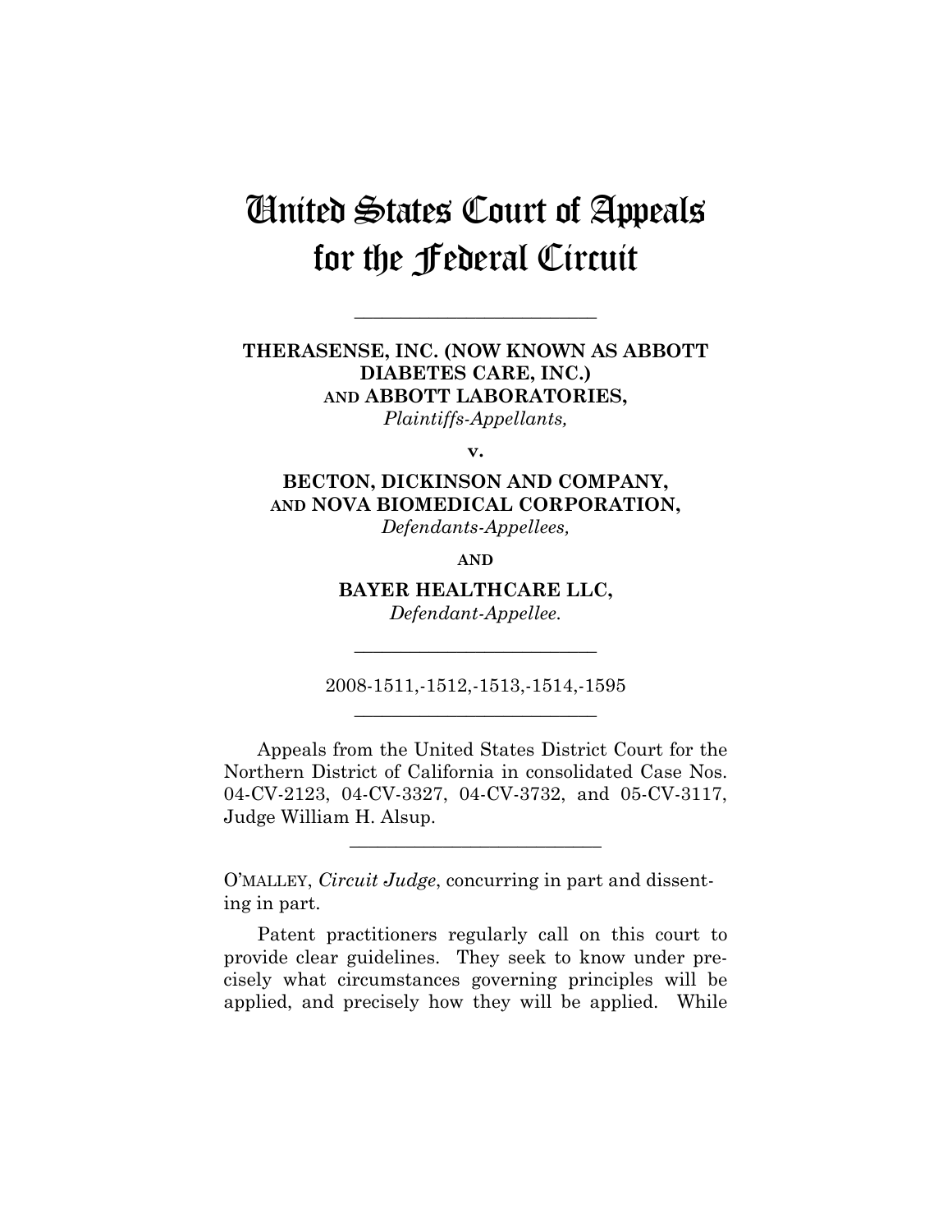# United States Court of Appeals for the Federal Circuit

---

**THERASENSE, INC. (NOW KNOWN AS ABBOTT DIABETES CARE, INC.) AND ABBOTT LABORATORIES,**
*Plaintiffs-Appellants,*

**v.**

**BECTON, DICKINSON AND COMPANY, AND NOVA BIOMEDICAL CORPORATION,**
*Defendants-Appellees,*

**AND**

**BAYER HEALTHCARE LLC,**
*Defendant-Appellee.*

---

2008-1511,-1512,-1513,-1514,-1595

---

Appeals from the United States District Court for the Northern District of California in consolidated Case Nos. 04-CV-2123, 04-CV-3327, 04-CV-3732, and 05-CV-3117, Judge William H. Alsup.

---

O'MALLEY, *Circuit Judge*, concurring in part and dissenting in part.

Patent practitioners regularly call on this court to provide clear guidelines. They seek to know under precisely what circumstances governing principles will be applied, and precisely how they will be applied. While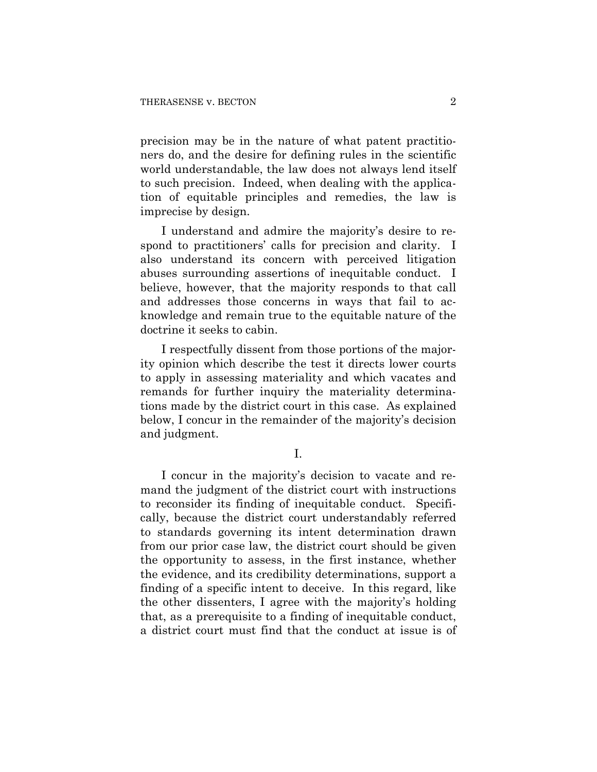precision may be in the nature of what patent practitioners do, and the desire for defining rules in the scientific world understandable, the law does not always lend itself to such precision. Indeed, when dealing with the application of equitable principles and remedies, the law is imprecise by design.

I understand and admire the majority's desire to respond to practitioners' calls for precision and clarity. I also understand its concern with perceived litigation abuses surrounding assertions of inequitable conduct. I believe, however, that the majority responds to that call and addresses those concerns in ways that fail to acknowledge and remain true to the equitable nature of the doctrine it seeks to cabin.

I respectfully dissent from those portions of the majority opinion which describe the test it directs lower courts to apply in assessing materiality and which vacates and remands for further inquiry the materiality determinations made by the district court in this case. As explained below, I concur in the remainder of the majority's decision and judgment.

## I.

I concur in the majority's decision to vacate and remand the judgment of the district court with instructions to reconsider its finding of inequitable conduct. Specifically, because the district court understandably referred to standards governing its intent determination drawn from our prior case law, the district court should be given the opportunity to assess, in the first instance, whether the evidence, and its credibility determinations, support a finding of a specific intent to deceive. In this regard, like the other dissenters, I agree with the majority's holding that, as a prerequisite to a finding of inequitable conduct, a district court must find that the conduct at issue is of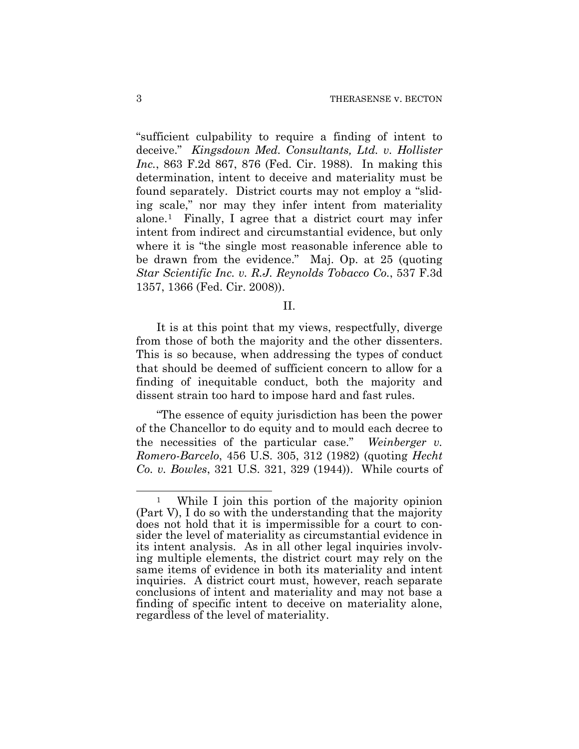"sufficient culpability to require a finding of intent to deceive." *Kingsdown Med. Consultants, Ltd. v. Hollister Inc.*, 863 F.2d 867, 876 (Fed. Cir. 1988). In making this determination, intent to deceive and materiality must be found separately. District courts may not employ a "sliding scale," nor may they infer intent from materiality alone.[1] Finally, I agree that a district court may infer intent from indirect and circumstantial evidence, but only where it is "the single most reasonable inference able to be drawn from the evidence." Maj. Op. at 25 (quoting *Star Scientific Inc. v. R.J. Reynolds Tobacco Co.*, 537 F.3d 1357, 1366 (Fed. Cir. 2008)).

II.

It is at this point that my views, respectfully, diverge from those of both the majority and the other dissenters. This is so because, when addressing the types of conduct that should be deemed of sufficient concern to allow for a finding of inequitable conduct, both the majority and dissent strain too hard to impose hard and fast rules.

"The essence of equity jurisdiction has been the power of the Chancellor to do equity and to mould each decree to the necessities of the particular case." *Weinberger v. Romero-Barcelo*, 456 U.S. 305, 312 (1982) (quoting *Hecht Co. v. Bowles*, 321 U.S. 321, 329 (1944)). While courts of

[1] While I join this portion of the majority opinion (Part V), I do so with the understanding that the majority does not hold that it is impermissible for a court to consider the level of materiality as circumstantial evidence in its intent analysis. As in all other legal inquiries involving multiple elements, the district court may rely on the same items of evidence in both its materiality and intent inquiries. A district court must, however, reach separate conclusions of intent and materiality and may not base a finding of specific intent to deceive on materiality alone, regardless of the level of materiality.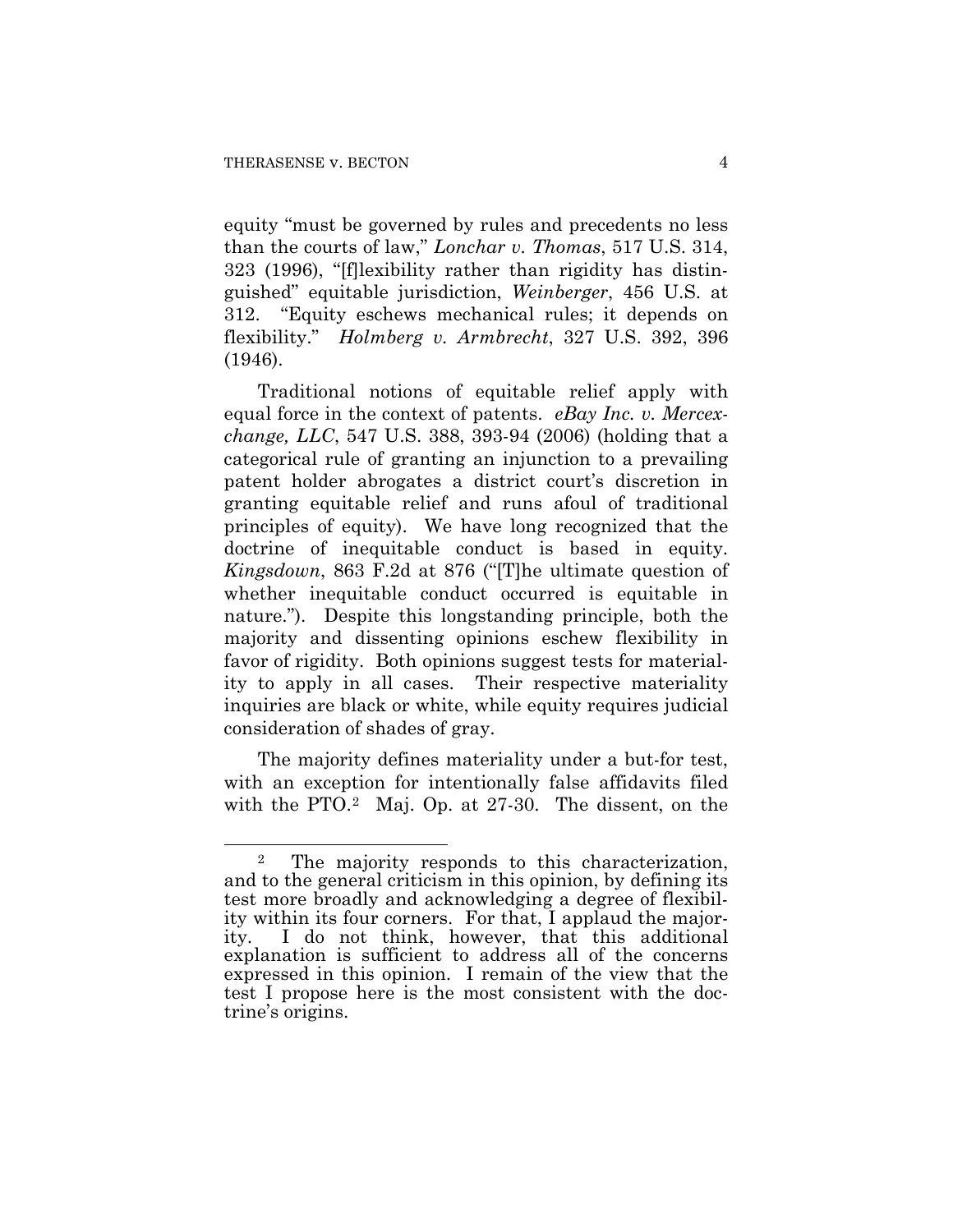equity "must be governed by rules and precedents no less than the courts of law," *Lonchar v. Thomas*, 517 U.S. 314, 323 (1996), "[f]lexibility rather than rigidity has distinguished" equitable jurisdiction, *Weinberger*, 456 U.S. at 312. "Equity eschews mechanical rules; it depends on flexibility." *Holmberg v. Armbrecht*, 327 U.S. 392, 396 (1946).

Traditional notions of equitable relief apply with equal force in the context of patents. *eBay Inc. v. Mercexchange, LLC*, 547 U.S. 388, 393-94 (2006) (holding that a categorical rule of granting an injunction to a prevailing patent holder abrogates a district court's discretion in granting equitable relief and runs afoul of traditional principles of equity). We have long recognized that the doctrine of inequitable conduct is based in equity. *Kingsdown*, 863 F.2d at 876 ("[T]he ultimate question of whether inequitable conduct occurred is equitable in nature."). Despite this longstanding principle, both the majority and dissenting opinions eschew flexibility in favor of rigidity. Both opinions suggest tests for materiality to apply in all cases. Their respective materiality inquiries are black or white, while equity requires judicial consideration of shades of gray.

The majority defines materiality under a but-for test, with an exception for intentionally false affidavits filed with the PTO.[2] Maj. Op. at 27-30. The dissent, on the

---

[2] The majority responds to this characterization, and to the general criticism in this opinion, by defining its test more broadly and acknowledging a degree of flexibility within its four corners. For that, I applaud the majority. I do not think, however, that this additional explanation is sufficient to address all of the concerns expressed in this opinion. I remain of the view that the test I propose here is the most consistent with the doctrine's origins.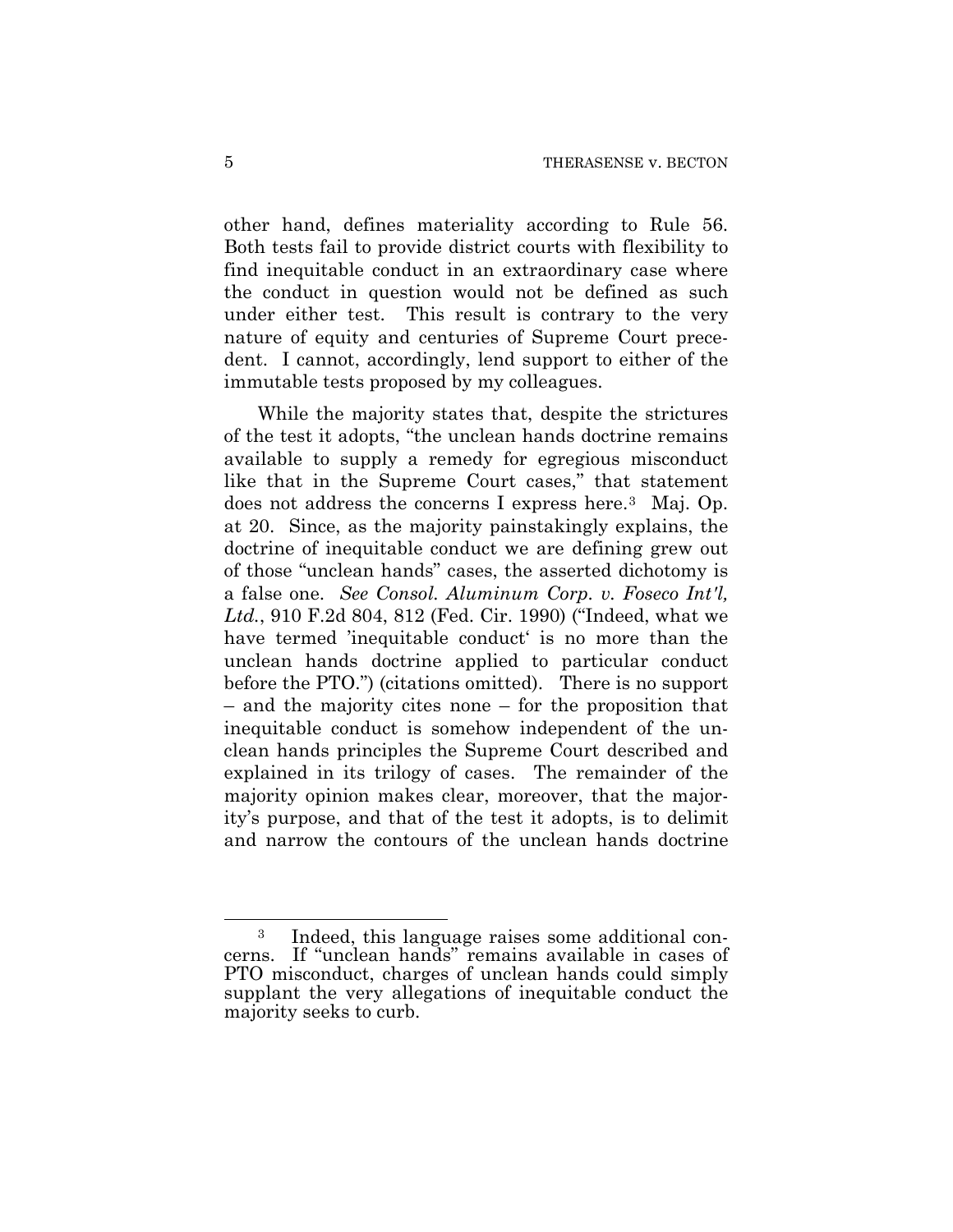other hand, defines materiality according to Rule 56. Both tests fail to provide district courts with flexibility to find inequitable conduct in an extraordinary case where the conduct in question would not be defined as such under either test. This result is contrary to the very nature of equity and centuries of Supreme Court precedent. I cannot, accordingly, lend support to either of the immutable tests proposed by my colleagues.

While the majority states that, despite the strictures of the test it adopts, "the unclean hands doctrine remains available to supply a remedy for egregious misconduct like that in the Supreme Court cases," that statement does not address the concerns I express here.[3] Maj. Op. at 20. Since, as the majority painstakingly explains, the doctrine of inequitable conduct we are defining grew out of those "unclean hands" cases, the asserted dichotomy is a false one. *See Consol. Aluminum Corp. v. Foseco Int'l, Ltd.*, 910 F.2d 804, 812 (Fed. Cir. 1990) ("Indeed, what we have termed 'inequitable conduct' is no more than the unclean hands doctrine applied to particular conduct before the PTO.") (citations omitted). There is no support – and the majority cites none – for the proposition that inequitable conduct is somehow independent of the unclean hands principles the Supreme Court described and explained in its trilogy of cases. The remainder of the majority opinion makes clear, moreover, that the majority's purpose, and that of the test it adopts, is to delimit and narrow the contours of the unclean hands doctrine

[3] Indeed, this language raises some additional concerns. If "unclean hands" remains available in cases of PTO misconduct, charges of unclean hands could simply supplant the very allegations of inequitable conduct the majority seeks to curb.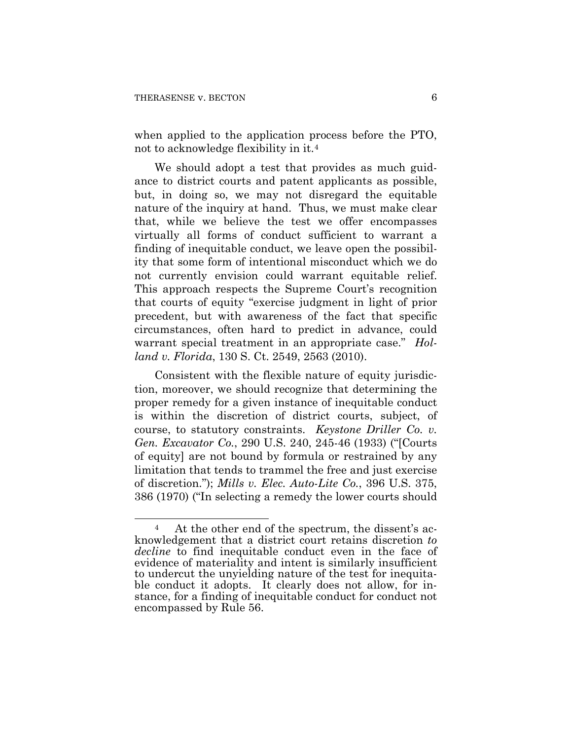when applied to the application process before the PTO, not to acknowledge flexibility in it.[4]

We should adopt a test that provides as much guidance to district courts and patent applicants as possible, but, in doing so, we may not disregard the equitable nature of the inquiry at hand. Thus, we must make clear that, while we believe the test we offer encompasses virtually all forms of conduct sufficient to warrant a finding of inequitable conduct, we leave open the possibility that some form of intentional misconduct which we do not currently envision could warrant equitable relief. This approach respects the Supreme Court's recognition that courts of equity "exercise judgment in light of prior precedent, but with awareness of the fact that specific circumstances, often hard to predict in advance, could warrant special treatment in an appropriate case." *Holland v. Florida*, 130 S. Ct. 2549, 2563 (2010).

Consistent with the flexible nature of equity jurisdiction, moreover, we should recognize that determining the proper remedy for a given instance of inequitable conduct is within the discretion of district courts, subject, of course, to statutory constraints. *Keystone Driller Co. v. Gen. Excavator Co.*, 290 U.S. 240, 245-46 (1933) ("[Courts of equity] are not bound by formula or restrained by any limitation that tends to trammel the free and just exercise of discretion."); *Mills v. Elec. Auto-Lite Co.*, 396 U.S. 375, 386 (1970) ("In selecting a remedy the lower courts should

---

[4] At the other end of the spectrum, the dissent's acknowledgement that a district court retains discretion *to decline* to find inequitable conduct even in the face of evidence of materiality and intent is similarly insufficient to undercut the unyielding nature of the test for inequitable conduct it adopts. It clearly does not allow, for instance, for a finding of inequitable conduct for conduct not encompassed by Rule 56.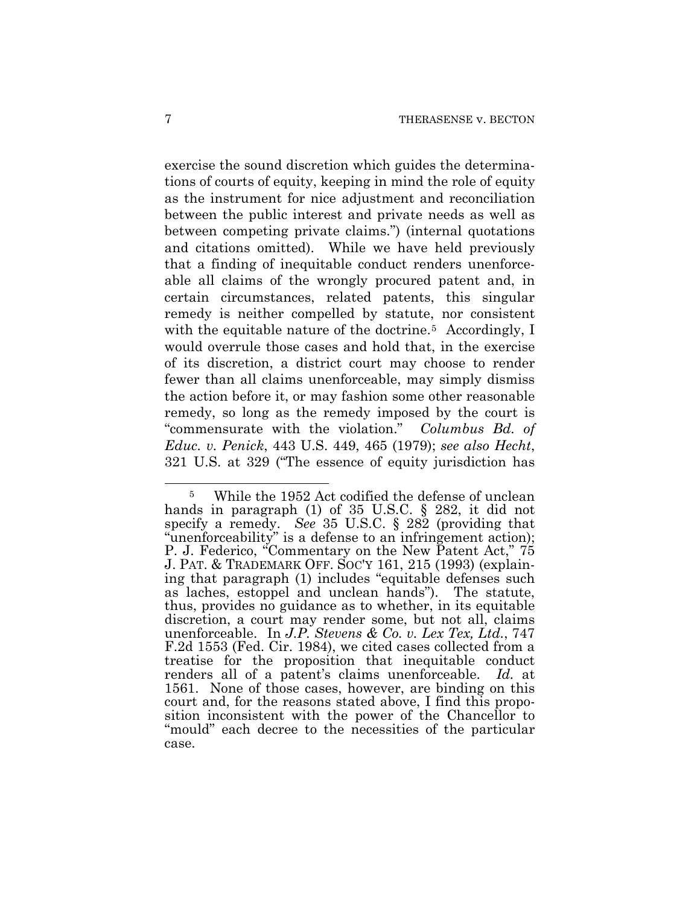exercise the sound discretion which guides the determinations of courts of equity, keeping in mind the role of equity as the instrument for nice adjustment and reconciliation between the public interest and private needs as well as between competing private claims.") (internal quotations and citations omitted). While we have held previously that a finding of inequitable conduct renders unenforceable all claims of the wrongly procured patent and, in certain circumstances, related patents, this singular remedy is neither compelled by statute, nor consistent with the equitable nature of the doctrine.[5] Accordingly, I would overrule those cases and hold that, in the exercise of its discretion, a district court may choose to render fewer than all claims unenforceable, may simply dismiss the action before it, or may fashion some other reasonable remedy, so long as the remedy imposed by the court is "commensurate with the violation." *Columbus Bd. of Educ. v. Penick*, 443 U.S. 449, 465 (1979); *see also Hecht*, 321 U.S. at 329 ("The essence of equity jurisdiction has

---

[5] While the 1952 Act codified the defense of unclean hands in paragraph (1) of 35 U.S.C. § 282, it did not specify a remedy. *See* 35 U.S.C. § 282 (providing that "unenforceability" is a defense to an infringement action); P. J. Federico, "Commentary on the New Patent Act," 75 J. PAT. & TRADEMARK OFF. SOC'Y 161, 215 (1993) (explaining that paragraph (1) includes "equitable defenses such as laches, estoppel and unclean hands"). The statute, thus, provides no guidance as to whether, in its equitable discretion, a court may render some, but not all, claims unenforceable. In *J.P. Stevens & Co. v. Lex Tex, Ltd.*, 747 F.2d 1553 (Fed. Cir. 1984), we cited cases collected from a treatise for the proposition that inequitable conduct renders all of a patent's claims unenforceable. *Id.* at 1561. None of those cases, however, are binding on this court and, for the reasons stated above, I find this proposition inconsistent with the power of the Chancellor to "mould" each decree to the necessities of the particular case.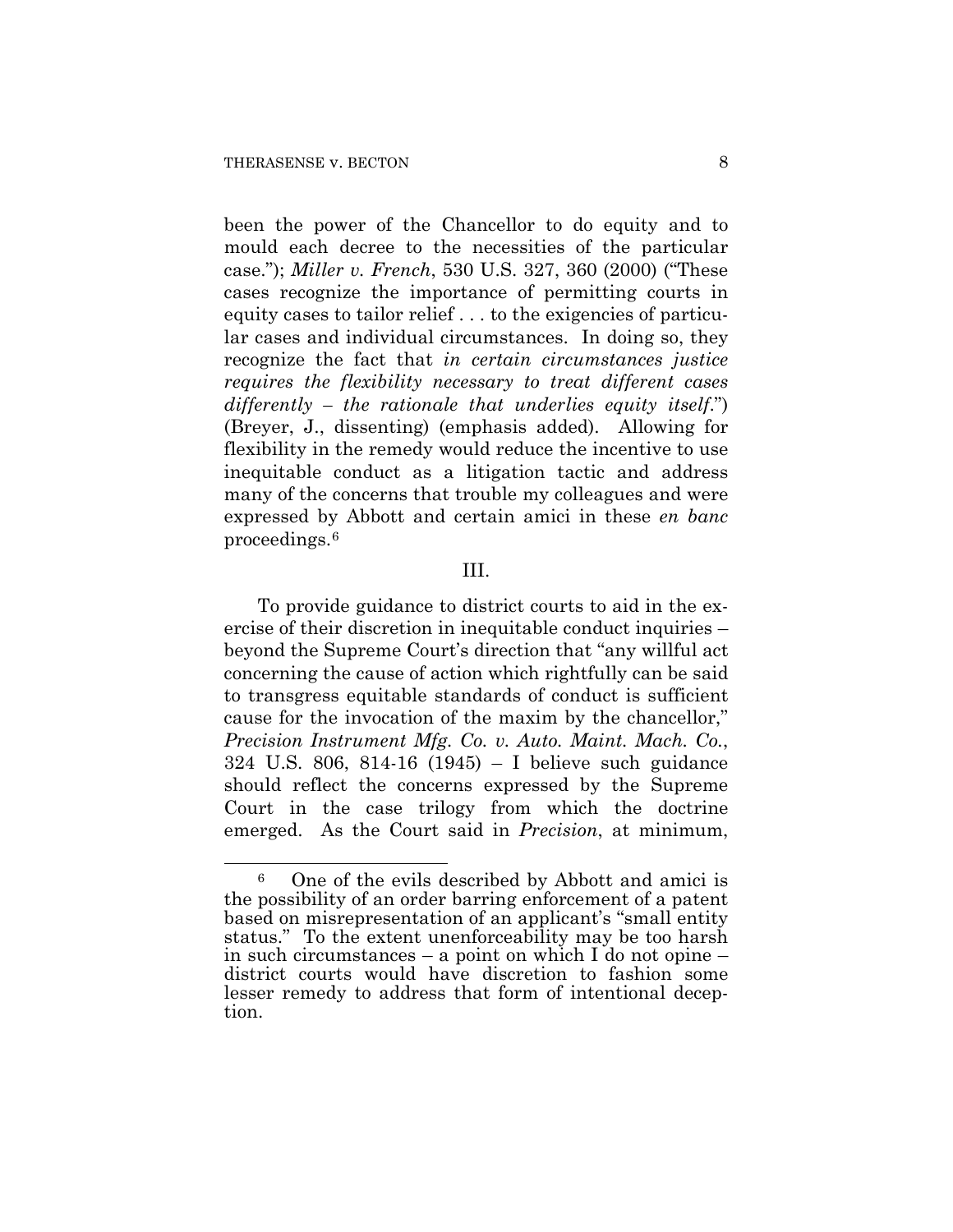been the power of the Chancellor to do equity and to mould each decree to the necessities of the particular case."); *Miller v. French*, 530 U.S. 327, 360 (2000) ("These cases recognize the importance of permitting courts in equity cases to tailor relief . . . to the exigencies of particular cases and individual circumstances. In doing so, they recognize the fact that *in certain circumstances justice requires the flexibility necessary to treat different cases differently – the rationale that underlies equity itself*.") (Breyer, J., dissenting) (emphasis added). Allowing for flexibility in the remedy would reduce the incentive to use inequitable conduct as a litigation tactic and address many of the concerns that trouble my colleagues and were expressed by Abbott and certain amici in these *en banc* proceedings.[6]

III.

To provide guidance to district courts to aid in the exercise of their discretion in inequitable conduct inquiries – beyond the Supreme Court's direction that "any willful act concerning the cause of action which rightfully can be said to transgress equitable standards of conduct is sufficient cause for the invocation of the maxim by the chancellor," *Precision Instrument Mfg. Co. v. Auto. Maint. Mach. Co.*, 324 U.S. 806, 814-16 (1945) – I believe such guidance should reflect the concerns expressed by the Supreme Court in the case trilogy from which the doctrine emerged. As the Court said in *Precision*, at minimum,

---

[6] One of the evils described by Abbott and amici is the possibility of an order barring enforcement of a patent based on misrepresentation of an applicant's "small entity status." To the extent unenforceability may be too harsh in such circumstances – a point on which I do not opine – district courts would have discretion to fashion some lesser remedy to address that form of intentional deception.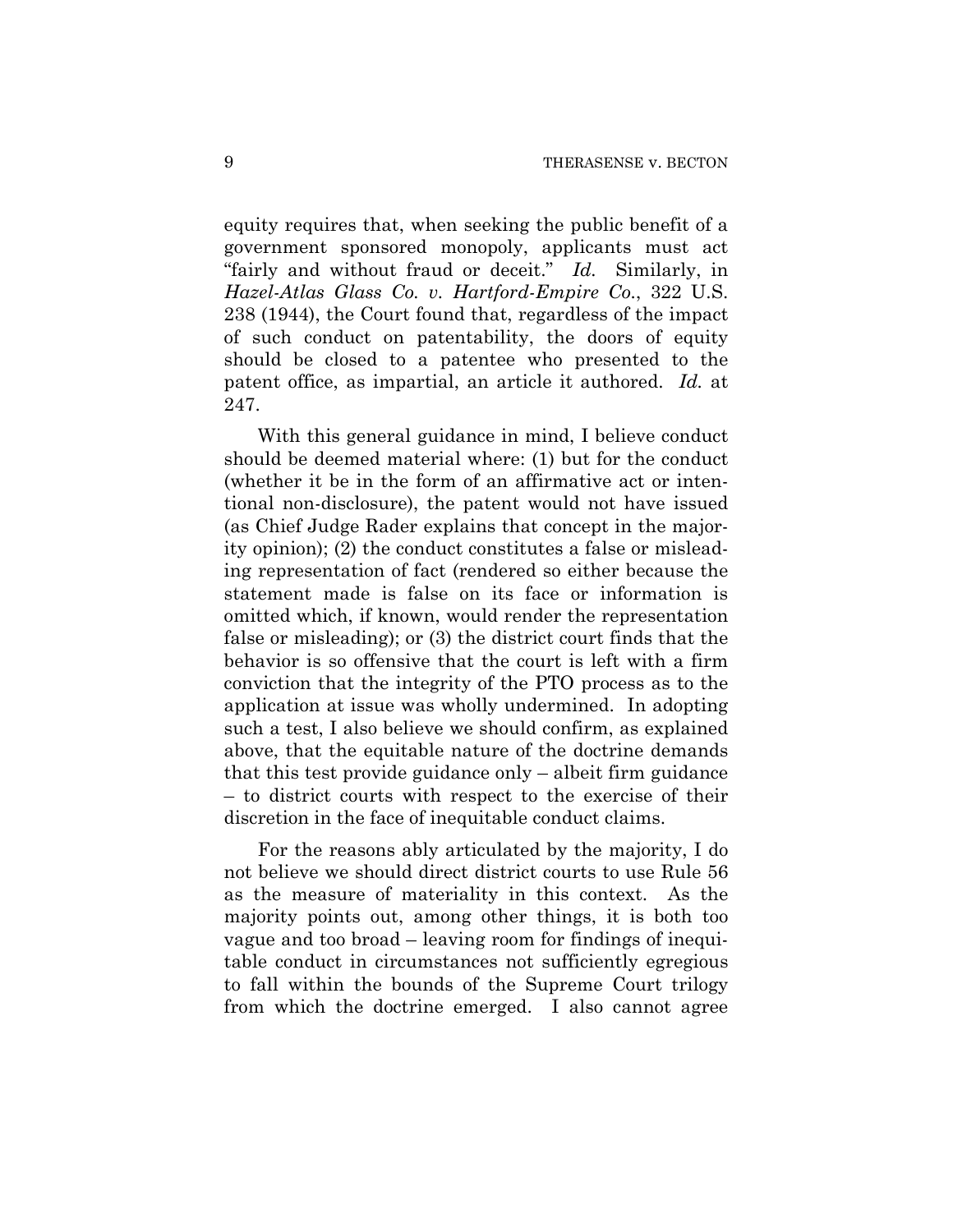equity requires that, when seeking the public benefit of a government sponsored monopoly, applicants must act "fairly and without fraud or deceit." *Id.* Similarly, in *Hazel-Atlas Glass Co. v. Hartford-Empire Co.*, 322 U.S. 238 (1944), the Court found that, regardless of the impact of such conduct on patentability, the doors of equity should be closed to a patentee who presented to the patent office, as impartial, an article it authored. *Id.* at 247.

With this general guidance in mind, I believe conduct should be deemed material where: (1) but for the conduct (whether it be in the form of an affirmative act or intentional non-disclosure), the patent would not have issued (as Chief Judge Rader explains that concept in the majority opinion); (2) the conduct constitutes a false or misleading representation of fact (rendered so either because the statement made is false on its face or information is omitted which, if known, would render the representation false or misleading); or (3) the district court finds that the behavior is so offensive that the court is left with a firm conviction that the integrity of the PTO process as to the application at issue was wholly undermined. In adopting such a test, I also believe we should confirm, as explained above, that the equitable nature of the doctrine demands that this test provide guidance only – albeit firm guidance – to district courts with respect to the exercise of their discretion in the face of inequitable conduct claims.

For the reasons ably articulated by the majority, I do not believe we should direct district courts to use Rule 56 as the measure of materiality in this context. As the majority points out, among other things, it is both too vague and too broad – leaving room for findings of inequitable conduct in circumstances not sufficiently egregious to fall within the bounds of the Supreme Court trilogy from which the doctrine emerged. I also cannot agree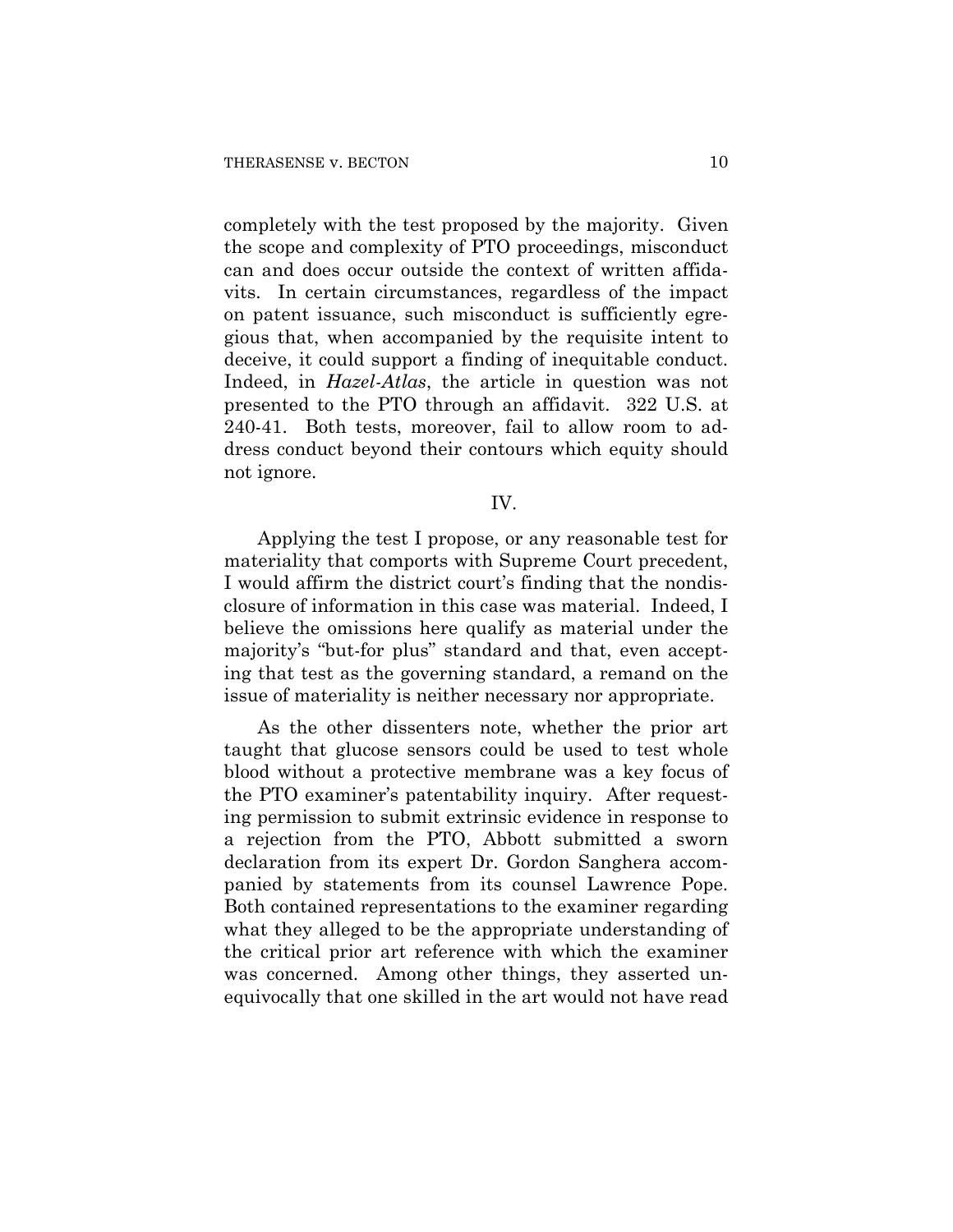completely with the test proposed by the majority. Given the scope and complexity of PTO proceedings, misconduct can and does occur outside the context of written affidavits. In certain circumstances, regardless of the impact on patent issuance, such misconduct is sufficiently egregious that, when accompanied by the requisite intent to deceive, it could support a finding of inequitable conduct. Indeed, in *Hazel-Atlas*, the article in question was not presented to the PTO through an affidavit. 322 U.S. at 240-41. Both tests, moreover, fail to allow room to address conduct beyond their contours which equity should not ignore.

## IV.

Applying the test I propose, or any reasonable test for materiality that comports with Supreme Court precedent, I would affirm the district court's finding that the nondisclosure of information in this case was material. Indeed, I believe the omissions here qualify as material under the majority's "but-for plus" standard and that, even accepting that test as the governing standard, a remand on the issue of materiality is neither necessary nor appropriate.

As the other dissenters note, whether the prior art taught that glucose sensors could be used to test whole blood without a protective membrane was a key focus of the PTO examiner's patentability inquiry. After requesting permission to submit extrinsic evidence in response to a rejection from the PTO, Abbott submitted a sworn declaration from its expert Dr. Gordon Sanghera accompanied by statements from its counsel Lawrence Pope. Both contained representations to the examiner regarding what they alleged to be the appropriate understanding of the critical prior art reference with which the examiner was concerned. Among other things, they asserted unequivocally that one skilled in the art would not have read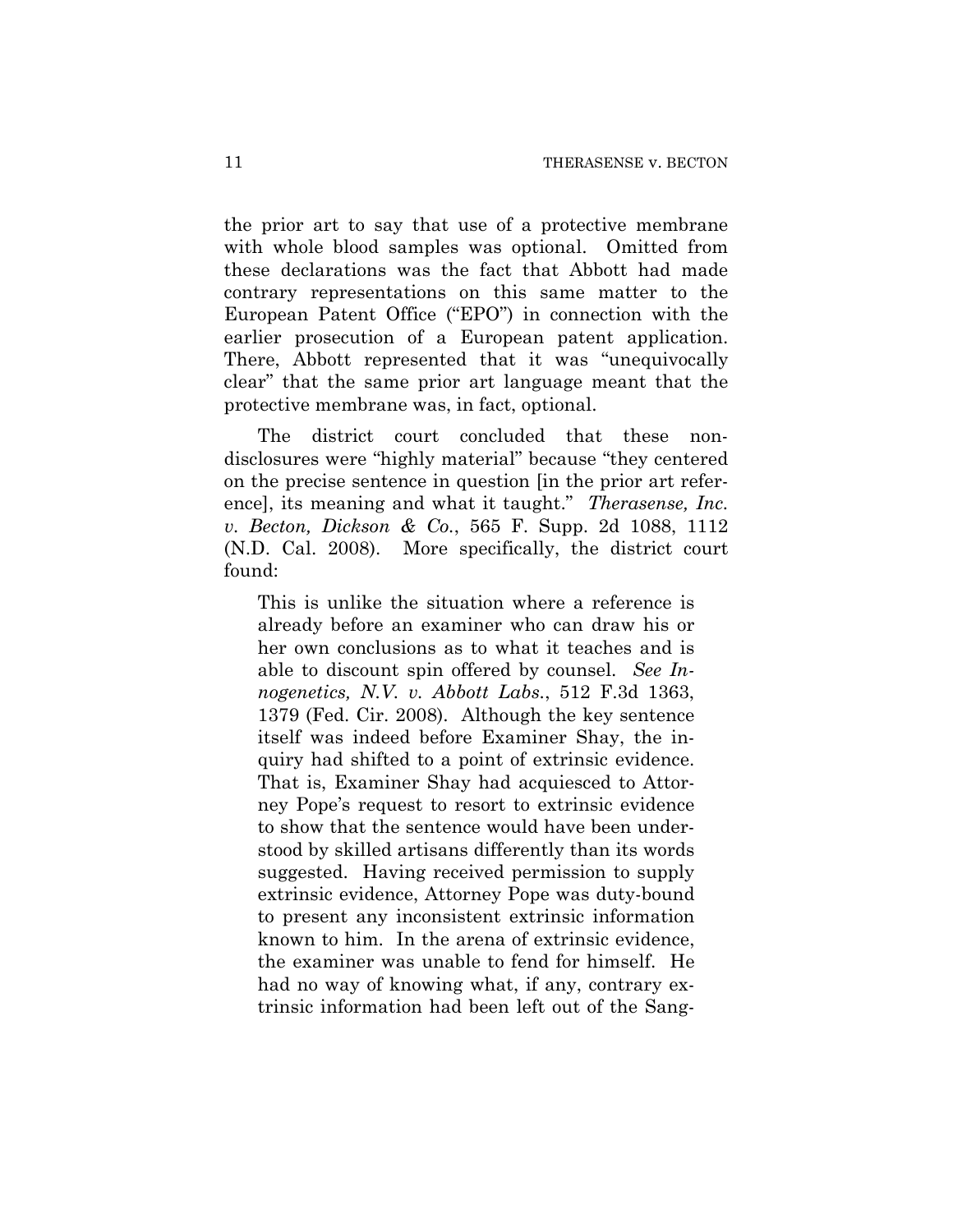the prior art to say that use of a protective membrane with whole blood samples was optional. Omitted from these declarations was the fact that Abbott had made contrary representations on this same matter to the European Patent Office ("EPO") in connection with the earlier prosecution of a European patent application. There, Abbott represented that it was "unequivocally clear" that the same prior art language meant that the protective membrane was, in fact, optional.

The district court concluded that these non-disclosures were "highly material" because "they centered on the precise sentence in question [in the prior art reference], its meaning and what it taught." *Therasense, Inc. v. Becton, Dickson & Co.*, 565 F. Supp. 2d 1088, 1112 (N.D. Cal. 2008). More specifically, the district court found:

> This is unlike the situation where a reference is already before an examiner who can draw his or her own conclusions as to what it teaches and is able to discount spin offered by counsel. *See Innogenetics, N.V. v. Abbott Labs.*, 512 F.3d 1363, 1379 (Fed. Cir. 2008). Although the key sentence itself was indeed before Examiner Shay, the inquiry had shifted to a point of extrinsic evidence. That is, Examiner Shay had acquiesced to Attorney Pope's request to resort to extrinsic evidence to show that the sentence would have been understood by skilled artisans differently than its words suggested. Having received permission to supply extrinsic evidence, Attorney Pope was duty-bound to present any inconsistent extrinsic information known to him. In the arena of extrinsic evidence, the examiner was unable to fend for himself. He had no way of knowing what, if any, contrary extrinsic information had been left out of the Sang-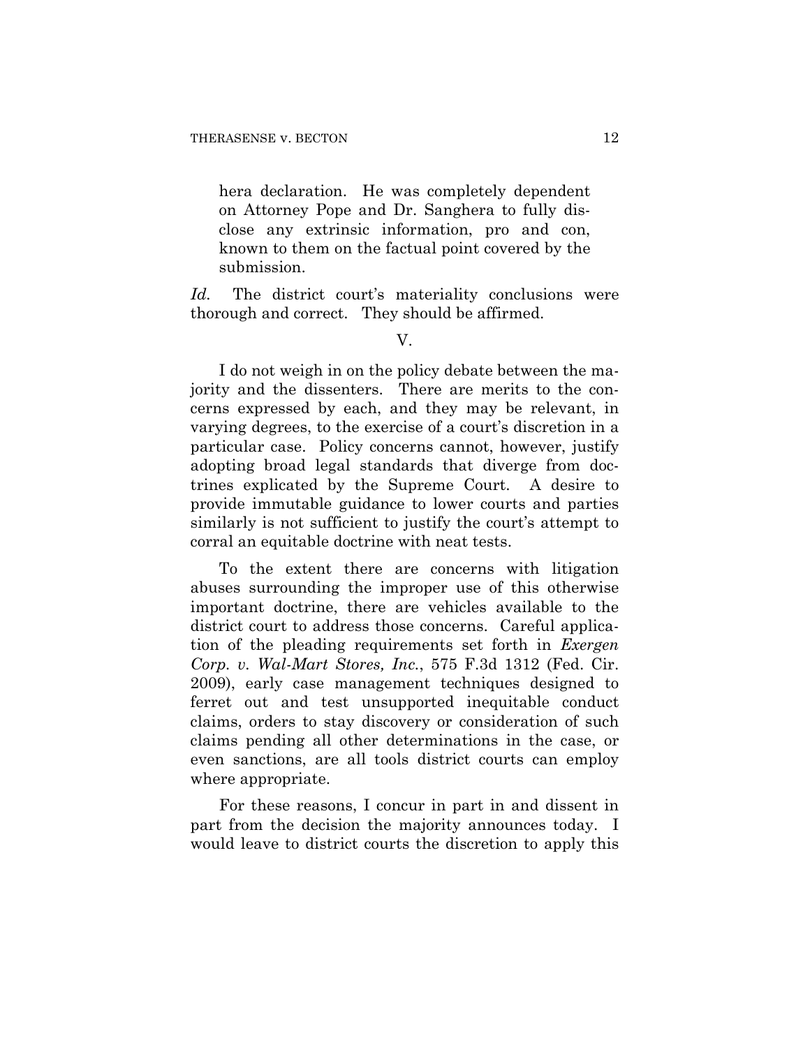> hera declaration. He was completely dependent on Attorney Pope and Dr. Sanghera to fully disclose any extrinsic information, pro and con, known to them on the factual point covered by the submission.

*Id.* The district court's materiality conclusions were thorough and correct. They should be affirmed.

V.

I do not weigh in on the policy debate between the majority and the dissenters. There are merits to the concerns expressed by each, and they may be relevant, in varying degrees, to the exercise of a court's discretion in a particular case. Policy concerns cannot, however, justify adopting broad legal standards that diverge from doctrines explicated by the Supreme Court. A desire to provide immutable guidance to lower courts and parties similarly is not sufficient to justify the court's attempt to corral an equitable doctrine with neat tests.

To the extent there are concerns with litigation abuses surrounding the improper use of this otherwise important doctrine, there are vehicles available to the district court to address those concerns. Careful application of the pleading requirements set forth in *Exergen Corp. v. Wal-Mart Stores, Inc.*, 575 F.3d 1312 (Fed. Cir. 2009), early case management techniques designed to ferret out and test unsupported inequitable conduct claims, orders to stay discovery or consideration of such claims pending all other determinations in the case, or even sanctions, are all tools district courts can employ where appropriate.

For these reasons, I concur in part in and dissent in part from the decision the majority announces today. I would leave to district courts the discretion to apply this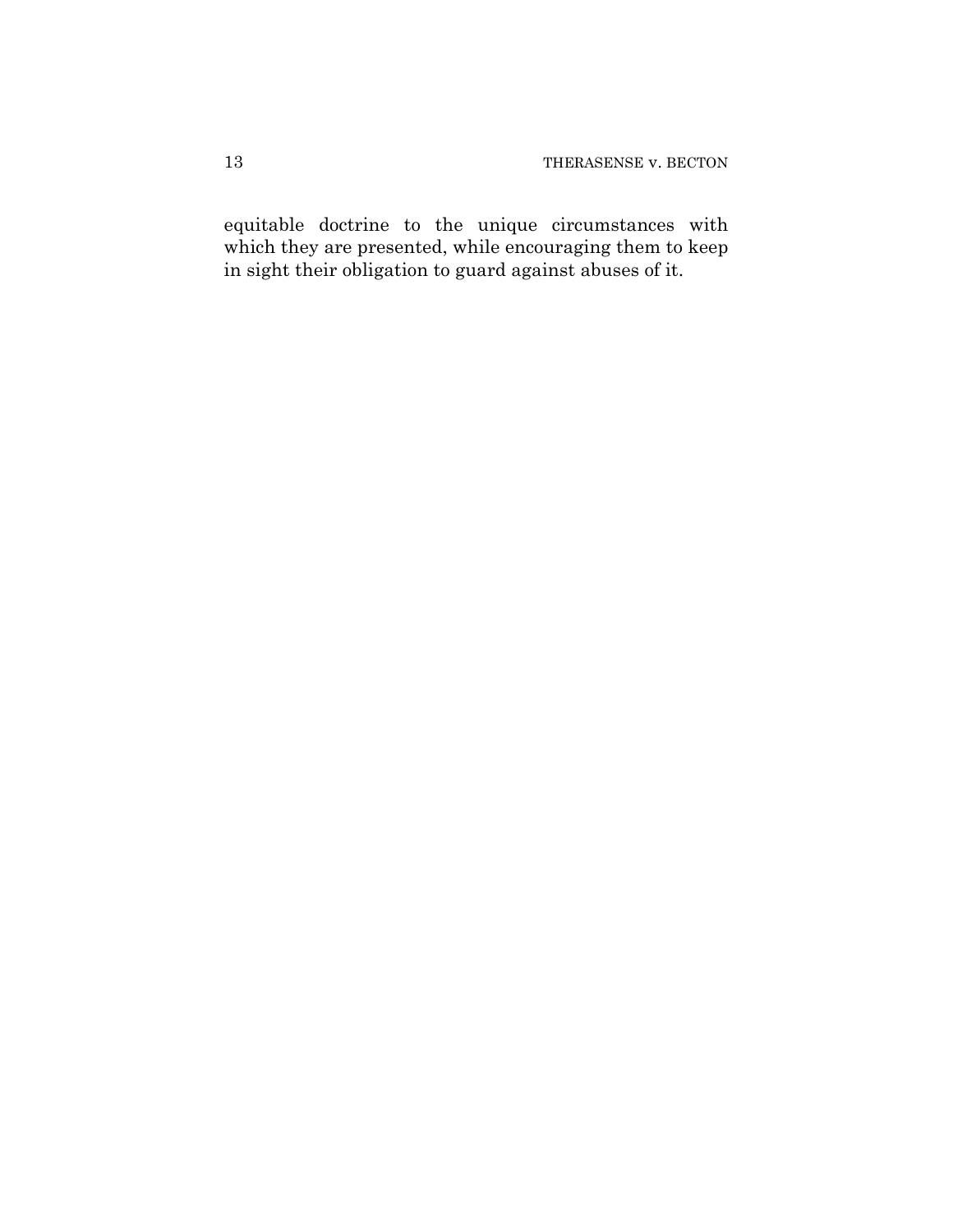equitable doctrine to the unique circumstances with which they are presented, while encouraging them to keep in sight their obligation to guard against abuses of it.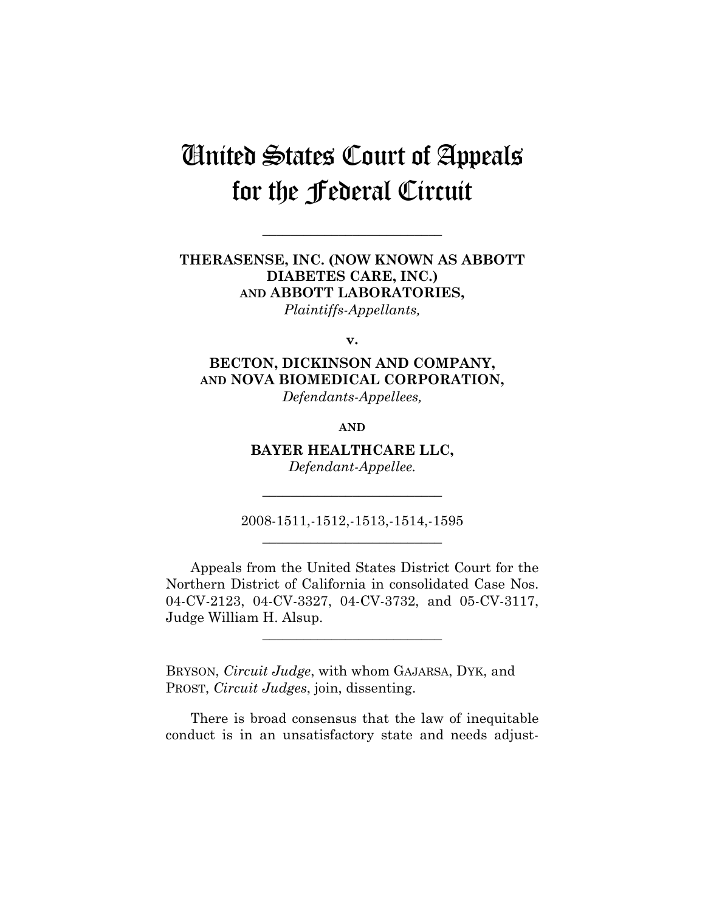# United States Court of Appeals for the Federal Circuit

---

**THERASENSE, INC. (NOW KNOWN AS ABBOTT DIABETES CARE, INC.) AND ABBOTT LABORATORIES,**
*Plaintiffs-Appellants,*

**v.**

**BECTON, DICKINSON AND COMPANY, AND NOVA BIOMEDICAL CORPORATION,**
*Defendants-Appellees,*

**AND**

**BAYER HEALTHCARE LLC,**
*Defendant-Appellee.*

---

2008-1511,-1512,-1513,-1514,-1595

---

Appeals from the United States District Court for the Northern District of California in consolidated Case Nos. 04-CV-2123, 04-CV-3327, 04-CV-3732, and 05-CV-3117, Judge William H. Alsup.

---

BRYSON, *Circuit Judge*, with whom GAJARSA, DYK, and PROST, *Circuit Judges*, join, dissenting.

There is broad consensus that the law of inequitable conduct is in an unsatisfactory state and needs adjust-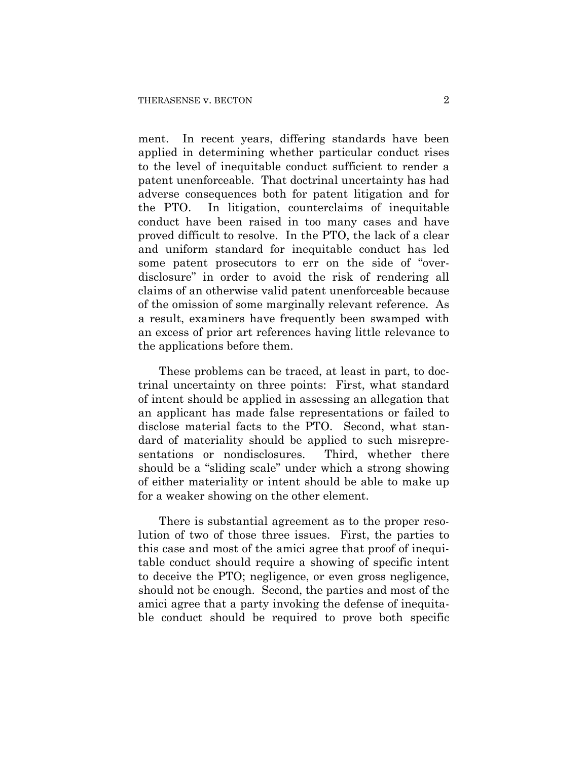ment. In recent years, differing standards have been applied in determining whether particular conduct rises to the level of inequitable conduct sufficient to render a patent unenforceable. That doctrinal uncertainty has had adverse consequences both for patent litigation and for the PTO. In litigation, counterclaims of inequitable conduct have been raised in too many cases and have proved difficult to resolve. In the PTO, the lack of a clear and uniform standard for inequitable conduct has led some patent prosecutors to err on the side of "over-disclosure" in order to avoid the risk of rendering all claims of an otherwise valid patent unenforceable because of the omission of some marginally relevant reference. As a result, examiners have frequently been swamped with an excess of prior art references having little relevance to the applications before them.

These problems can be traced, at least in part, to doctrinal uncertainty on three points: First, what standard of intent should be applied in assessing an allegation that an applicant has made false representations or failed to disclose material facts to the PTO. Second, what standard of materiality should be applied to such misrepresentations or nondisclosures. Third, whether there should be a "sliding scale" under which a strong showing of either materiality or intent should be able to make up for a weaker showing on the other element.

There is substantial agreement as to the proper resolution of two of those three issues. First, the parties to this case and most of the amici agree that proof of inequitable conduct should require a showing of specific intent to deceive the PTO; negligence, or even gross negligence, should not be enough. Second, the parties and most of the amici agree that a party invoking the defense of inequitable conduct should be required to prove both specific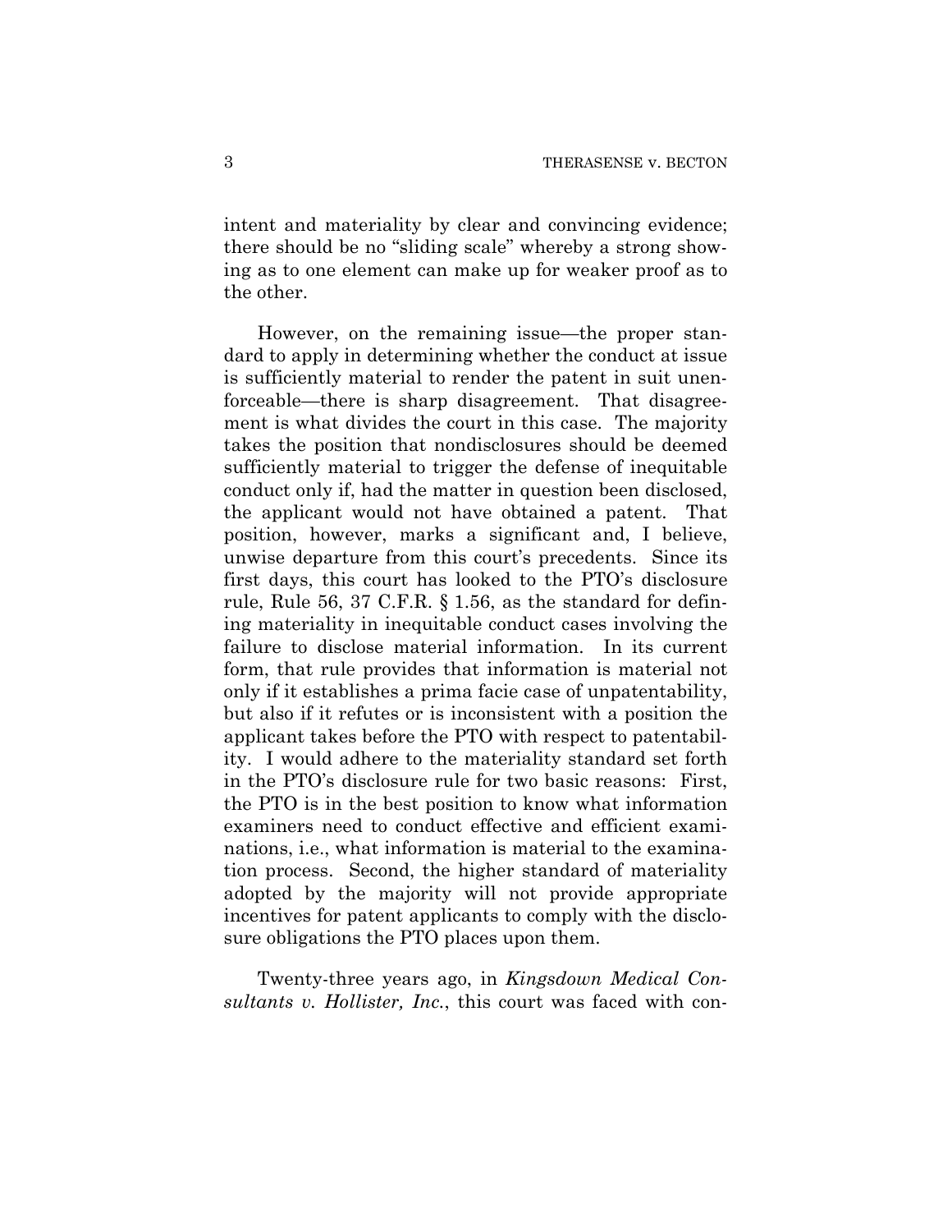intent and materiality by clear and convincing evidence; there should be no "sliding scale" whereby a strong showing as to one element can make up for weaker proof as to the other.

However, on the remaining issue—the proper standard to apply in determining whether the conduct at issue is sufficiently material to render the patent in suit unenforceable—there is sharp disagreement. That disagreement is what divides the court in this case. The majority takes the position that nondisclosures should be deemed sufficiently material to trigger the defense of inequitable conduct only if, had the matter in question been disclosed, the applicant would not have obtained a patent. That position, however, marks a significant and, I believe, unwise departure from this court's precedents. Since its first days, this court has looked to the PTO's disclosure rule, Rule 56, 37 C.F.R. § 1.56, as the standard for defining materiality in inequitable conduct cases involving the failure to disclose material information. In its current form, that rule provides that information is material not only if it establishes a prima facie case of unpatentability, but also if it refutes or is inconsistent with a position the applicant takes before the PTO with respect to patentability. I would adhere to the materiality standard set forth in the PTO's disclosure rule for two basic reasons: First, the PTO is in the best position to know what information examiners need to conduct effective and efficient examinations, i.e., what information is material to the examination process. Second, the higher standard of materiality adopted by the majority will not provide appropriate incentives for patent applicants to comply with the disclosure obligations the PTO places upon them.

Twenty-three years ago, in *Kingsdown Medical Consultants v. Hollister, Inc.*, this court was faced with con-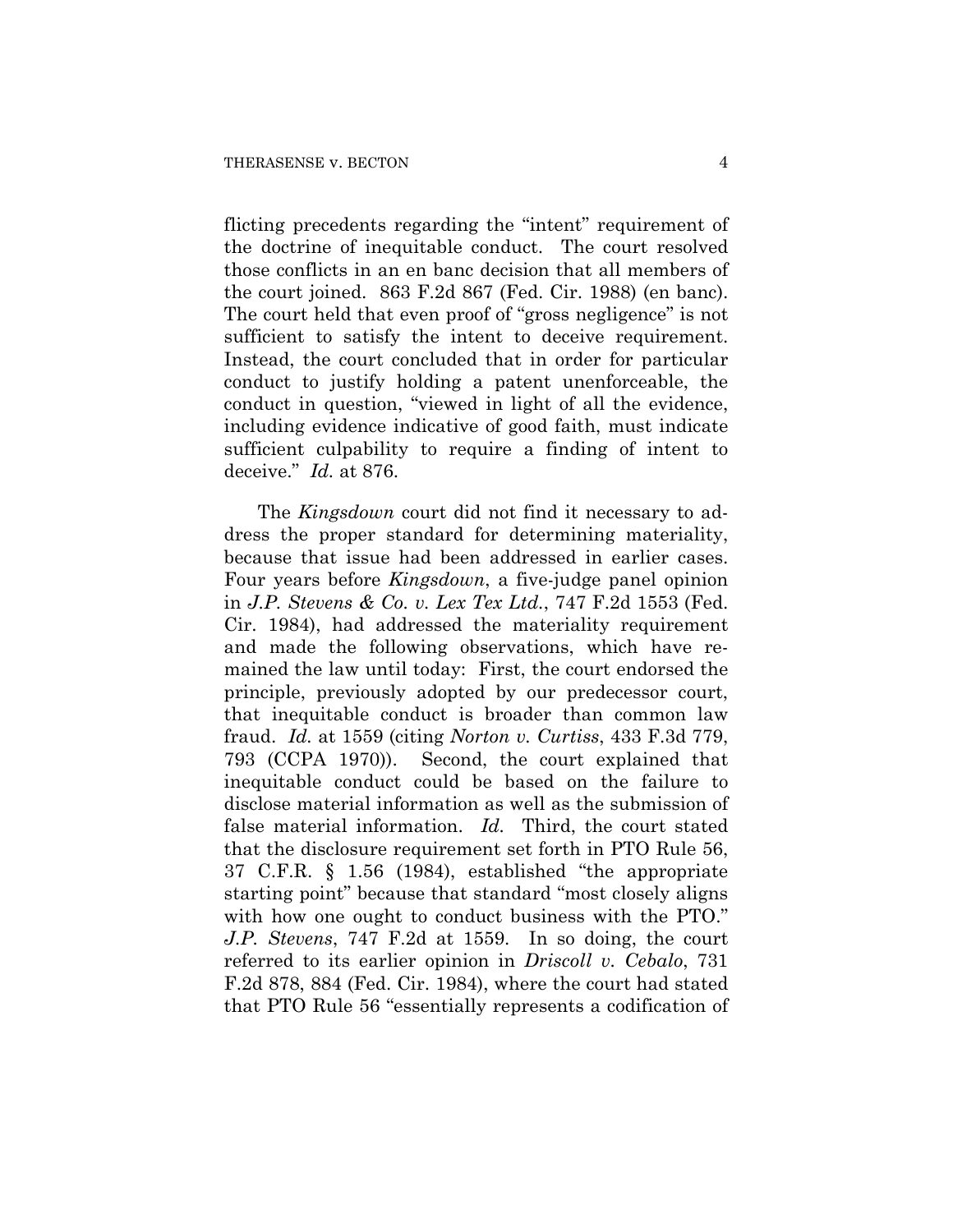flicting precedents regarding the "intent" requirement of the doctrine of inequitable conduct. The court resolved those conflicts in an en banc decision that all members of the court joined. 863 F.2d 867 (Fed. Cir. 1988) (en banc). The court held that even proof of "gross negligence" is not sufficient to satisfy the intent to deceive requirement. Instead, the court concluded that in order for particular conduct to justify holding a patent unenforceable, the conduct in question, "viewed in light of all the evidence, including evidence indicative of good faith, must indicate sufficient culpability to require a finding of intent to deceive." *Id.* at 876.

The *Kingsdown* court did not find it necessary to address the proper standard for determining materiality, because that issue had been addressed in earlier cases. Four years before *Kingsdown*, a five-judge panel opinion in *J.P. Stevens & Co. v. Lex Tex Ltd.*, 747 F.2d 1553 (Fed. Cir. 1984), had addressed the materiality requirement and made the following observations, which have remained the law until today: First, the court endorsed the principle, previously adopted by our predecessor court, that inequitable conduct is broader than common law fraud. *Id.* at 1559 (citing *Norton v. Curtiss*, 433 F.3d 779, 793 (CCPA 1970)). Second, the court explained that inequitable conduct could be based on the failure to disclose material information as well as the submission of false material information. *Id.* Third, the court stated that the disclosure requirement set forth in PTO Rule 56, 37 C.F.R. § 1.56 (1984), established "the appropriate starting point" because that standard "most closely aligns with how one ought to conduct business with the PTO." *J.P. Stevens*, 747 F.2d at 1559. In so doing, the court referred to its earlier opinion in *Driscoll v. Cebalo*, 731 F.2d 878, 884 (Fed. Cir. 1984), where the court had stated that PTO Rule 56 "essentially represents a codification of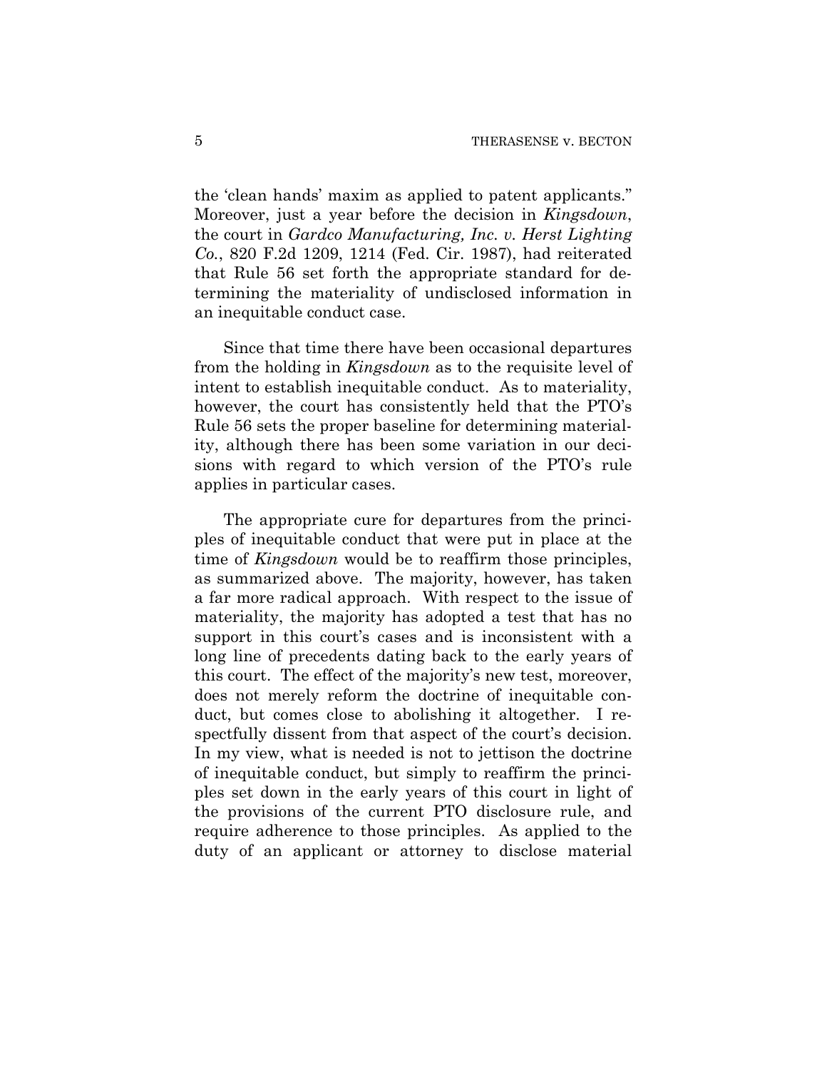the 'clean hands' maxim as applied to patent applicants." Moreover, just a year before the decision in *Kingsdown*, the court in *Gardco Manufacturing, Inc. v. Herst Lighting Co.*, 820 F.2d 1209, 1214 (Fed. Cir. 1987), had reiterated that Rule 56 set forth the appropriate standard for determining the materiality of undisclosed information in an inequitable conduct case.

Since that time there have been occasional departures from the holding in *Kingsdown* as to the requisite level of intent to establish inequitable conduct. As to materiality, however, the court has consistently held that the PTO's Rule 56 sets the proper baseline for determining materiality, although there has been some variation in our decisions with regard to which version of the PTO's rule applies in particular cases.

The appropriate cure for departures from the principles of inequitable conduct that were put in place at the time of *Kingsdown* would be to reaffirm those principles, as summarized above. The majority, however, has taken a far more radical approach. With respect to the issue of materiality, the majority has adopted a test that has no support in this court's cases and is inconsistent with a long line of precedents dating back to the early years of this court. The effect of the majority's new test, moreover, does not merely reform the doctrine of inequitable conduct, but comes close to abolishing it altogether. I respectfully dissent from that aspect of the court's decision. In my view, what is needed is not to jettison the doctrine of inequitable conduct, but simply to reaffirm the principles set down in the early years of this court in light of the provisions of the current PTO disclosure rule, and require adherence to those principles. As applied to the duty of an applicant or attorney to disclose material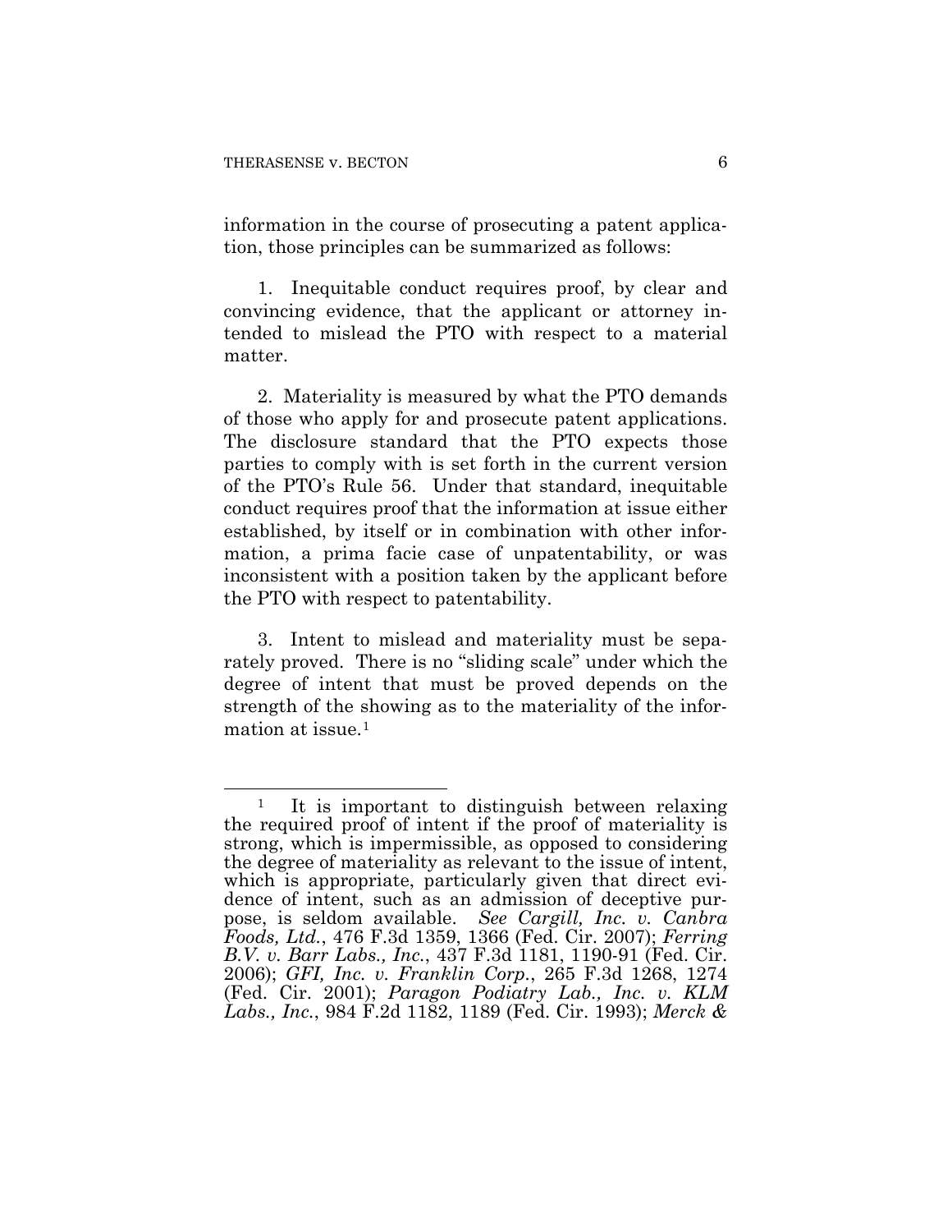information in the course of prosecuting a patent application, those principles can be summarized as follows:

1. Inequitable conduct requires proof, by clear and convincing evidence, that the applicant or attorney intended to mislead the PTO with respect to a material matter.

2. Materiality is measured by what the PTO demands of those who apply for and prosecute patent applications. The disclosure standard that the PTO expects those parties to comply with is set forth in the current version of the PTO's Rule 56. Under that standard, inequitable conduct requires proof that the information at issue either established, by itself or in combination with other information, a prima facie case of unpatentability, or was inconsistent with a position taken by the applicant before the PTO with respect to patentability.

3. Intent to mislead and materiality must be separately proved. There is no "sliding scale" under which the degree of intent that must be proved depends on the strength of the showing as to the materiality of the information at issue.[1]

---

[1] It is important to distinguish between relaxing the required proof of intent if the proof of materiality is strong, which is impermissible, as opposed to considering the degree of materiality as relevant to the issue of intent, which is appropriate, particularly given that direct evidence of intent, such as an admission of deceptive purpose, is seldom available. *See Cargill, Inc. v. Canbra Foods, Ltd.*, 476 F.3d 1359, 1366 (Fed. Cir. 2007); *Ferring B.V. v. Barr Labs., Inc.*, 437 F.3d 1181, 1190-91 (Fed. Cir. 2006); *GFI, Inc. v. Franklin Corp.*, 265 F.3d 1268, 1274 (Fed. Cir. 2001); *Paragon Podiatry Lab., Inc. v. KLM Labs., Inc.*, 984 F.2d 1182, 1189 (Fed. Cir. 1993); *Merck &*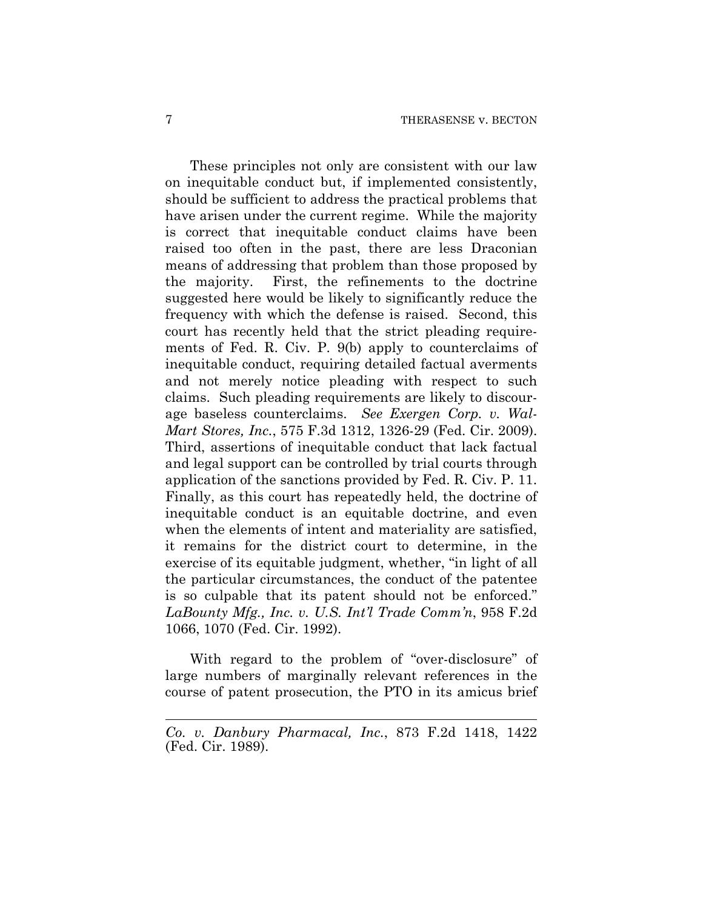These principles not only are consistent with our law on inequitable conduct but, if implemented consistently, should be sufficient to address the practical problems that have arisen under the current regime. While the majority is correct that inequitable conduct claims have been raised too often in the past, there are less Draconian means of addressing that problem than those proposed by the majority. First, the refinements to the doctrine suggested here would be likely to significantly reduce the frequency with which the defense is raised. Second, this court has recently held that the strict pleading requirements of Fed. R. Civ. P. 9(b) apply to counterclaims of inequitable conduct, requiring detailed factual averments and not merely notice pleading with respect to such claims. Such pleading requirements are likely to discourage baseless counterclaims. *See Exergen Corp. v. Wal-Mart Stores, Inc.*, 575 F.3d 1312, 1326-29 (Fed. Cir. 2009). Third, assertions of inequitable conduct that lack factual and legal support can be controlled by trial courts through application of the sanctions provided by Fed. R. Civ. P. 11. Finally, as this court has repeatedly held, the doctrine of inequitable conduct is an equitable doctrine, and even when the elements of intent and materiality are satisfied, it remains for the district court to determine, in the exercise of its equitable judgment, whether, "in light of all the particular circumstances, the conduct of the patentee is so culpable that its patent should not be enforced." *LaBounty Mfg., Inc. v. U.S. Int'l Trade Comm'n*, 958 F.2d 1066, 1070 (Fed. Cir. 1992).

With regard to the problem of "over-disclosure" of large numbers of marginally relevant references in the course of patent prosecution, the PTO in its amicus brief

---

*Co. v. Danbury Pharmacal, Inc.*, 873 F.2d 1418, 1422 (Fed. Cir. 1989).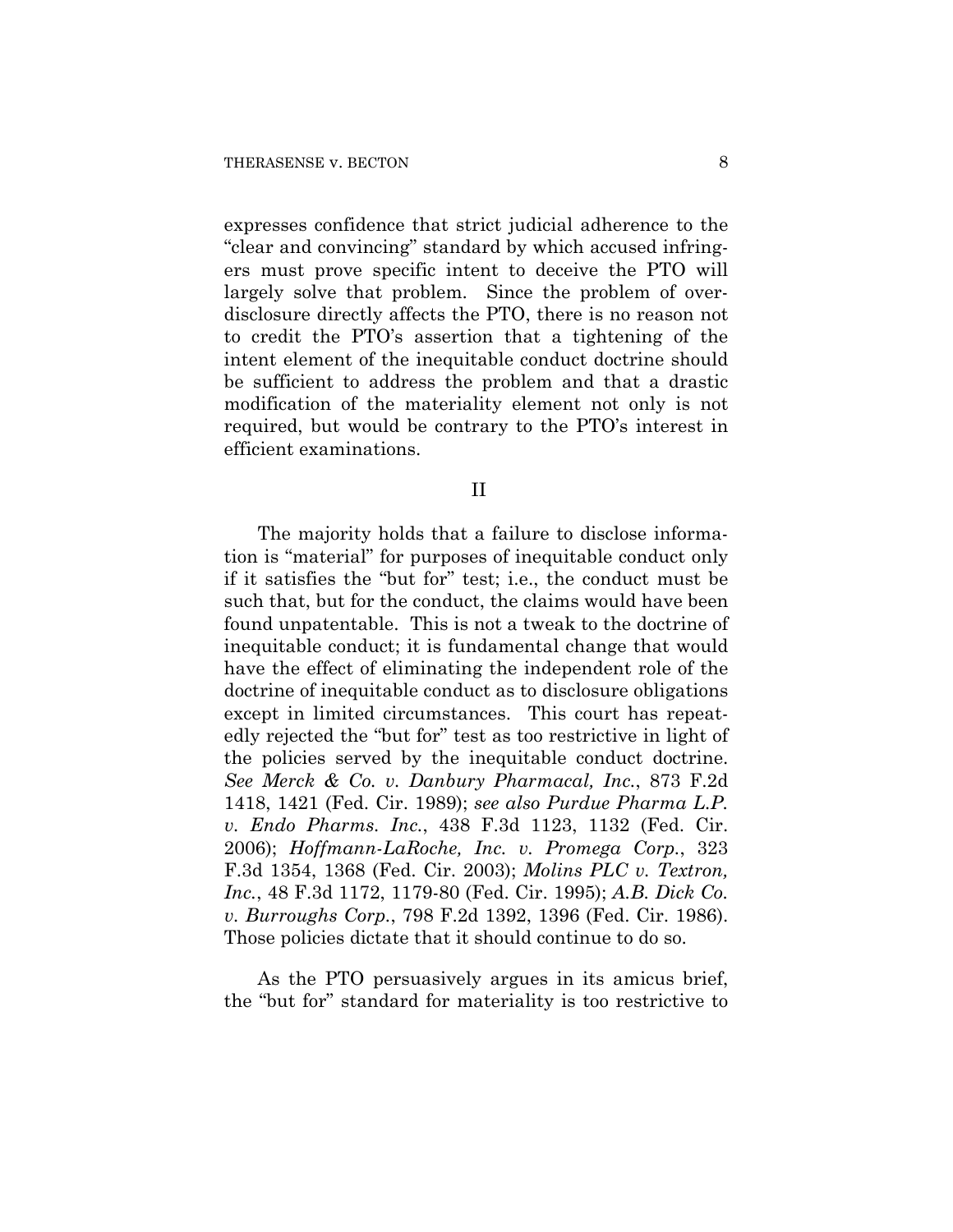expresses confidence that strict judicial adherence to the "clear and convincing" standard by which accused infringers must prove specific intent to deceive the PTO will largely solve that problem. Since the problem of overdisclosure directly affects the PTO, there is no reason not to credit the PTO's assertion that a tightening of the intent element of the inequitable conduct doctrine should be sufficient to address the problem and that a drastic modification of the materiality element not only is not required, but would be contrary to the PTO's interest in efficient examinations.

## II

The majority holds that a failure to disclose information is "material" for purposes of inequitable conduct only if it satisfies the "but for" test; i.e., the conduct must be such that, but for the conduct, the claims would have been found unpatentable. This is not a tweak to the doctrine of inequitable conduct; it is fundamental change that would have the effect of eliminating the independent role of the doctrine of inequitable conduct as to disclosure obligations except in limited circumstances. This court has repeatedly rejected the "but for" test as too restrictive in light of the policies served by the inequitable conduct doctrine. *See Merck & Co. v. Danbury Pharmacal, Inc.*, 873 F.2d 1418, 1421 (Fed. Cir. 1989); *see also Purdue Pharma L.P. v. Endo Pharms. Inc.*, 438 F.3d 1123, 1132 (Fed. Cir. 2006); *Hoffmann-LaRoche, Inc. v. Promega Corp.*, 323 F.3d 1354, 1368 (Fed. Cir. 2003); *Molins PLC v. Textron, Inc.*, 48 F.3d 1172, 1179-80 (Fed. Cir. 1995); *A.B. Dick Co. v. Burroughs Corp.*, 798 F.2d 1392, 1396 (Fed. Cir. 1986). Those policies dictate that it should continue to do so.

As the PTO persuasively argues in its amicus brief, the "but for" standard for materiality is too restrictive to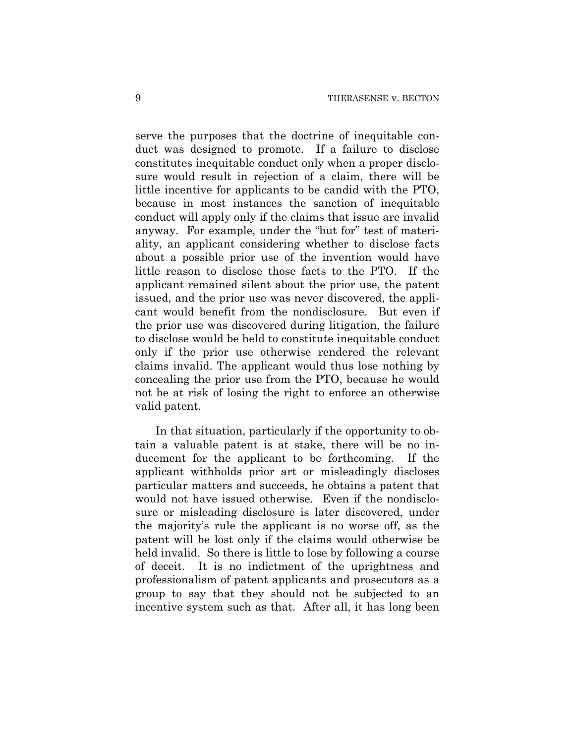serve the purposes that the doctrine of inequitable conduct was designed to promote. If a failure to disclose constitutes inequitable conduct only when a proper disclosure would result in rejection of a claim, there will be little incentive for applicants to be candid with the PTO, because in most instances the sanction of inequitable conduct will apply only if the claims that issue are invalid anyway. For example, under the "but for" test of materiality, an applicant considering whether to disclose facts about a possible prior use of the invention would have little reason to disclose those facts to the PTO. If the applicant remained silent about the prior use, the patent issued, and the prior use was never discovered, the applicant would benefit from the nondisclosure. But even if the prior use was discovered during litigation, the failure to disclose would be held to constitute inequitable conduct only if the prior use otherwise rendered the relevant claims invalid. The applicant would thus lose nothing by concealing the prior use from the PTO, because he would not be at risk of losing the right to enforce an otherwise valid patent.

In that situation, particularly if the opportunity to obtain a valuable patent is at stake, there will be no inducement for the applicant to be forthcoming. If the applicant withholds prior art or misleadingly discloses particular matters and succeeds, he obtains a patent that would not have issued otherwise. Even if the nondisclosure or misleading disclosure is later discovered, under the majority's rule the applicant is no worse off, as the patent will be lost only if the claims would otherwise be held invalid. So there is little to lose by following a course of deceit. It is no indictment of the uprightness and professionalism of patent applicants and prosecutors as a group to say that they should not be subjected to an incentive system such as that. After all, it has long been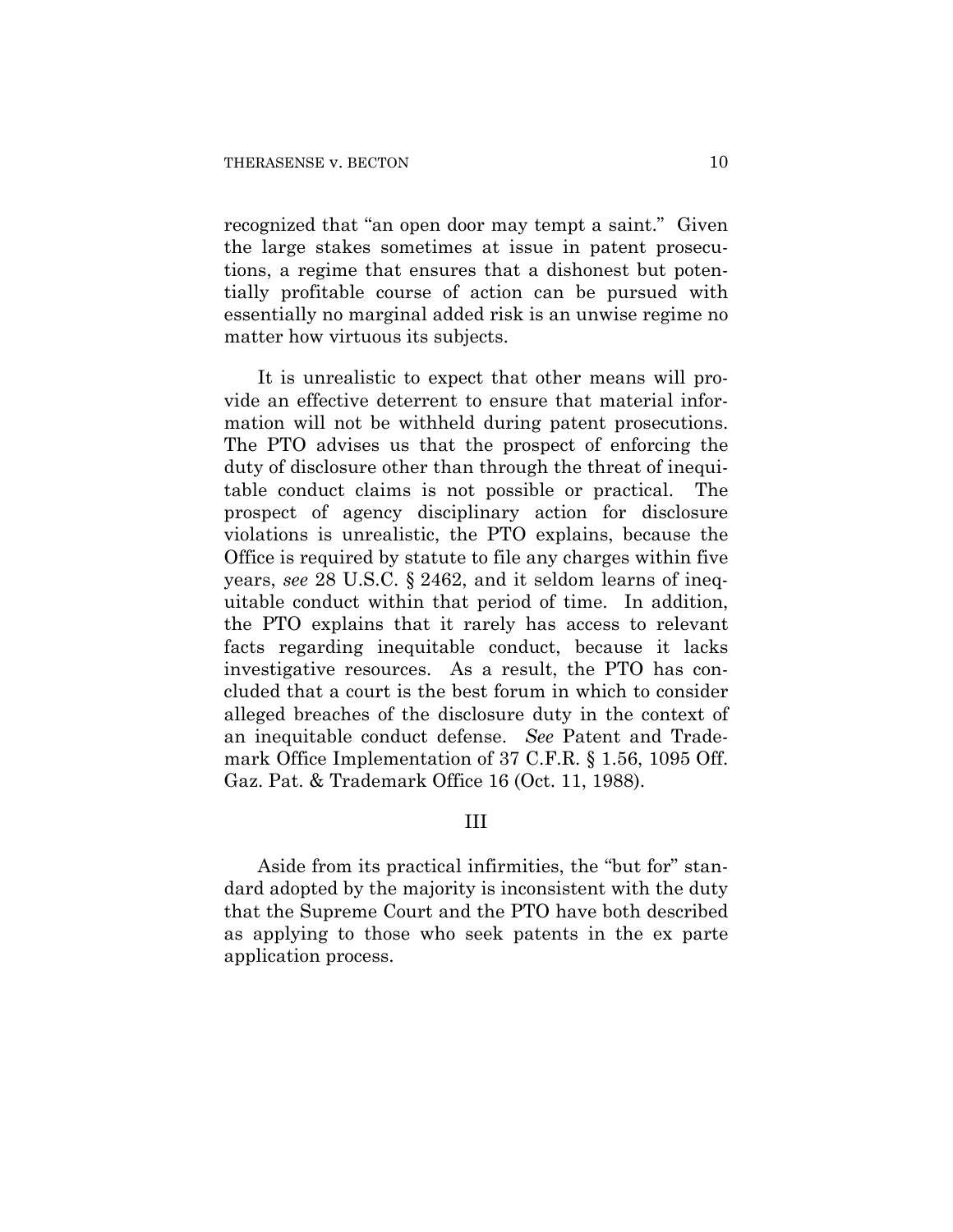recognized that "an open door may tempt a saint." Given the large stakes sometimes at issue in patent prosecutions, a regime that ensures that a dishonest but potentially profitable course of action can be pursued with essentially no marginal added risk is an unwise regime no matter how virtuous its subjects.

It is unrealistic to expect that other means will provide an effective deterrent to ensure that material information will not be withheld during patent prosecutions. The PTO advises us that the prospect of enforcing the duty of disclosure other than through the threat of inequitable conduct claims is not possible or practical. The prospect of agency disciplinary action for disclosure violations is unrealistic, the PTO explains, because the Office is required by statute to file any charges within five years, *see* 28 U.S.C. § 2462, and it seldom learns of inequitable conduct within that period of time. In addition, the PTO explains that it rarely has access to relevant facts regarding inequitable conduct, because it lacks investigative resources. As a result, the PTO has concluded that a court is the best forum in which to consider alleged breaches of the disclosure duty in the context of an inequitable conduct defense. *See* Patent and Trademark Office Implementation of 37 C.F.R. § 1.56, 1095 Off. Gaz. Pat. & Trademark Office 16 (Oct. 11, 1988).

## III

Aside from its practical infirmities, the "but for" standard adopted by the majority is inconsistent with the duty that the Supreme Court and the PTO have both described as applying to those who seek patents in the ex parte application process.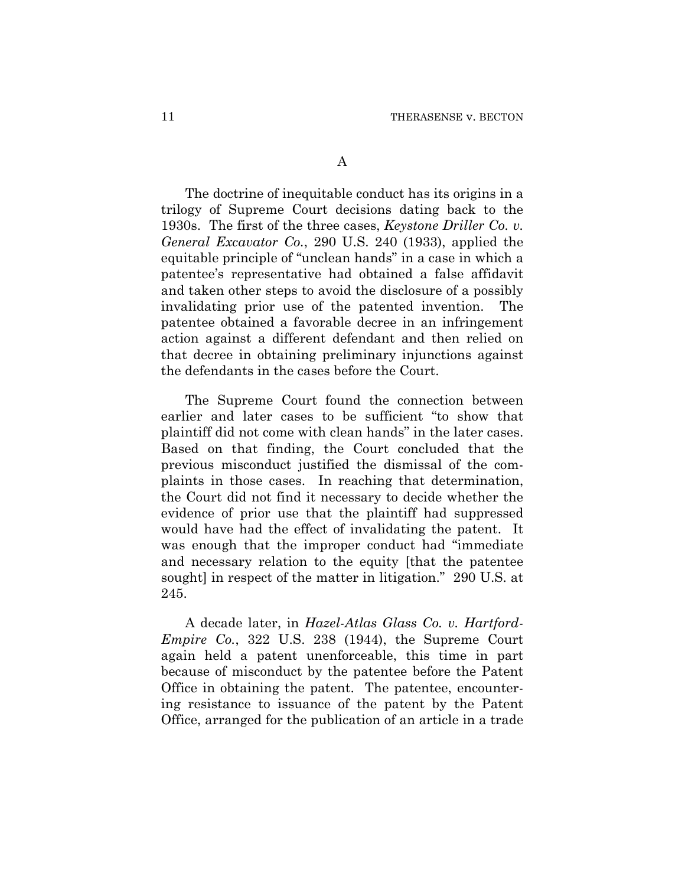A

The doctrine of inequitable conduct has its origins in a trilogy of Supreme Court decisions dating back to the 1930s. The first of the three cases, *Keystone Driller Co. v. General Excavator Co.*, 290 U.S. 240 (1933), applied the equitable principle of "unclean hands" in a case in which a patentee's representative had obtained a false affidavit and taken other steps to avoid the disclosure of a possibly invalidating prior use of the patented invention. The patentee obtained a favorable decree in an infringement action against a different defendant and then relied on that decree in obtaining preliminary injunctions against the defendants in the cases before the Court.

The Supreme Court found the connection between earlier and later cases to be sufficient "to show that plaintiff did not come with clean hands" in the later cases. Based on that finding, the Court concluded that the previous misconduct justified the dismissal of the complaints in those cases. In reaching that determination, the Court did not find it necessary to decide whether the evidence of prior use that the plaintiff had suppressed would have had the effect of invalidating the patent. It was enough that the improper conduct had "immediate and necessary relation to the equity [that the patentee sought] in respect of the matter in litigation." 290 U.S. at 245.

A decade later, in *Hazel-Atlas Glass Co. v. Hartford-Empire Co.*, 322 U.S. 238 (1944), the Supreme Court again held a patent unenforceable, this time in part because of misconduct by the patentee before the Patent Office in obtaining the patent. The patentee, encountering resistance to issuance of the patent by the Patent Office, arranged for the publication of an article in a trade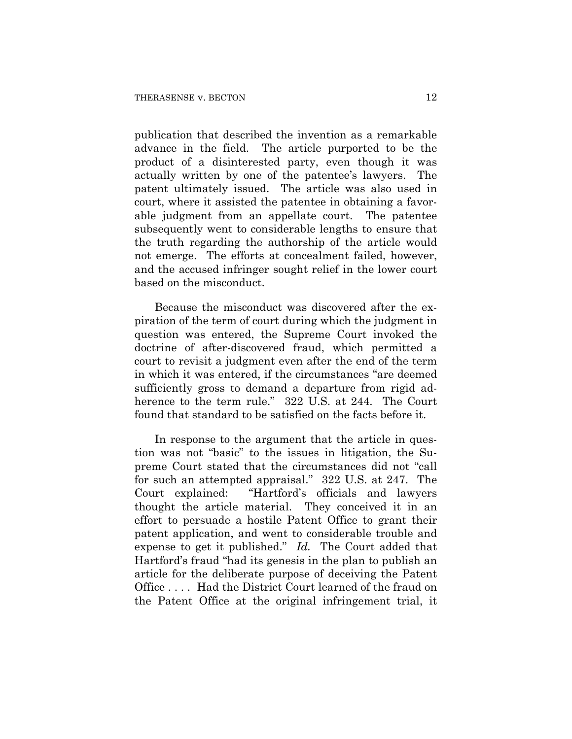publication that described the invention as a remarkable advance in the field. The article purported to be the product of a disinterested party, even though it was actually written by one of the patentee's lawyers. The patent ultimately issued. The article was also used in court, where it assisted the patentee in obtaining a favorable judgment from an appellate court. The patentee subsequently went to considerable lengths to ensure that the truth regarding the authorship of the article would not emerge. The efforts at concealment failed, however, and the accused infringer sought relief in the lower court based on the misconduct.

Because the misconduct was discovered after the expiration of the term of court during which the judgment in question was entered, the Supreme Court invoked the doctrine of after-discovered fraud, which permitted a court to revisit a judgment even after the end of the term in which it was entered, if the circumstances "are deemed sufficiently gross to demand a departure from rigid adherence to the term rule." 322 U.S. at 244. The Court found that standard to be satisfied on the facts before it.

In response to the argument that the article in question was not "basic" to the issues in litigation, the Supreme Court stated that the circumstances did not "call for such an attempted appraisal." 322 U.S. at 247. The Court explained: "Hartford's officials and lawyers thought the article material. They conceived it in an effort to persuade a hostile Patent Office to grant their patent application, and went to considerable trouble and expense to get it published." *Id.* The Court added that Hartford's fraud "had its genesis in the plan to publish an article for the deliberate purpose of deceiving the Patent Office . . . . Had the District Court learned of the fraud on the Patent Office at the original infringement trial, it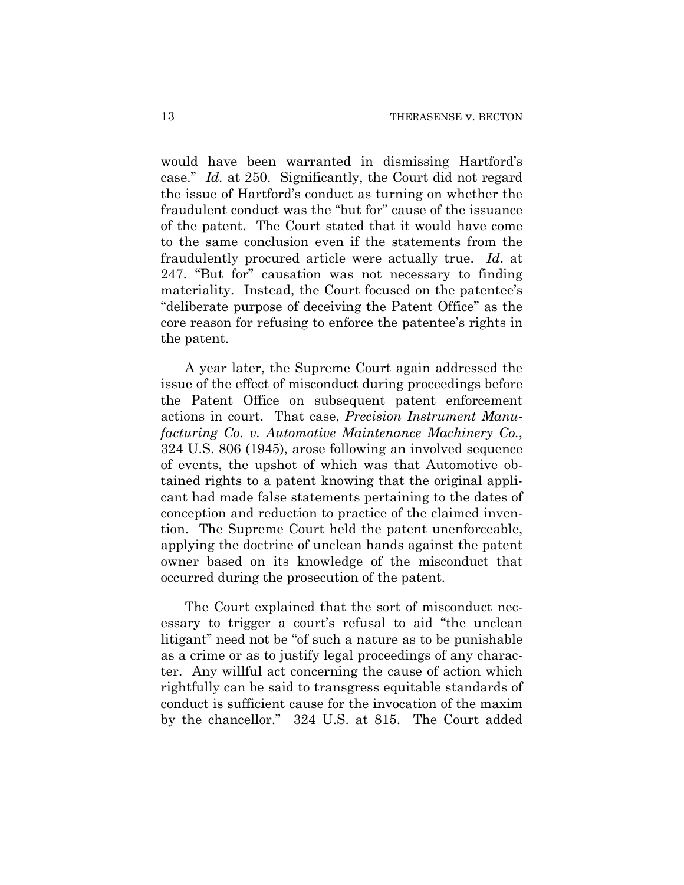would have been warranted in dismissing Hartford's case." *Id.* at 250. Significantly, the Court did not regard the issue of Hartford's conduct as turning on whether the fraudulent conduct was the "but for" cause of the issuance of the patent. The Court stated that it would have come to the same conclusion even if the statements from the fraudulently procured article were actually true. *Id*. at 247. "But for" causation was not necessary to finding materiality. Instead, the Court focused on the patentee's "deliberate purpose of deceiving the Patent Office" as the core reason for refusing to enforce the patentee's rights in the patent.

A year later, the Supreme Court again addressed the issue of the effect of misconduct during proceedings before the Patent Office on subsequent patent enforcement actions in court. That case, *Precision Instrument Manufacturing Co. v. Automotive Maintenance Machinery Co.*, 324 U.S. 806 (1945), arose following an involved sequence of events, the upshot of which was that Automotive obtained rights to a patent knowing that the original applicant had made false statements pertaining to the dates of conception and reduction to practice of the claimed invention. The Supreme Court held the patent unenforceable, applying the doctrine of unclean hands against the patent owner based on its knowledge of the misconduct that occurred during the prosecution of the patent.

The Court explained that the sort of misconduct necessary to trigger a court's refusal to aid "the unclean litigant" need not be "of such a nature as to be punishable as a crime or as to justify legal proceedings of any character. Any willful act concerning the cause of action which rightfully can be said to transgress equitable standards of conduct is sufficient cause for the invocation of the maxim by the chancellor." 324 U.S. at 815. The Court added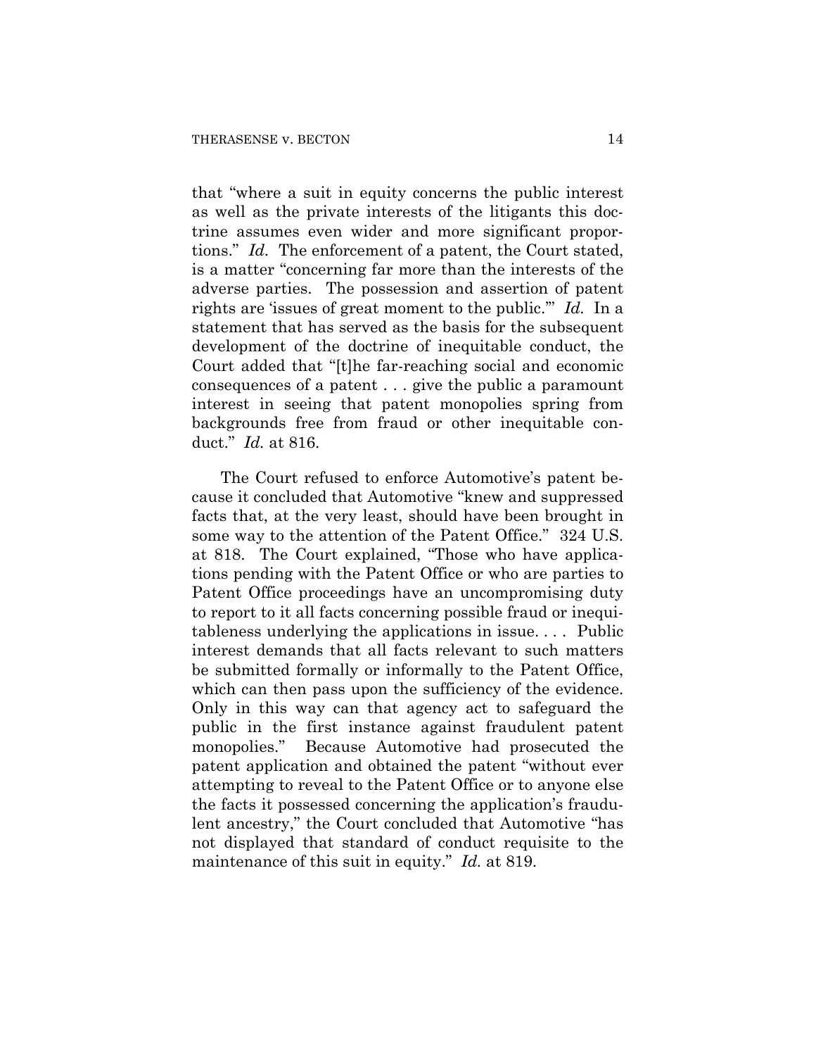that "where a suit in equity concerns the public interest as well as the private interests of the litigants this doctrine assumes even wider and more significant proportions." *Id.* The enforcement of a patent, the Court stated, is a matter "concerning far more than the interests of the adverse parties. The possession and assertion of patent rights are 'issues of great moment to the public.'" *Id.* In a statement that has served as the basis for the subsequent development of the doctrine of inequitable conduct, the Court added that "[t]he far-reaching social and economic consequences of a patent . . . give the public a paramount interest in seeing that patent monopolies spring from backgrounds free from fraud or other inequitable conduct." *Id.* at 816.

The Court refused to enforce Automotive's patent because it concluded that Automotive "knew and suppressed facts that, at the very least, should have been brought in some way to the attention of the Patent Office." 324 U.S. at 818. The Court explained, "Those who have applications pending with the Patent Office or who are parties to Patent Office proceedings have an uncompromising duty to report to it all facts concerning possible fraud or inequitableness underlying the applications in issue. . . . Public interest demands that all facts relevant to such matters be submitted formally or informally to the Patent Office, which can then pass upon the sufficiency of the evidence. Only in this way can that agency act to safeguard the public in the first instance against fraudulent patent monopolies." Because Automotive had prosecuted the patent application and obtained the patent "without ever attempting to reveal to the Patent Office or to anyone else the facts it possessed concerning the application's fraudulent ancestry," the Court concluded that Automotive "has not displayed that standard of conduct requisite to the maintenance of this suit in equity." *Id.* at 819.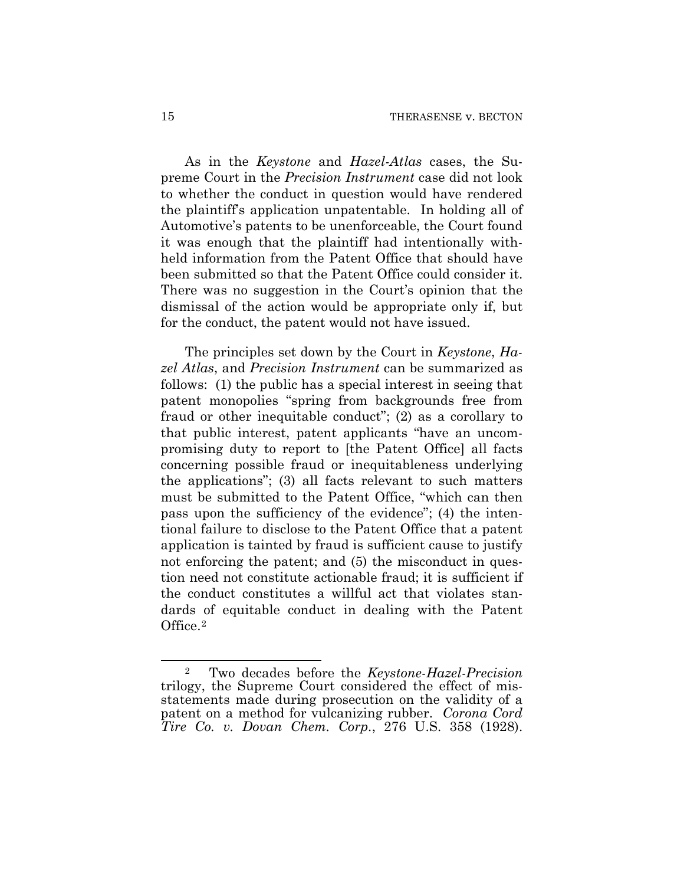As in the *Keystone* and *Hazel-Atlas* cases, the Supreme Court in the *Precision Instrument* case did not look to whether the conduct in question would have rendered the plaintiff's application unpatentable. In holding all of Automotive's patents to be unenforceable, the Court found it was enough that the plaintiff had intentionally withheld information from the Patent Office that should have been submitted so that the Patent Office could consider it. There was no suggestion in the Court's opinion that the dismissal of the action would be appropriate only if, but for the conduct, the patent would not have issued.

The principles set down by the Court in *Keystone*, *Hazel Atlas*, and *Precision Instrument* can be summarized as follows: (1) the public has a special interest in seeing that patent monopolies "spring from backgrounds free from fraud or other inequitable conduct"; (2) as a corollary to that public interest, patent applicants "have an uncompromising duty to report to [the Patent Office] all facts concerning possible fraud or inequitableness underlying the applications"; (3) all facts relevant to such matters must be submitted to the Patent Office, "which can then pass upon the sufficiency of the evidence"; (4) the intentional failure to disclose to the Patent Office that a patent application is tainted by fraud is sufficient cause to justify not enforcing the patent; and (5) the misconduct in question need not constitute actionable fraud; it is sufficient if the conduct constitutes a willful act that violates standards of equitable conduct in dealing with the Patent Office.[2]

---

[2] Two decades before the *Keystone-Hazel-Precision* trilogy, the Supreme Court considered the effect of misstatements made during prosecution on the validity of a patent on a method for vulcanizing rubber. *Corona Cord Tire Co. v. Dovan Chem. Corp.*, 276 U.S. 358 (1928).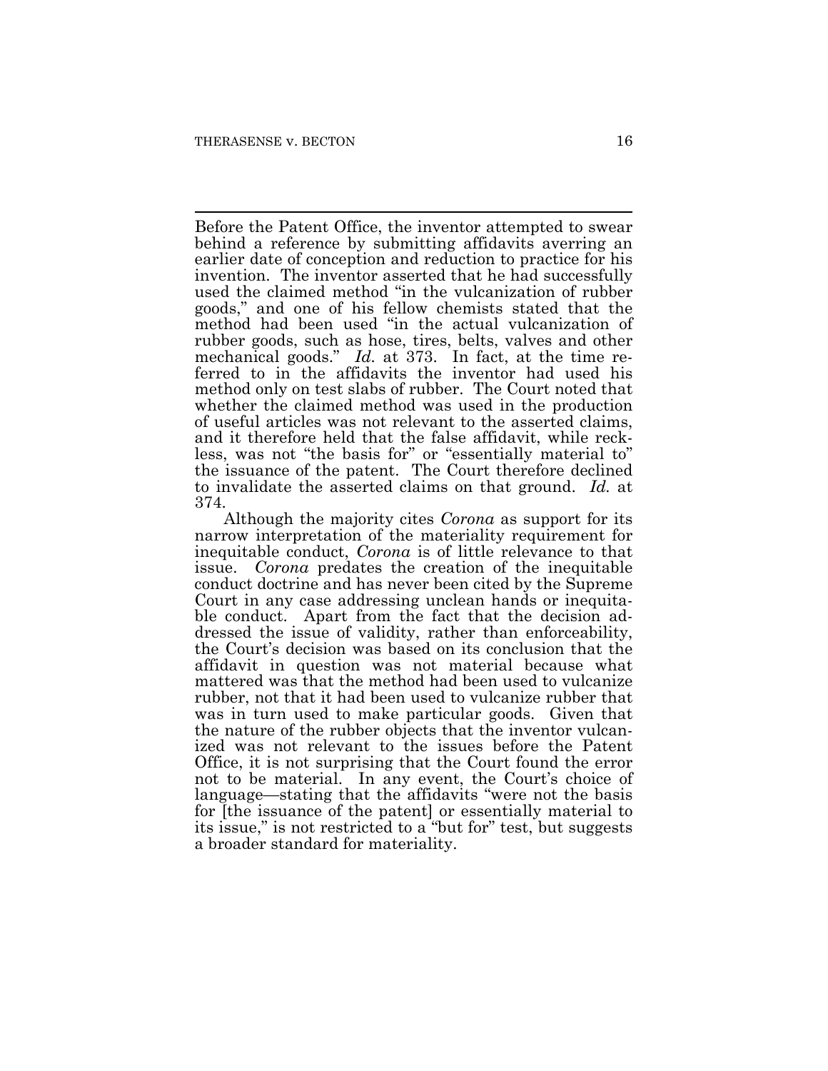Before the Patent Office, the inventor attempted to swear behind a reference by submitting affidavits averring an earlier date of conception and reduction to practice for his invention. The inventor asserted that he had successfully used the claimed method "in the vulcanization of rubber goods," and one of his fellow chemists stated that the method had been used "in the actual vulcanization of rubber goods, such as hose, tires, belts, valves and other mechanical goods." *Id.* at 373. In fact, at the time referred to in the affidavits the inventor had used his method only on test slabs of rubber. The Court noted that whether the claimed method was used in the production of useful articles was not relevant to the asserted claims, and it therefore held that the false affidavit, while reckless, was not "the basis for" or "essentially material to" the issuance of the patent. The Court therefore declined to invalidate the asserted claims on that ground. *Id.* at 374.

Although the majority cites *Corona* as support for its narrow interpretation of the materiality requirement for inequitable conduct, *Corona* is of little relevance to that issue. *Corona* predates the creation of the inequitable conduct doctrine and has never been cited by the Supreme Court in any case addressing unclean hands or inequitable conduct. Apart from the fact that the decision addressed the issue of validity, rather than enforceability, the Court's decision was based on its conclusion that the affidavit in question was not material because what mattered was that the method had been used to vulcanize rubber, not that it had been used to vulcanize rubber that was in turn used to make particular goods. Given that the nature of the rubber objects that the inventor vulcanized was not relevant to the issues before the Patent Office, it is not surprising that the Court found the error not to be material. In any event, the Court's choice of language—stating that the affidavits "were not the basis for [the issuance of the patent] or essentially material to its issue," is not restricted to a "but for" test, but suggests a broader standard for materiality.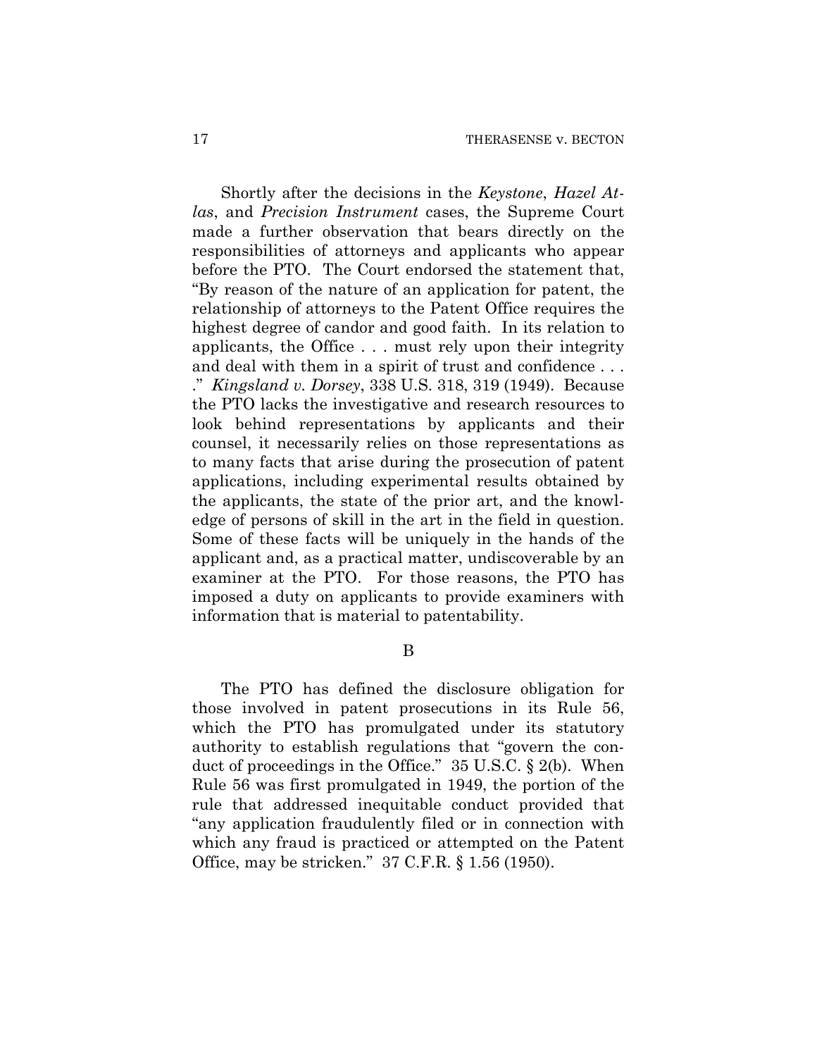Shortly after the decisions in the *Keystone*, *Hazel Atlas*, and *Precision Instrument* cases, the Supreme Court made a further observation that bears directly on the responsibilities of attorneys and applicants who appear before the PTO. The Court endorsed the statement that, "By reason of the nature of an application for patent, the relationship of attorneys to the Patent Office requires the highest degree of candor and good faith. In its relation to applicants, the Office . . . must rely upon their integrity and deal with them in a spirit of trust and confidence . . . ." *Kingsland v. Dorsey*, 338 U.S. 318, 319 (1949). Because the PTO lacks the investigative and research resources to look behind representations by applicants and their counsel, it necessarily relies on those representations as to many facts that arise during the prosecution of patent applications, including experimental results obtained by the applicants, the state of the prior art, and the knowledge of persons of skill in the art in the field in question. Some of these facts will be uniquely in the hands of the applicant and, as a practical matter, undiscoverable by an examiner at the PTO. For those reasons, the PTO has imposed a duty on applicants to provide examiners with information that is material to patentability.

B

The PTO has defined the disclosure obligation for those involved in patent prosecutions in its Rule 56, which the PTO has promulgated under its statutory authority to establish regulations that "govern the conduct of proceedings in the Office." 35 U.S.C. § 2(b). When Rule 56 was first promulgated in 1949, the portion of the rule that addressed inequitable conduct provided that "any application fraudulently filed or in connection with which any fraud is practiced or attempted on the Patent Office, may be stricken." 37 C.F.R. § 1.56 (1950).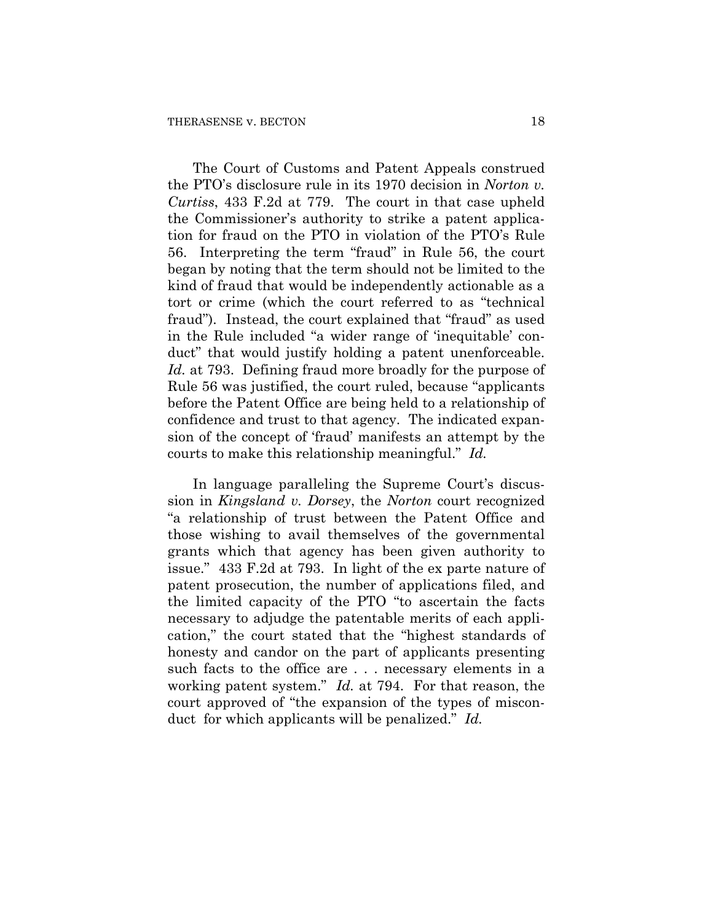The Court of Customs and Patent Appeals construed the PTO's disclosure rule in its 1970 decision in *Norton v. Curtiss*, 433 F.2d at 779. The court in that case upheld the Commissioner's authority to strike a patent application for fraud on the PTO in violation of the PTO's Rule 56. Interpreting the term "fraud" in Rule 56, the court began by noting that the term should not be limited to the kind of fraud that would be independently actionable as a tort or crime (which the court referred to as "technical fraud"). Instead, the court explained that "fraud" as used in the Rule included "a wider range of 'inequitable' conduct" that would justify holding a patent unenforceable. *Id.* at 793. Defining fraud more broadly for the purpose of Rule 56 was justified, the court ruled, because "applicants before the Patent Office are being held to a relationship of confidence and trust to that agency. The indicated expansion of the concept of 'fraud' manifests an attempt by the courts to make this relationship meaningful." *Id.*

In language paralleling the Supreme Court's discussion in *Kingsland v. Dorsey*, the *Norton* court recognized "a relationship of trust between the Patent Office and those wishing to avail themselves of the governmental grants which that agency has been given authority to issue." 433 F.2d at 793. In light of the ex parte nature of patent prosecution, the number of applications filed, and the limited capacity of the PTO "to ascertain the facts necessary to adjudge the patentable merits of each application," the court stated that the "highest standards of honesty and candor on the part of applicants presenting such facts to the office are . . . necessary elements in a working patent system." *Id.* at 794. For that reason, the court approved of "the expansion of the types of misconduct for which applicants will be penalized." *Id.*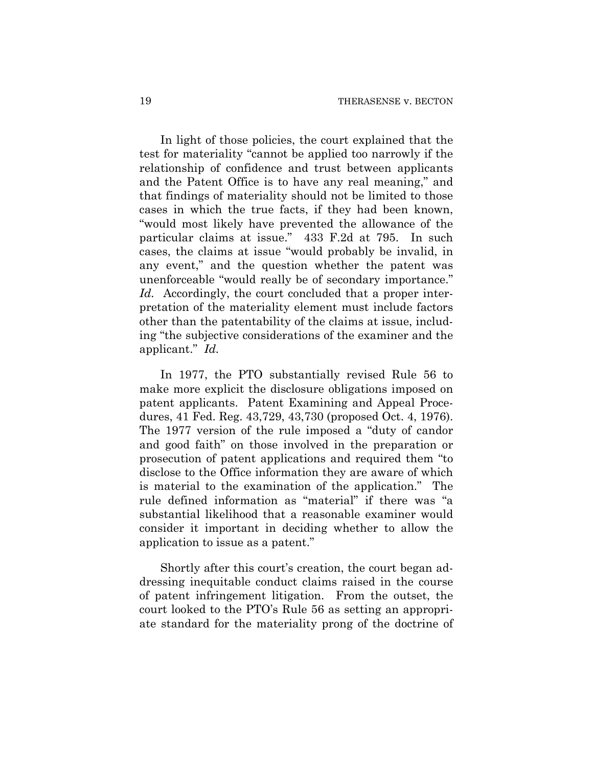In light of those policies, the court explained that the test for materiality "cannot be applied too narrowly if the relationship of confidence and trust between applicants and the Patent Office is to have any real meaning," and that findings of materiality should not be limited to those cases in which the true facts, if they had been known, "would most likely have prevented the allowance of the particular claims at issue." 433 F.2d at 795. In such cases, the claims at issue "would probably be invalid, in any event," and the question whether the patent was unenforceable "would really be of secondary importance." *Id.* Accordingly, the court concluded that a proper interpretation of the materiality element must include factors other than the patentability of the claims at issue, including "the subjective considerations of the examiner and the applicant." *Id.*

In 1977, the PTO substantially revised Rule 56 to make more explicit the disclosure obligations imposed on patent applicants. Patent Examining and Appeal Procedures, 41 Fed. Reg. 43,729, 43,730 (proposed Oct. 4, 1976). The 1977 version of the rule imposed a "duty of candor and good faith" on those involved in the preparation or prosecution of patent applications and required them "to disclose to the Office information they are aware of which is material to the examination of the application." The rule defined information as "material" if there was "a substantial likelihood that a reasonable examiner would consider it important in deciding whether to allow the application to issue as a patent."

Shortly after this court's creation, the court began addressing inequitable conduct claims raised in the course of patent infringement litigation. From the outset, the court looked to the PTO's Rule 56 as setting an appropriate standard for the materiality prong of the doctrine of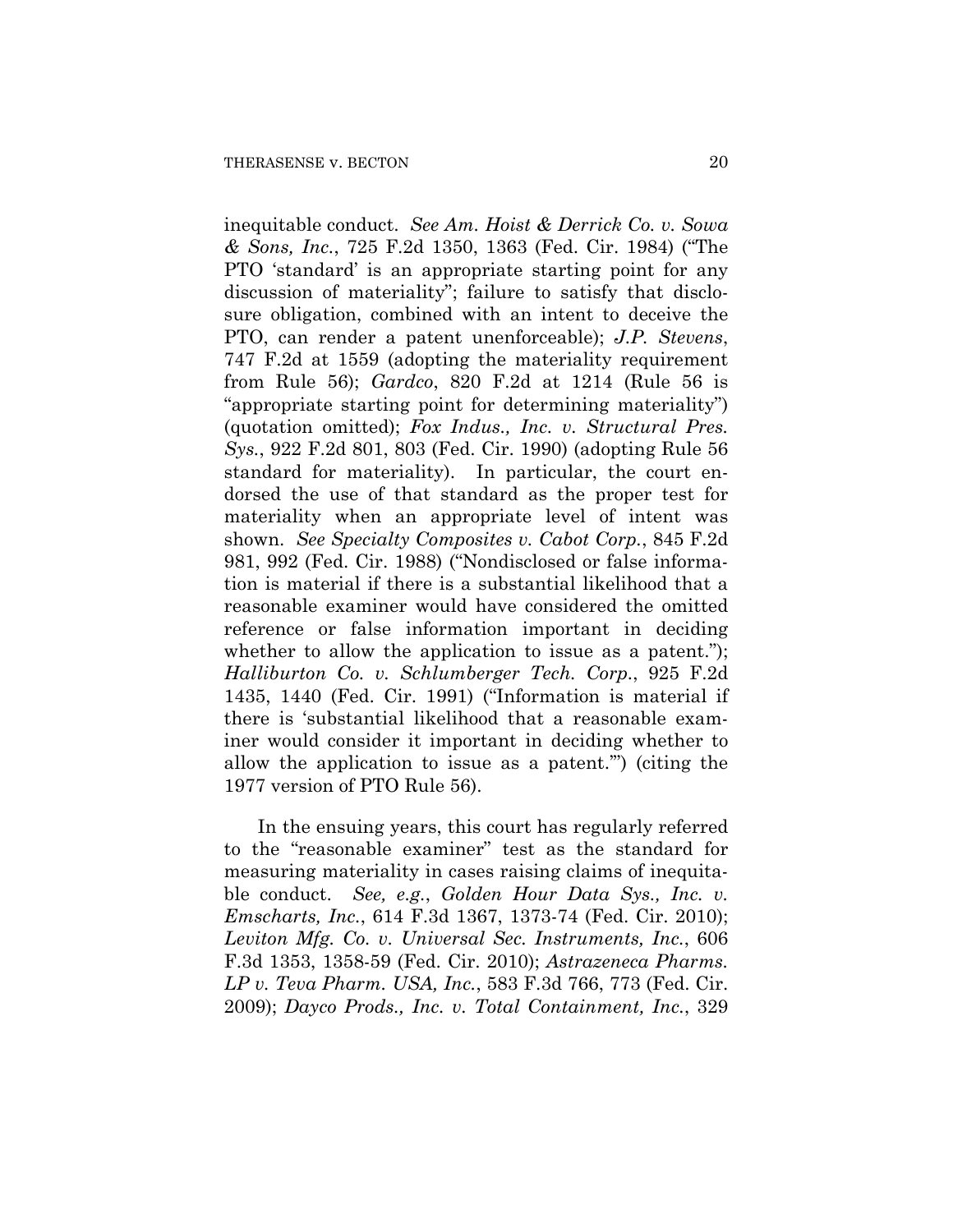inequitable conduct. *See Am. Hoist & Derrick Co. v. Sowa & Sons, Inc.*, 725 F.2d 1350, 1363 (Fed. Cir. 1984) ("The PTO 'standard' is an appropriate starting point for any discussion of materiality"; failure to satisfy that disclosure obligation, combined with an intent to deceive the PTO, can render a patent unenforceable); *J.P. Stevens*, 747 F.2d at 1559 (adopting the materiality requirement from Rule 56); *Gardco*, 820 F.2d at 1214 (Rule 56 is "appropriate starting point for determining materiality") (quotation omitted); *Fox Indus., Inc. v. Structural Pres. Sys.*, 922 F.2d 801, 803 (Fed. Cir. 1990) (adopting Rule 56 standard for materiality). In particular, the court endorsed the use of that standard as the proper test for materiality when an appropriate level of intent was shown. *See Specialty Composites v. Cabot Corp.*, 845 F.2d 981, 992 (Fed. Cir. 1988) ("Nondisclosed or false information is material if there is a substantial likelihood that a reasonable examiner would have considered the omitted reference or false information important in deciding whether to allow the application to issue as a patent."); *Halliburton Co. v. Schlumberger Tech. Corp.*, 925 F.2d 1435, 1440 (Fed. Cir. 1991) ("Information is material if there is 'substantial likelihood that a reasonable examiner would consider it important in deciding whether to allow the application to issue as a patent.'") (citing the 1977 version of PTO Rule 56).

In the ensuing years, this court has regularly referred to the "reasonable examiner" test as the standard for measuring materiality in cases raising claims of inequitable conduct. *See, e.g.*, *Golden Hour Data Sys., Inc. v. Emscharts, Inc.*, 614 F.3d 1367, 1373-74 (Fed. Cir. 2010); *Leviton Mfg. Co. v. Universal Sec. Instruments, Inc.*, 606 F.3d 1353, 1358-59 (Fed. Cir. 2010); *Astrazeneca Pharms. LP v. Teva Pharm. USA, Inc.*, 583 F.3d 766, 773 (Fed. Cir. 2009); *Dayco Prods., Inc. v. Total Containment, Inc.*, 329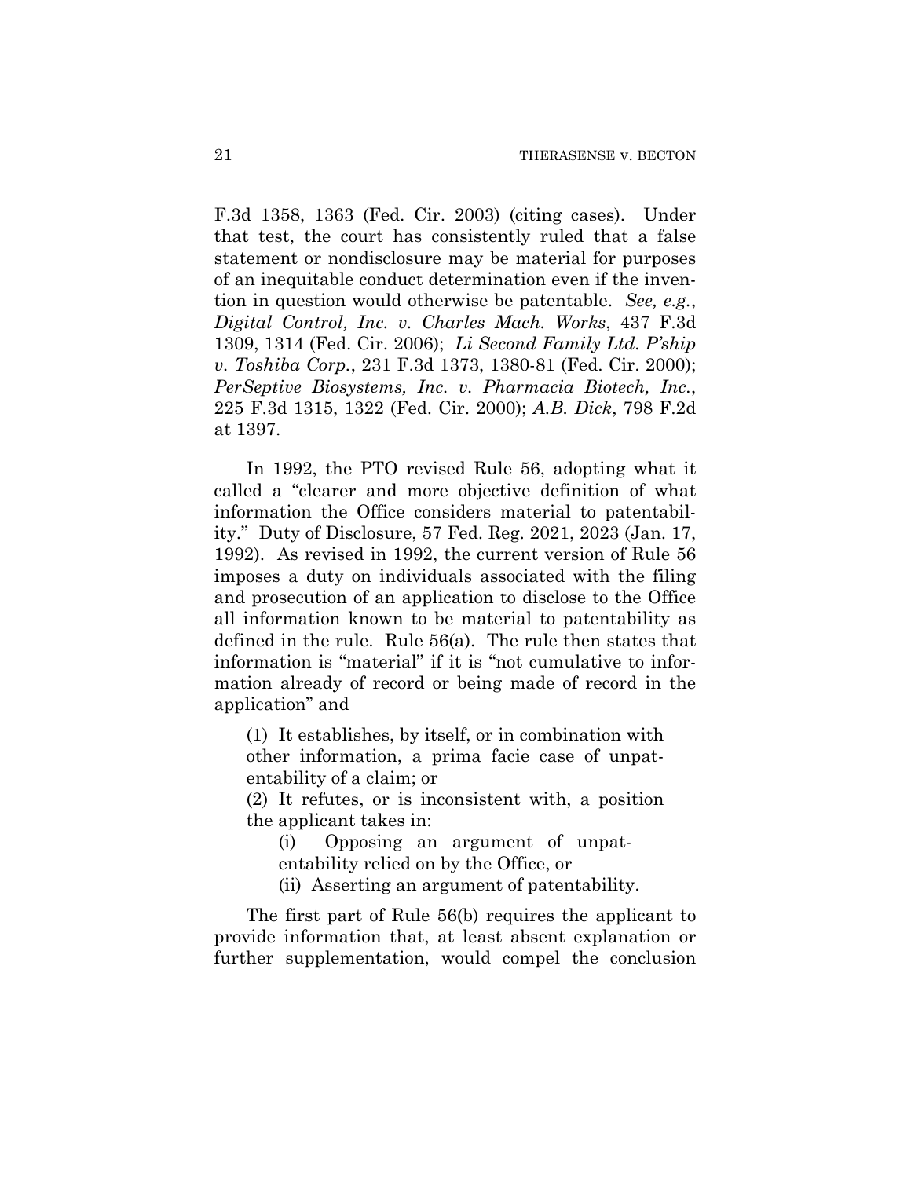F.3d 1358, 1363 (Fed. Cir. 2003) (citing cases). Under that test, the court has consistently ruled that a false statement or nondisclosure may be material for purposes of an inequitable conduct determination even if the invention in question would otherwise be patentable. *See, e.g.*, *Digital Control, Inc. v. Charles Mach. Works*, 437 F.3d 1309, 1314 (Fed. Cir. 2006); *Li Second Family Ltd. P'ship v. Toshiba Corp.*, 231 F.3d 1373, 1380-81 (Fed. Cir. 2000); *PerSeptive Biosystems, Inc. v. Pharmacia Biotech, Inc.*, 225 F.3d 1315, 1322 (Fed. Cir. 2000); *A.B. Dick*, 798 F.2d at 1397.

In 1992, the PTO revised Rule 56, adopting what it called a "clearer and more objective definition of what information the Office considers material to patentability." Duty of Disclosure, 57 Fed. Reg. 2021, 2023 (Jan. 17, 1992). As revised in 1992, the current version of Rule 56 imposes a duty on individuals associated with the filing and prosecution of an application to disclose to the Office all information known to be material to patentability as defined in the rule. Rule 56(a). The rule then states that information is "material" if it is "not cumulative to information already of record or being made of record in the application" and

> (1) It establishes, by itself, or in combination with other information, a prima facie case of unpatentability of a claim; or
>
> (2) It refutes, or is inconsistent with, a position the applicant takes in:
>
> > (i) Opposing an argument of unpatentability relied on by the Office, or
> >
> > (ii) Asserting an argument of patentability.

The first part of Rule 56(b) requires the applicant to provide information that, at least absent explanation or further supplementation, would compel the conclusion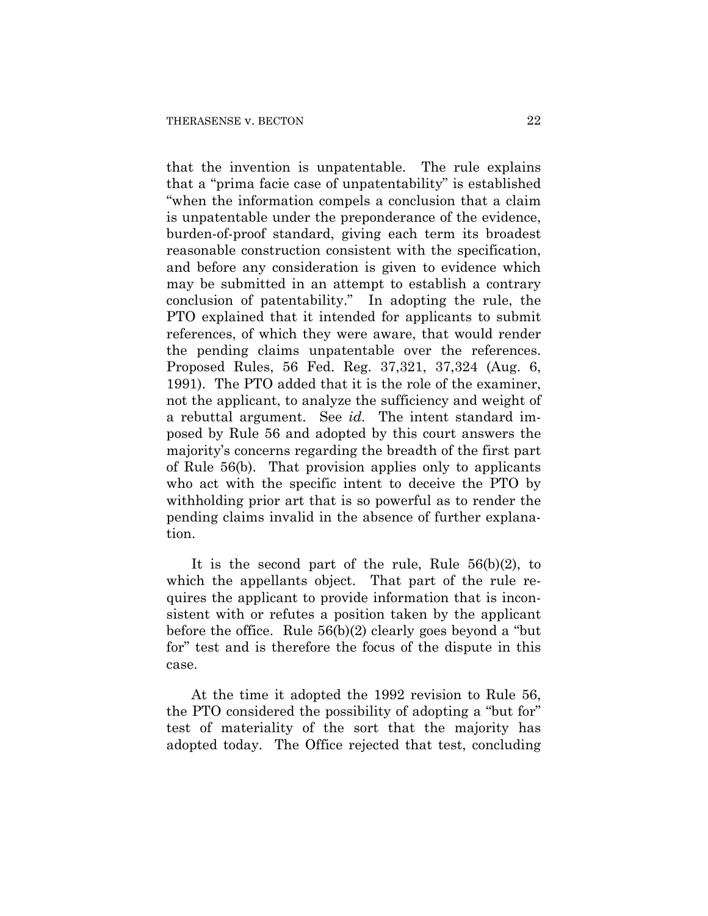that the invention is unpatentable. The rule explains that a "prima facie case of unpatentability" is established "when the information compels a conclusion that a claim is unpatentable under the preponderance of the evidence, burden-of-proof standard, giving each term its broadest reasonable construction consistent with the specification, and before any consideration is given to evidence which may be submitted in an attempt to establish a contrary conclusion of patentability." In adopting the rule, the PTO explained that it intended for applicants to submit references, of which they were aware, that would render the pending claims unpatentable over the references. Proposed Rules, 56 Fed. Reg. 37,321, 37,324 (Aug. 6, 1991). The PTO added that it is the role of the examiner, not the applicant, to analyze the sufficiency and weight of a rebuttal argument. See *id.* The intent standard imposed by Rule 56 and adopted by this court answers the majority's concerns regarding the breadth of the first part of Rule 56(b). That provision applies only to applicants who act with the specific intent to deceive the PTO by withholding prior art that is so powerful as to render the pending claims invalid in the absence of further explanation.

It is the second part of the rule, Rule 56(b)(2), to which the appellants object. That part of the rule requires the applicant to provide information that is inconsistent with or refutes a position taken by the applicant before the office. Rule 56(b)(2) clearly goes beyond a "but for" test and is therefore the focus of the dispute in this case.

At the time it adopted the 1992 revision to Rule 56, the PTO considered the possibility of adopting a "but for" test of materiality of the sort that the majority has adopted today. The Office rejected that test, concluding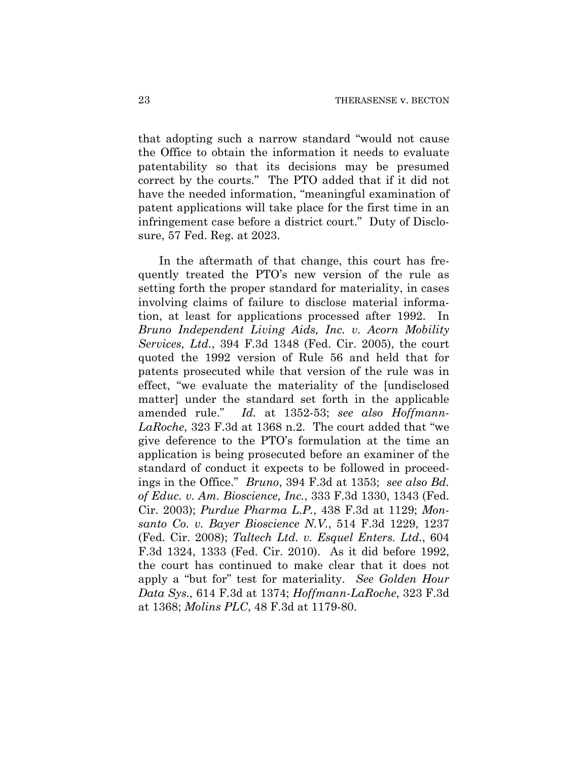that adopting such a narrow standard "would not cause the Office to obtain the information it needs to evaluate patentability so that its decisions may be presumed correct by the courts." The PTO added that if it did not have the needed information, "meaningful examination of patent applications will take place for the first time in an infringement case before a district court." Duty of Disclosure, 57 Fed. Reg. at 2023.

In the aftermath of that change, this court has frequently treated the PTO's new version of the rule as setting forth the proper standard for materiality, in cases involving claims of failure to disclose material information, at least for applications processed after 1992. In *Bruno Independent Living Aids, Inc. v. Acorn Mobility Services, Ltd.*, 394 F.3d 1348 (Fed. Cir. 2005), the court quoted the 1992 version of Rule 56 and held that for patents prosecuted while that version of the rule was in effect, "we evaluate the materiality of the [undisclosed matter] under the standard set forth in the applicable amended rule." *Id.* at 1352-53; *see also Hoffmann-LaRoche*, 323 F.3d at 1368 n.2. The court added that "we give deference to the PTO's formulation at the time an application is being prosecuted before an examiner of the standard of conduct it expects to be followed in proceedings in the Office." *Bruno*, 394 F.3d at 1353; *see also Bd. of Educ. v. Am. Bioscience, Inc.*, 333 F.3d 1330, 1343 (Fed. Cir. 2003); *Purdue Pharma L.P.*, 438 F.3d at 1129; *Monsanto Co. v. Bayer Bioscience N.V.*, 514 F.3d 1229, 1237 (Fed. Cir. 2008); *Taltech Ltd. v. Esquel Enters. Ltd.*, 604 F.3d 1324, 1333 (Fed. Cir. 2010). As it did before 1992, the court has continued to make clear that it does not apply a "but for" test for materiality. *See Golden Hour Data Sys.,* 614 F.3d at 1374; *Hoffmann-LaRoche*, 323 F.3d at 1368; *Molins PLC*, 48 F.3d at 1179-80.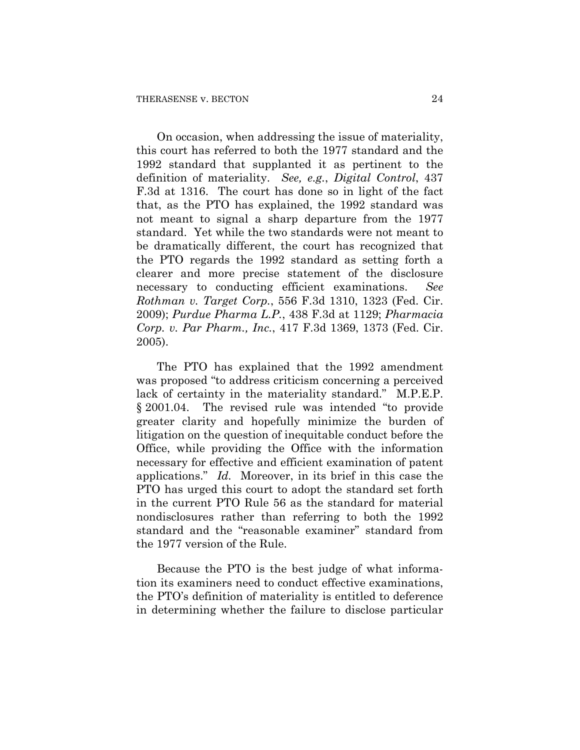On occasion, when addressing the issue of materiality, this court has referred to both the 1977 standard and the 1992 standard that supplanted it as pertinent to the definition of materiality. *See, e.g.*, *Digital Control*, 437 F.3d at 1316. The court has done so in light of the fact that, as the PTO has explained, the 1992 standard was not meant to signal a sharp departure from the 1977 standard. Yet while the two standards were not meant to be dramatically different, the court has recognized that the PTO regards the 1992 standard as setting forth a clearer and more precise statement of the disclosure necessary to conducting efficient examinations. *See Rothman v. Target Corp.*, 556 F.3d 1310, 1323 (Fed. Cir. 2009); *Purdue Pharma L.P.*, 438 F.3d at 1129; *Pharmacia Corp. v. Par Pharm., Inc.*, 417 F.3d 1369, 1373 (Fed. Cir. 2005).

The PTO has explained that the 1992 amendment was proposed "to address criticism concerning a perceived lack of certainty in the materiality standard." M.P.E.P. § 2001.04. The revised rule was intended "to provide greater clarity and hopefully minimize the burden of litigation on the question of inequitable conduct before the Office, while providing the Office with the information necessary for effective and efficient examination of patent applications." *Id.* Moreover, in its brief in this case the PTO has urged this court to adopt the standard set forth in the current PTO Rule 56 as the standard for material nondisclosures rather than referring to both the 1992 standard and the "reasonable examiner" standard from the 1977 version of the Rule.

Because the PTO is the best judge of what information its examiners need to conduct effective examinations, the PTO's definition of materiality is entitled to deference in determining whether the failure to disclose particular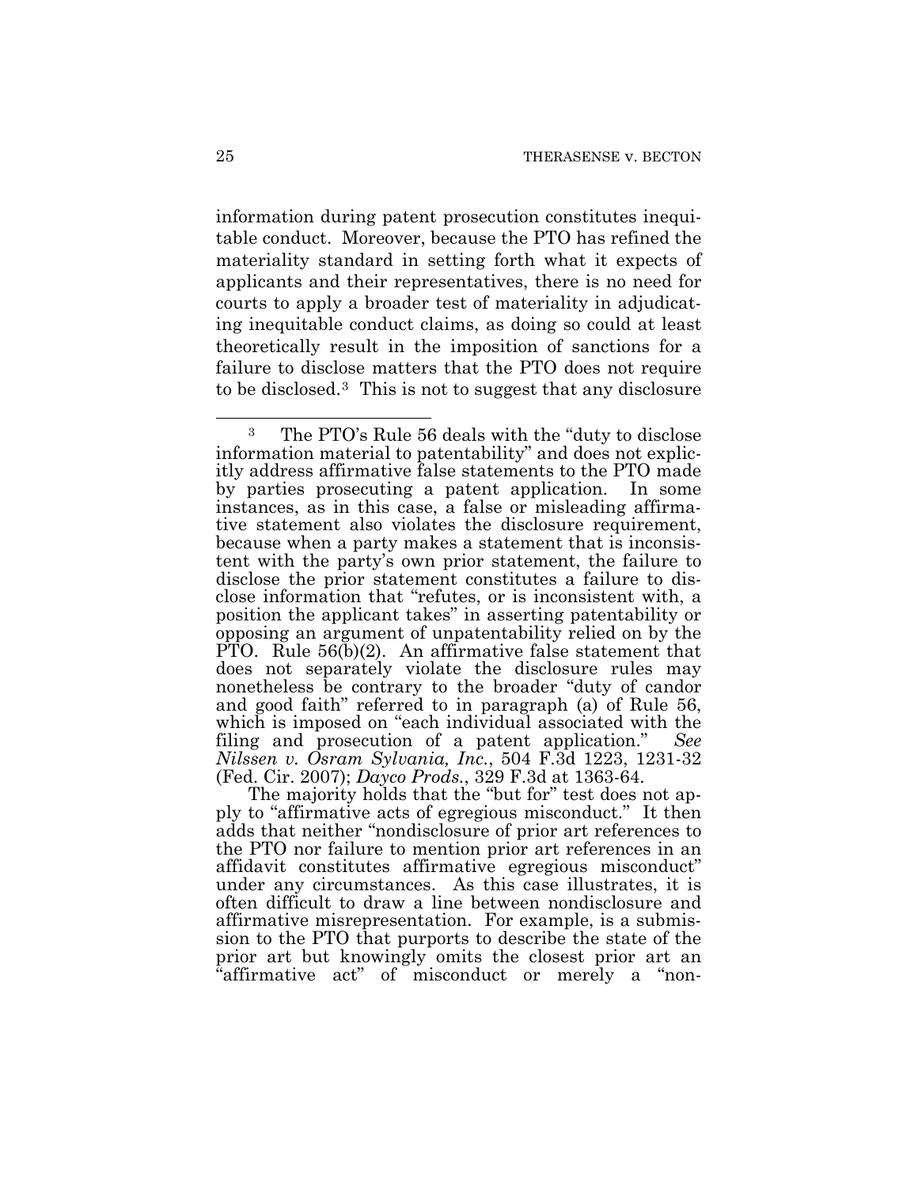information during patent prosecution constitutes inequitable conduct. Moreover, because the PTO has refined the materiality standard in setting forth what it expects of applicants and their representatives, there is no need for courts to apply a broader test of materiality in adjudicating inequitable conduct claims, as doing so could at least theoretically result in the imposition of sanctions for a failure to disclose matters that the PTO does not require to be disclosed.[3] This is not to suggest that any disclosure

---

[3] The PTO's Rule 56 deals with the "duty to disclose information material to patentability" and does not explicitly address affirmative false statements to the PTO made by parties prosecuting a patent application. In some instances, as in this case, a false or misleading affirmative statement also violates the disclosure requirement, because when a party makes a statement that is inconsistent with the party's own prior statement, the failure to disclose the prior statement constitutes a failure to disclose information that "refutes, or is inconsistent with, a position the applicant takes" in asserting patentability or opposing an argument of unpatentability relied on by the PTO. Rule 56(b)(2). An affirmative false statement that does not separately violate the disclosure rules may nonetheless be contrary to the broader "duty of candor and good faith" referred to in paragraph (a) of Rule 56, which is imposed on "each individual associated with the filing and prosecution of a patent application." *See Nilssen v. Osram Sylvania, Inc.*, 504 F.3d 1223, 1231-32 (Fed. Cir. 2007); *Dayco Prods.*, 329 F.3d at 1363-64.

The majority holds that the "but for" test does not apply to "affirmative acts of egregious misconduct." It then adds that neither "nondisclosure of prior art references to the PTO nor failure to mention prior art references in an affidavit constitutes affirmative egregious misconduct" under any circumstances. As this case illustrates, it is often difficult to draw a line between nondisclosure and affirmative misrepresentation. For example, is a submission to the PTO that purports to describe the state of the prior art but knowingly omits the closest prior art an "affirmative act" of misconduct or merely a "non-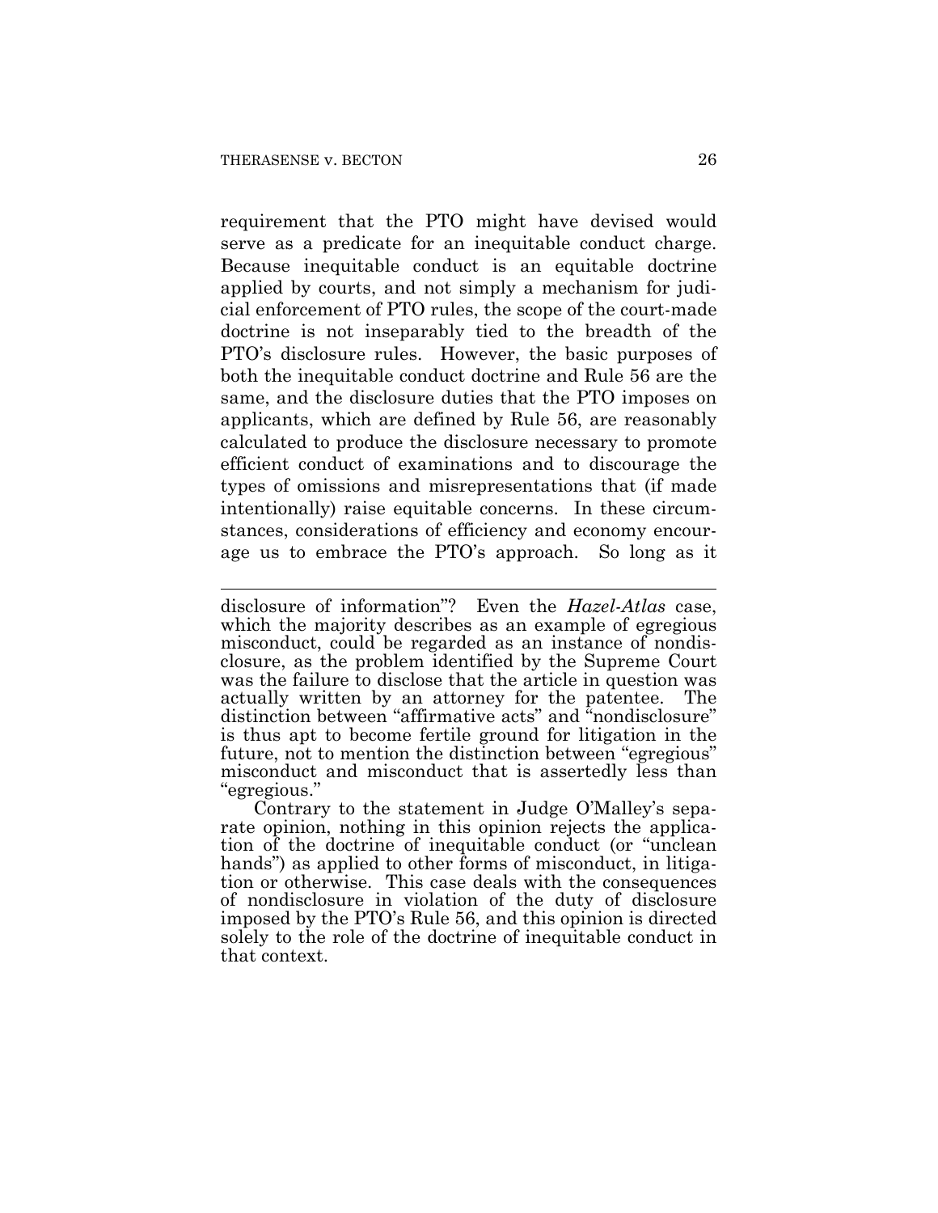requirement that the PTO might have devised would serve as a predicate for an inequitable conduct charge. Because inequitable conduct is an equitable doctrine applied by courts, and not simply a mechanism for judicial enforcement of PTO rules, the scope of the court-made doctrine is not inseparably tied to the breadth of the PTO's disclosure rules. However, the basic purposes of both the inequitable conduct doctrine and Rule 56 are the same, and the disclosure duties that the PTO imposes on applicants, which are defined by Rule 56, are reasonably calculated to produce the disclosure necessary to promote efficient conduct of examinations and to discourage the types of omissions and misrepresentations that (if made intentionally) raise equitable concerns. In these circumstances, considerations of efficiency and economy encourage us to embrace the PTO's approach. So long as it

---

disclosure of information"? Even the *Hazel-Atlas* case, which the majority describes as an example of egregious misconduct, could be regarded as an instance of nondisclosure, as the problem identified by the Supreme Court was the failure to disclose that the article in question was actually written by an attorney for the patentee. The distinction between "affirmative acts" and "nondisclosure" is thus apt to become fertile ground for litigation in the future, not to mention the distinction between "egregious" misconduct and misconduct that is assertedly less than "egregious."

Contrary to the statement in Judge O'Malley's separate opinion, nothing in this opinion rejects the application of the doctrine of inequitable conduct (or "unclean hands") as applied to other forms of misconduct, in litigation or otherwise. This case deals with the consequences of nondisclosure in violation of the duty of disclosure imposed by the PTO's Rule 56, and this opinion is directed solely to the role of the doctrine of inequitable conduct in that context.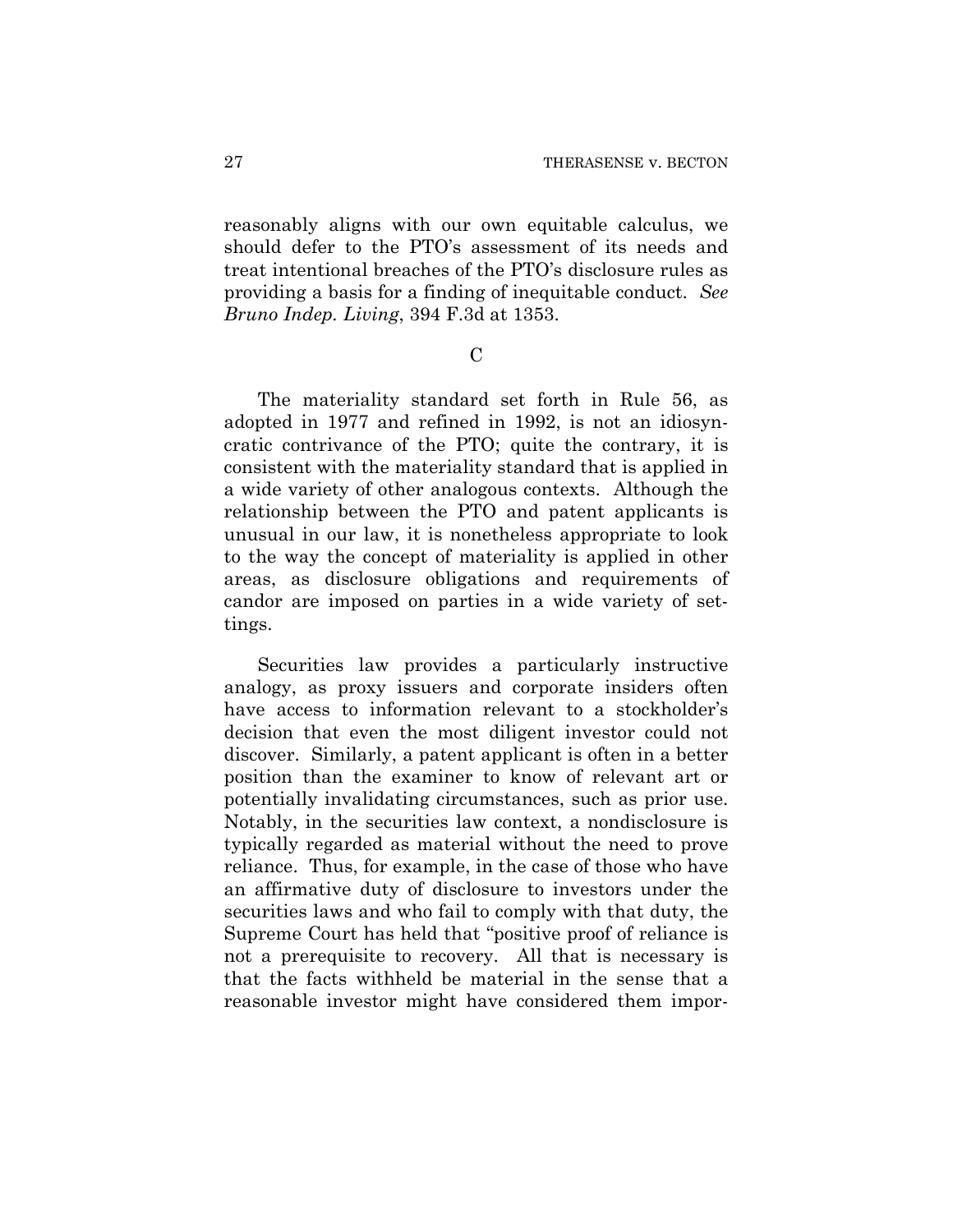reasonably aligns with our own equitable calculus, we should defer to the PTO's assessment of its needs and treat intentional breaches of the PTO's disclosure rules as providing a basis for a finding of inequitable conduct. *See Bruno Indep. Living*, 394 F.3d at 1353.

C

The materiality standard set forth in Rule 56, as adopted in 1977 and refined in 1992, is not an idiosyncratic contrivance of the PTO; quite the contrary, it is consistent with the materiality standard that is applied in a wide variety of other analogous contexts. Although the relationship between the PTO and patent applicants is unusual in our law, it is nonetheless appropriate to look to the way the concept of materiality is applied in other areas, as disclosure obligations and requirements of candor are imposed on parties in a wide variety of settings.

Securities law provides a particularly instructive analogy, as proxy issuers and corporate insiders often have access to information relevant to a stockholder's decision that even the most diligent investor could not discover. Similarly, a patent applicant is often in a better position than the examiner to know of relevant art or potentially invalidating circumstances, such as prior use. Notably, in the securities law context, a nondisclosure is typically regarded as material without the need to prove reliance. Thus, for example, in the case of those who have an affirmative duty of disclosure to investors under the securities laws and who fail to comply with that duty, the Supreme Court has held that "positive proof of reliance is not a prerequisite to recovery. All that is necessary is that the facts withheld be material in the sense that a reasonable investor might have considered them impor-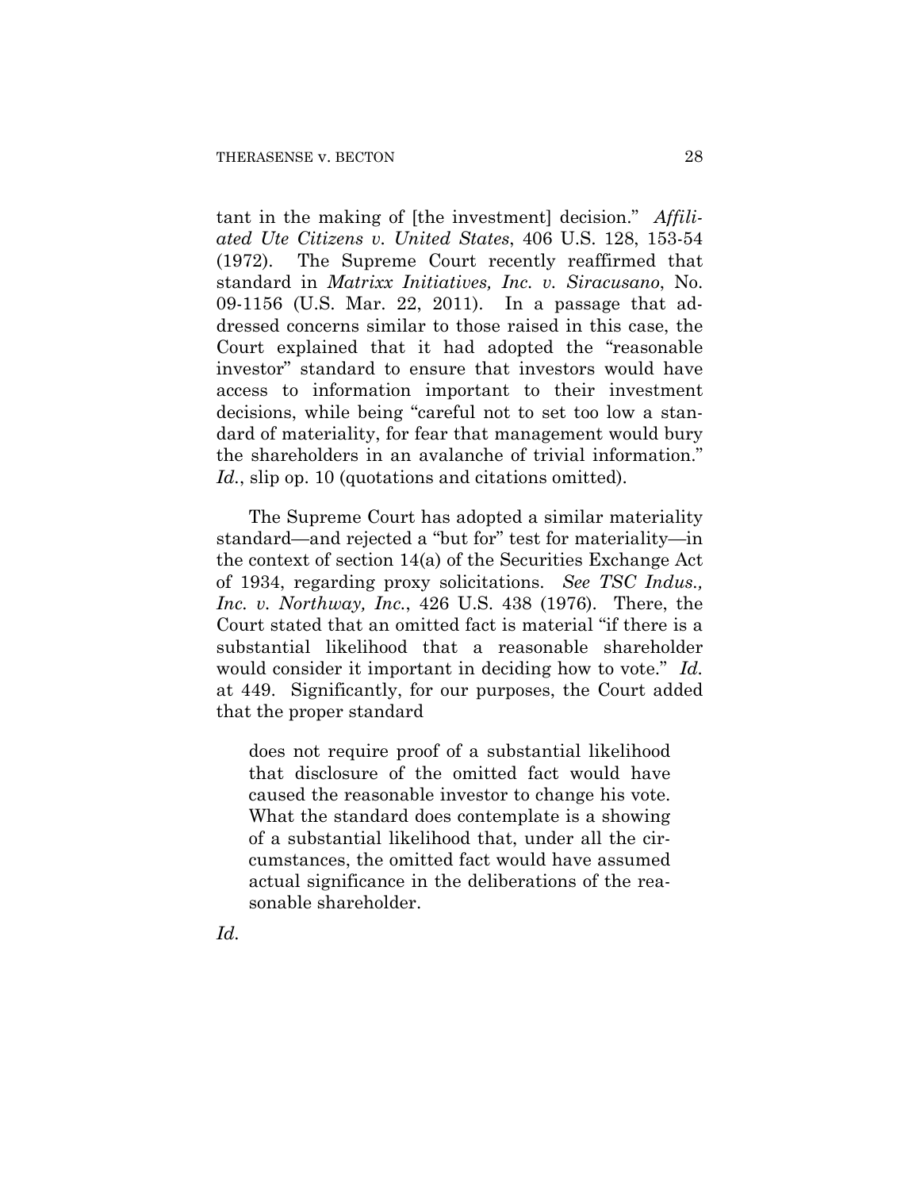tant in the making of [the investment] decision." *Affiliated Ute Citizens v. United States*, 406 U.S. 128, 153-54 (1972). The Supreme Court recently reaffirmed that standard in *Matrixx Initiatives, Inc. v. Siracusano*, No. 09-1156 (U.S. Mar. 22, 2011). In a passage that addressed concerns similar to those raised in this case, the Court explained that it had adopted the "reasonable investor" standard to ensure that investors would have access to information important to their investment decisions, while being "careful not to set too low a standard of materiality, for fear that management would bury the shareholders in an avalanche of trivial information." *Id.*, slip op. 10 (quotations and citations omitted).

The Supreme Court has adopted a similar materiality standard—and rejected a "but for" test for materiality—in the context of section 14(a) of the Securities Exchange Act of 1934, regarding proxy solicitations. *See TSC Indus., Inc. v. Northway, Inc.*, 426 U.S. 438 (1976). There, the Court stated that an omitted fact is material "if there is a substantial likelihood that a reasonable shareholder would consider it important in deciding how to vote." *Id.* at 449. Significantly, for our purposes, the Court added that the proper standard

> does not require proof of a substantial likelihood that disclosure of the omitted fact would have caused the reasonable investor to change his vote. What the standard does contemplate is a showing of a substantial likelihood that, under all the circumstances, the omitted fact would have assumed actual significance in the deliberations of the reasonable shareholder.

*Id.*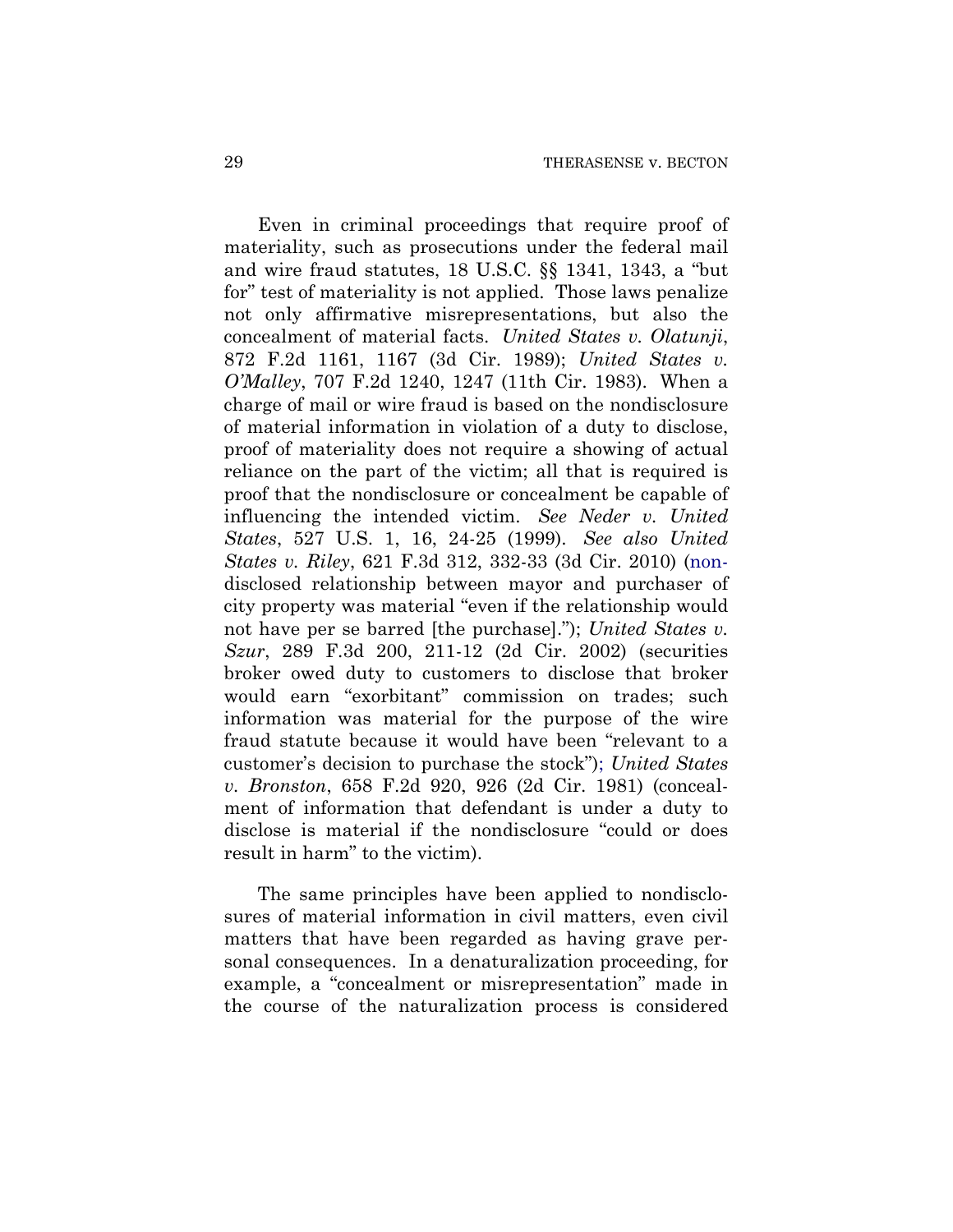Even in criminal proceedings that require proof of materiality, such as prosecutions under the federal mail and wire fraud statutes, 18 U.S.C. §§ 1341, 1343, a "but for" test of materiality is not applied. Those laws penalize not only affirmative misrepresentations, but also the concealment of material facts. *United States v. Olatunji*, 872 F.2d 1161, 1167 (3d Cir. 1989); *United States v. O'Malley*, 707 F.2d 1240, 1247 (11th Cir. 1983). When a charge of mail or wire fraud is based on the nondisclosure of material information in violation of a duty to disclose, proof of materiality does not require a showing of actual reliance on the part of the victim; all that is required is proof that the nondisclosure or concealment be capable of influencing the intended victim. *See Neder v. United States*, 527 U.S. 1, 16, 24-25 (1999). *See also United States v. Riley*, 621 F.3d 312, 332-33 (3d Cir. 2010) (non-disclosed relationship between mayor and purchaser of city property was material "even if the relationship would not have per se barred [the purchase]."); *United States v. Szur*, 289 F.3d 200, 211-12 (2d Cir. 2002) (securities broker owed duty to customers to disclose that broker would earn "exorbitant" commission on trades; such information was material for the purpose of the wire fraud statute because it would have been "relevant to a customer's decision to purchase the stock"); *United States v. Bronston*, 658 F.2d 920, 926 (2d Cir. 1981) (concealment of information that defendant is under a duty to disclose is material if the nondisclosure "could or does result in harm" to the victim).

The same principles have been applied to nondisclosures of material information in civil matters, even civil matters that have been regarded as having grave personal consequences. In a denaturalization proceeding, for example, a "concealment or misrepresentation" made in the course of the naturalization process is considered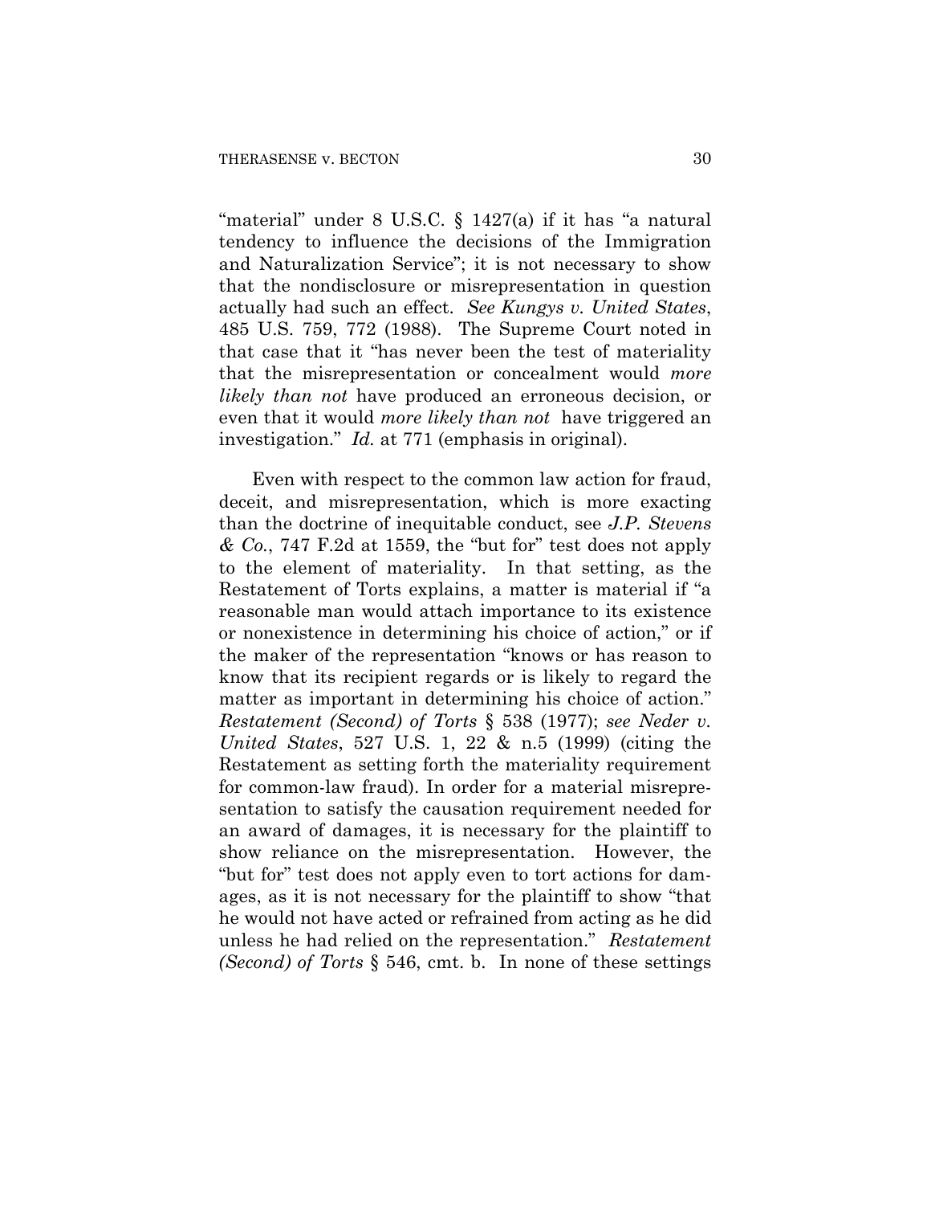"material" under 8 U.S.C. § 1427(a) if it has "a natural tendency to influence the decisions of the Immigration and Naturalization Service"; it is not necessary to show that the nondisclosure or misrepresentation in question actually had such an effect. *See Kungys v. United States*, 485 U.S. 759, 772 (1988). The Supreme Court noted in that case that it "has never been the test of materiality that the misrepresentation or concealment would *more likely than not* have produced an erroneous decision, or even that it would *more likely than not* have triggered an investigation." *Id.* at 771 (emphasis in original).

Even with respect to the common law action for fraud, deceit, and misrepresentation, which is more exacting than the doctrine of inequitable conduct, see *J.P. Stevens & Co.*, 747 F.2d at 1559, the "but for" test does not apply to the element of materiality. In that setting, as the Restatement of Torts explains, a matter is material if "a reasonable man would attach importance to its existence or nonexistence in determining his choice of action," or if the maker of the representation "knows or has reason to know that its recipient regards or is likely to regard the matter as important in determining his choice of action." *Restatement (Second) of Torts* § 538 (1977); *see Neder v. United States*, 527 U.S. 1, 22 & n.5 (1999) (citing the Restatement as setting forth the materiality requirement for common-law fraud). In order for a material misrepresentation to satisfy the causation requirement needed for an award of damages, it is necessary for the plaintiff to show reliance on the misrepresentation. However, the "but for" test does not apply even to tort actions for damages, as it is not necessary for the plaintiff to show "that he would not have acted or refrained from acting as he did unless he had relied on the representation." *Restatement (Second) of Torts* § 546, cmt. b. In none of these settings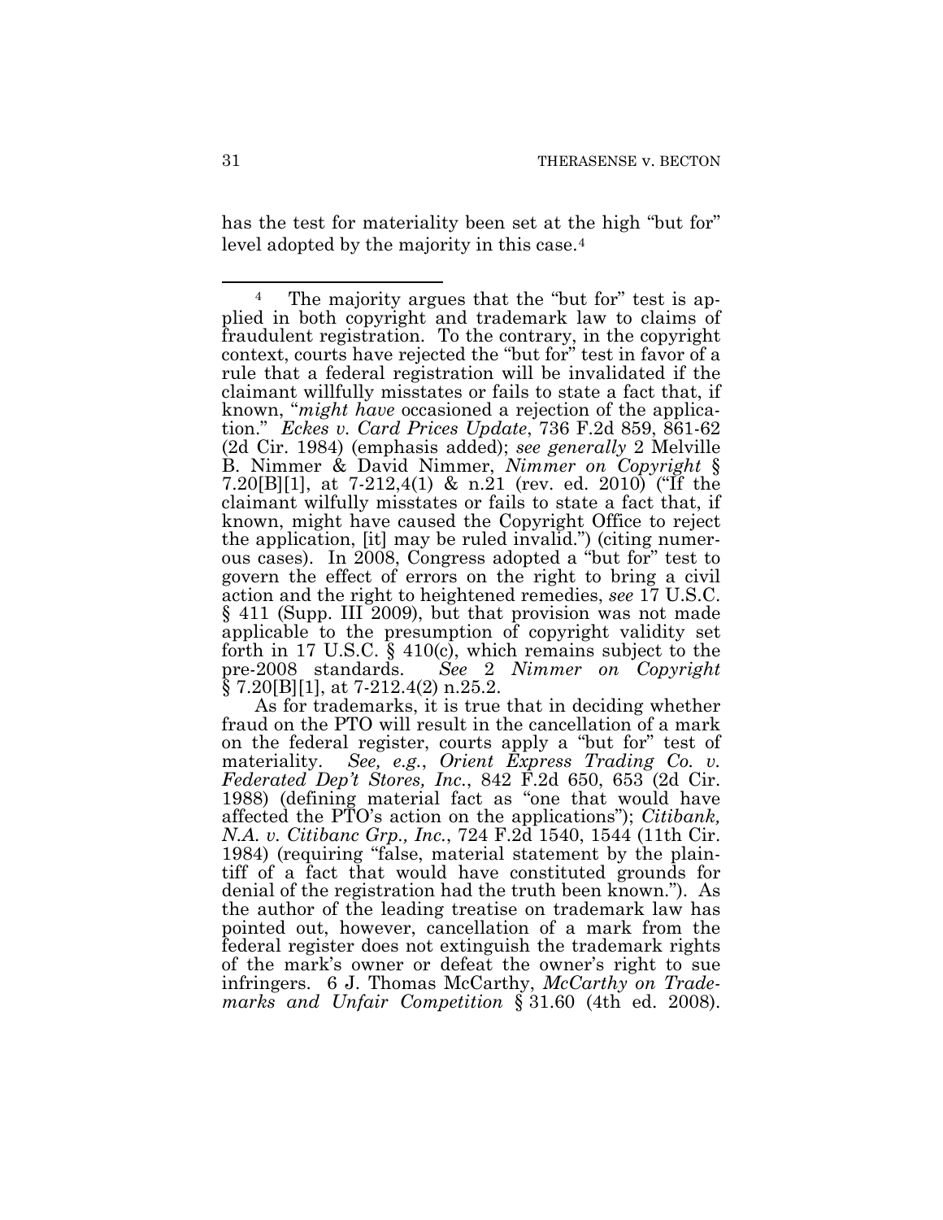has the test for materiality been set at the high "but for" level adopted by the majority in this case.[4]

---

[4] The majority argues that the "but for" test is applied in both copyright and trademark law to claims of fraudulent registration. To the contrary, in the copyright context, courts have rejected the "but for" test in favor of a rule that a federal registration will be invalidated if the claimant willfully misstates or fails to state a fact that, if known, "*might have* occasioned a rejection of the application." *Eckes v. Card Prices Update*, 736 F.2d 859, 861-62 (2d Cir. 1984) (emphasis added); *see generally* 2 Melville B. Nimmer & David Nimmer, *Nimmer on Copyright* § 7.20[B][1], at 7-212.4(1) & n.21 (rev. ed. 2010) ("If the claimant wilfully misstates or fails to state a fact that, if known, might have caused the Copyright Office to reject the application, [it] may be ruled invalid.") (citing numerous cases). In 2008, Congress adopted a "but for" test to govern the effect of errors on the right to bring a civil action and the right to heightened remedies, *see* 17 U.S.C. § 411 (Supp. III 2009), but that provision was not made applicable to the presumption of copyright validity set forth in 17 U.S.C. § 410(c), which remains subject to the pre-2008 standards. *See* 2 *Nimmer on Copyright* § 7.20[B][1], at 7-212.4(2) n.25.2.

As for trademarks, it is true that in deciding whether fraud on the PTO will result in the cancellation of a mark on the federal register, courts apply a "but for" test of materiality. *See, e.g.*, *Orient Express Trading Co. v. Federated Dep't Stores, Inc.*, 842 F.2d 650, 653 (2d Cir. 1988) (defining material fact as "one that would have affected the PTO's action on the applications"); *Citibank, N.A. v. Citibanc Grp., Inc.*, 724 F.2d 1540, 1544 (11th Cir. 1984) (requiring "false, material statement by the plaintiff of a fact that would have constituted grounds for denial of the registration had the truth been known."). As the author of the leading treatise on trademark law has pointed out, however, cancellation of a mark from the federal register does not extinguish the trademark rights of the mark's owner or defeat the owner's right to sue infringers. 6 J. Thomas McCarthy, *McCarthy on Trademarks and Unfair Competition* § 31.60 (4th ed. 2008).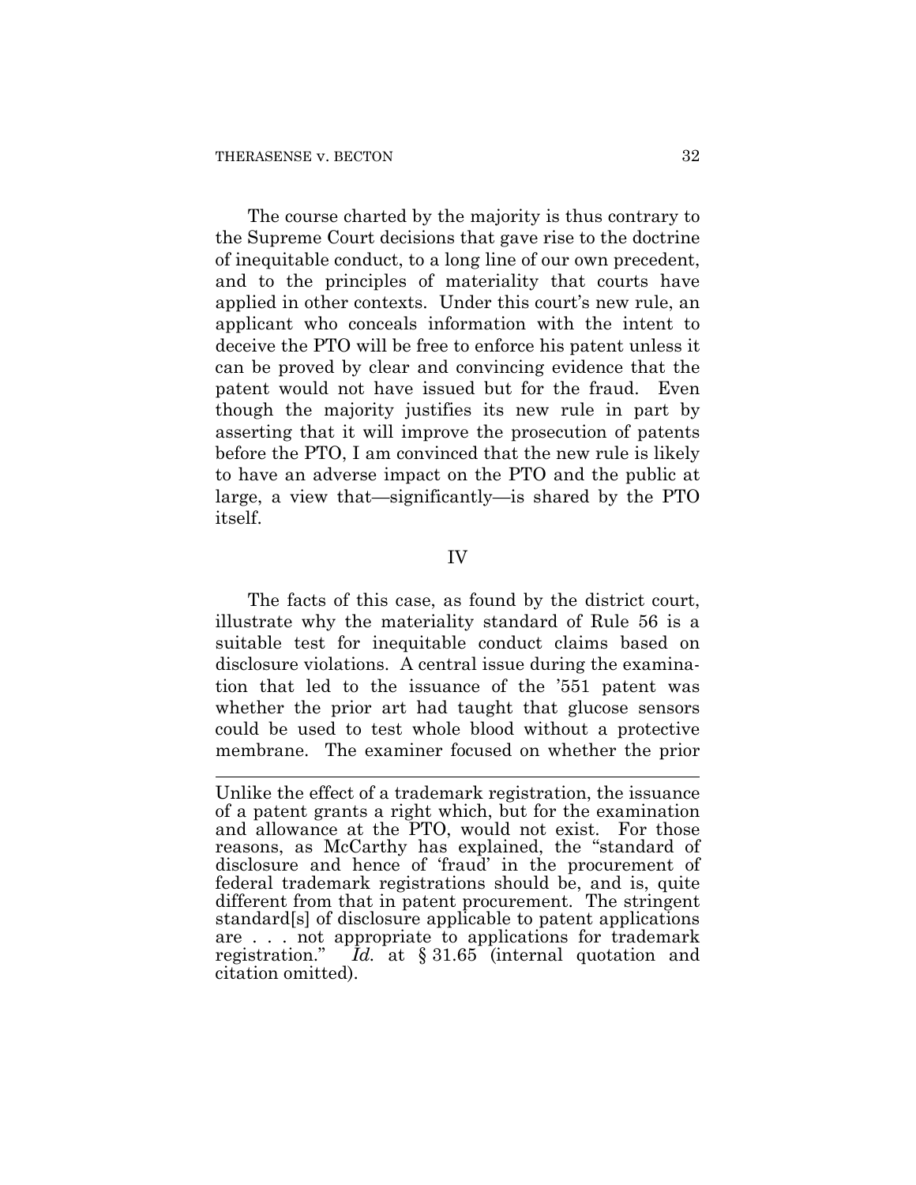The course charted by the majority is thus contrary to the Supreme Court decisions that gave rise to the doctrine of inequitable conduct, to a long line of our own precedent, and to the principles of materiality that courts have applied in other contexts. Under this court's new rule, an applicant who conceals information with the intent to deceive the PTO will be free to enforce his patent unless it can be proved by clear and convincing evidence that the patent would not have issued but for the fraud. Even though the majority justifies its new rule in part by asserting that it will improve the prosecution of patents before the PTO, I am convinced that the new rule is likely to have an adverse impact on the PTO and the public at large, a view that—significantly—is shared by the PTO itself.

## IV

The facts of this case, as found by the district court, illustrate why the materiality standard of Rule 56 is a suitable test for inequitable conduct claims based on disclosure violations. A central issue during the examination that led to the issuance of the '551 patent was whether the prior art had taught that glucose sensors could be used to test whole blood without a protective membrane. The examiner focused on whether the prior

---

Unlike the effect of a trademark registration, the issuance of a patent grants a right which, but for the examination and allowance at the PTO, would not exist. For those reasons, as McCarthy has explained, the "standard of disclosure and hence of 'fraud' in the procurement of federal trademark registrations should be, and is, quite different from that in patent procurement. The stringent standard[s] of disclosure applicable to patent applications are . . . not appropriate to applications for trademark registration." *Id.* at § 31.65 (internal quotation and citation omitted).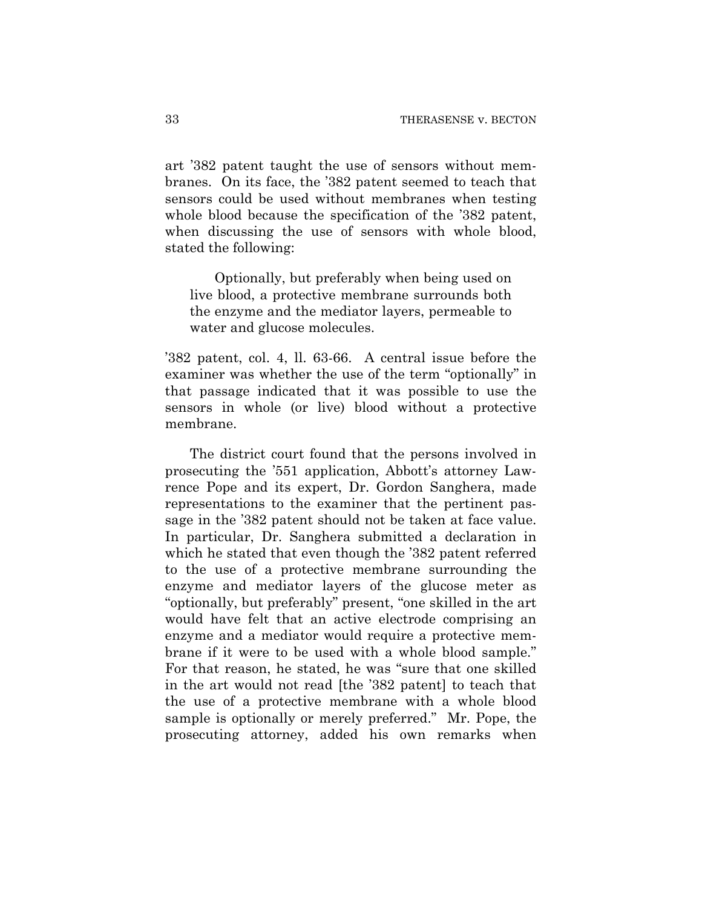art '382 patent taught the use of sensors without membranes. On its face, the '382 patent seemed to teach that sensors could be used without membranes when testing whole blood because the specification of the '382 patent, when discussing the use of sensors with whole blood, stated the following:

> Optionally, but preferably when being used on live blood, a protective membrane surrounds both the enzyme and the mediator layers, permeable to water and glucose molecules.

'382 patent, col. 4, ll. 63-66. A central issue before the examiner was whether the use of the term "optionally" in that passage indicated that it was possible to use the sensors in whole (or live) blood without a protective membrane.

The district court found that the persons involved in prosecuting the '551 application, Abbott's attorney Lawrence Pope and its expert, Dr. Gordon Sanghera, made representations to the examiner that the pertinent passage in the '382 patent should not be taken at face value. In particular, Dr. Sanghera submitted a declaration in which he stated that even though the '382 patent referred to the use of a protective membrane surrounding the enzyme and mediator layers of the glucose meter as "optionally, but preferably" present, "one skilled in the art would have felt that an active electrode comprising an enzyme and a mediator would require a protective membrane if it were to be used with a whole blood sample." For that reason, he stated, he was "sure that one skilled in the art would not read [the '382 patent] to teach that the use of a protective membrane with a whole blood sample is optionally or merely preferred." Mr. Pope, the prosecuting attorney, added his own remarks when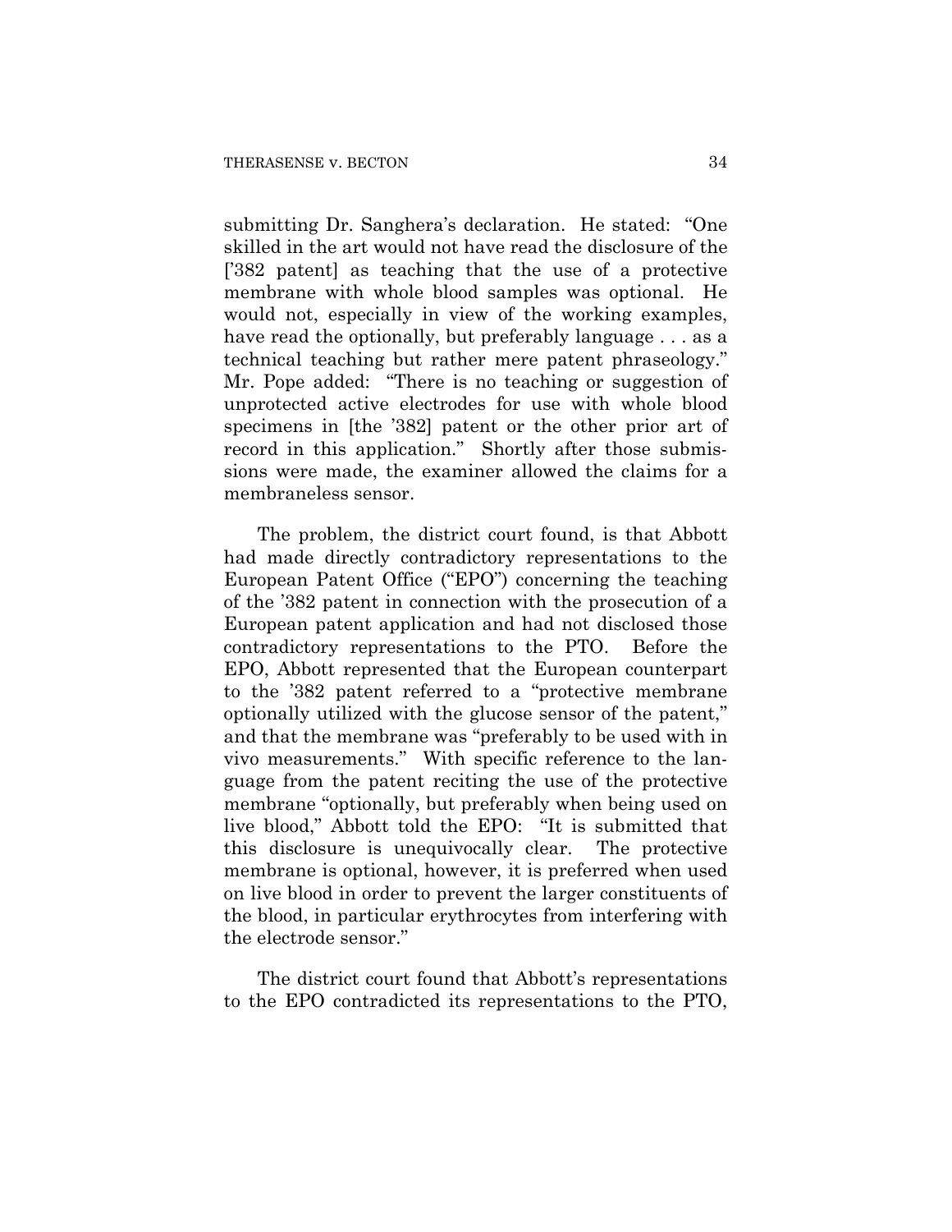submitting Dr. Sanghera's declaration. He stated: "One skilled in the art would not have read the disclosure of the ['382 patent] as teaching that the use of a protective membrane with whole blood samples was optional. He would not, especially in view of the working examples, have read the optionally, but preferably language . . . as a technical teaching but rather mere patent phraseology." Mr. Pope added: "There is no teaching or suggestion of unprotected active electrodes for use with whole blood specimens in [the '382] patent or the other prior art of record in this application." Shortly after those submissions were made, the examiner allowed the claims for a membraneless sensor.

The problem, the district court found, is that Abbott had made directly contradictory representations to the European Patent Office ("EPO") concerning the teaching of the '382 patent in connection with the prosecution of a European patent application and had not disclosed those contradictory representations to the PTO. Before the EPO, Abbott represented that the European counterpart to the '382 patent referred to a "protective membrane optionally utilized with the glucose sensor of the patent," and that the membrane was "preferably to be used with in vivo measurements." With specific reference to the language from the patent reciting the use of the protective membrane "optionally, but preferably when being used on live blood," Abbott told the EPO: "It is submitted that this disclosure is unequivocally clear. The protective membrane is optional, however, it is preferred when used on live blood in order to prevent the larger constituents of the blood, in particular erythrocytes from interfering with the electrode sensor."

The district court found that Abbott's representations to the EPO contradicted its representations to the PTO,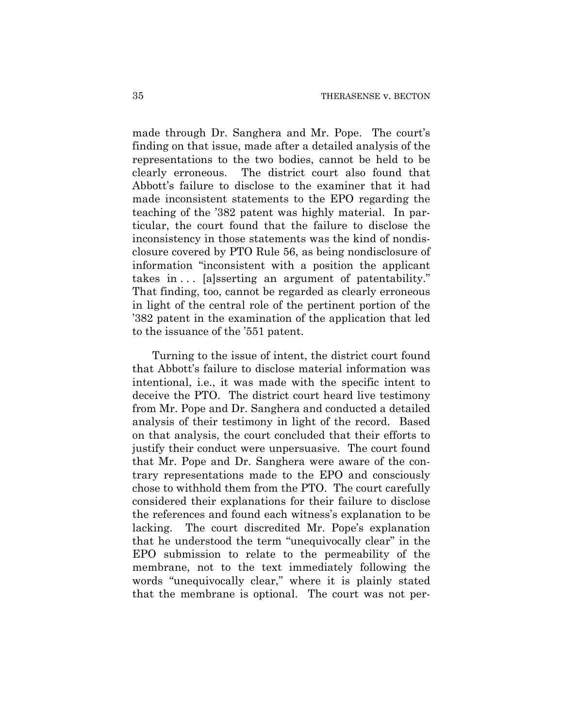made through Dr. Sanghera and Mr. Pope. The court's finding on that issue, made after a detailed analysis of the representations to the two bodies, cannot be held to be clearly erroneous. The district court also found that Abbott's failure to disclose to the examiner that it had made inconsistent statements to the EPO regarding the teaching of the '382 patent was highly material. In particular, the court found that the failure to disclose the inconsistency in those statements was the kind of nondisclosure covered by PTO Rule 56, as being nondisclosure of information "inconsistent with a position the applicant takes in . . . [a]sserting an argument of patentability." That finding, too, cannot be regarded as clearly erroneous in light of the central role of the pertinent portion of the '382 patent in the examination of the application that led to the issuance of the '551 patent.

Turning to the issue of intent, the district court found that Abbott's failure to disclose material information was intentional, i.e., it was made with the specific intent to deceive the PTO. The district court heard live testimony from Mr. Pope and Dr. Sanghera and conducted a detailed analysis of their testimony in light of the record. Based on that analysis, the court concluded that their efforts to justify their conduct were unpersuasive. The court found that Mr. Pope and Dr. Sanghera were aware of the contrary representations made to the EPO and consciously chose to withhold them from the PTO. The court carefully considered their explanations for their failure to disclose the references and found each witness's explanation to be lacking. The court discredited Mr. Pope's explanation that he understood the term "unequivocally clear" in the EPO submission to relate to the permeability of the membrane, not to the text immediately following the words "unequivocally clear," where it is plainly stated that the membrane is optional. The court was not per-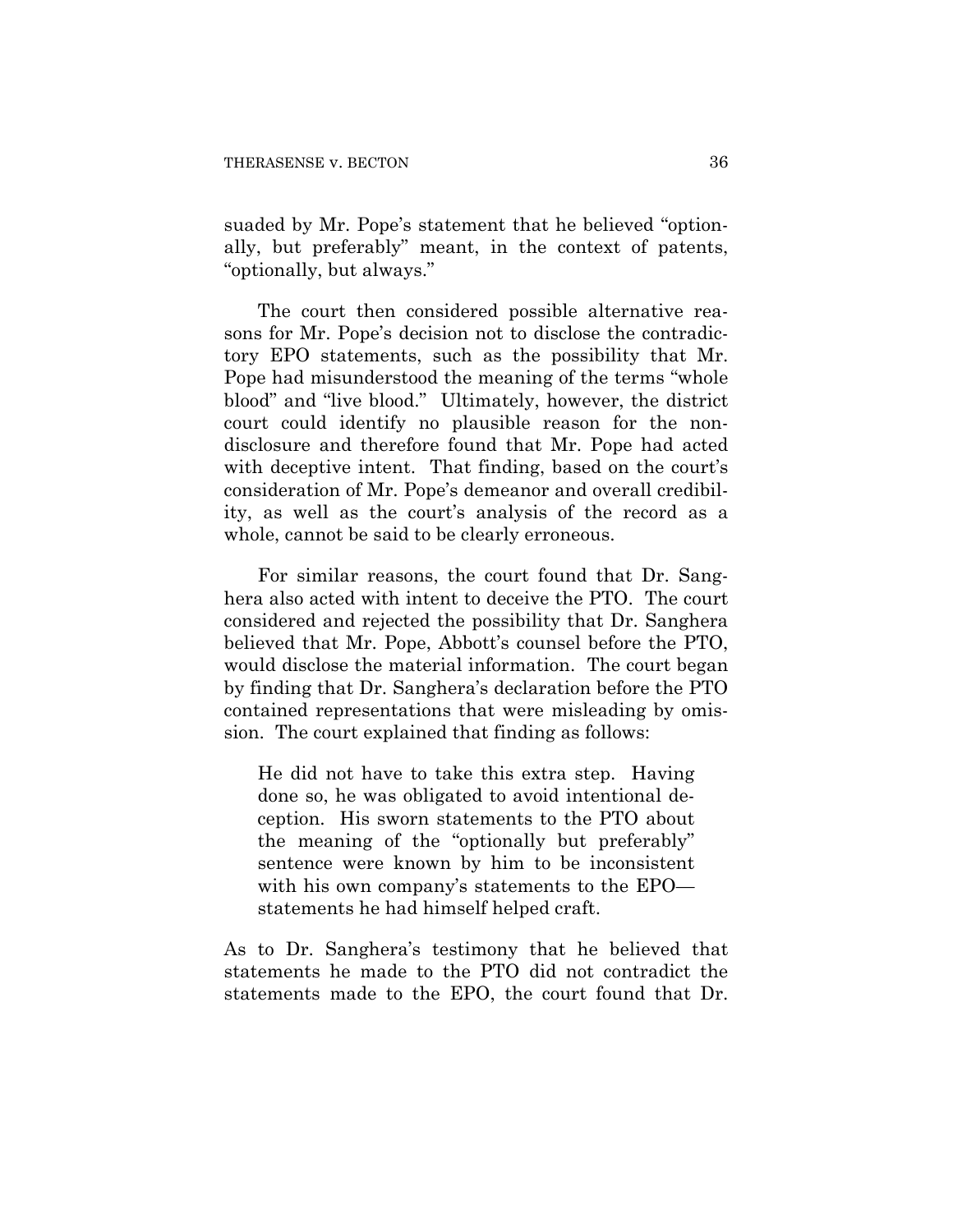suaded by Mr. Pope's statement that he believed "optionally, but preferably" meant, in the context of patents, "optionally, but always."

The court then considered possible alternative reasons for Mr. Pope's decision not to disclose the contradictory EPO statements, such as the possibility that Mr. Pope had misunderstood the meaning of the terms "whole blood" and "live blood." Ultimately, however, the district court could identify no plausible reason for the nondisclosure and therefore found that Mr. Pope had acted with deceptive intent. That finding, based on the court's consideration of Mr. Pope's demeanor and overall credibility, as well as the court's analysis of the record as a whole, cannot be said to be clearly erroneous.

For similar reasons, the court found that Dr. Sanghera also acted with intent to deceive the PTO. The court considered and rejected the possibility that Dr. Sanghera believed that Mr. Pope, Abbott's counsel before the PTO, would disclose the material information. The court began by finding that Dr. Sanghera's declaration before the PTO contained representations that were misleading by omission. The court explained that finding as follows:

> He did not have to take this extra step. Having done so, he was obligated to avoid intentional deception. His sworn statements to the PTO about the meaning of the "optionally but preferably" sentence were known by him to be inconsistent with his own company's statements to the EPO—statements he had himself helped craft.

As to Dr. Sanghera's testimony that he believed that statements he made to the PTO did not contradict the statements made to the EPO, the court found that Dr.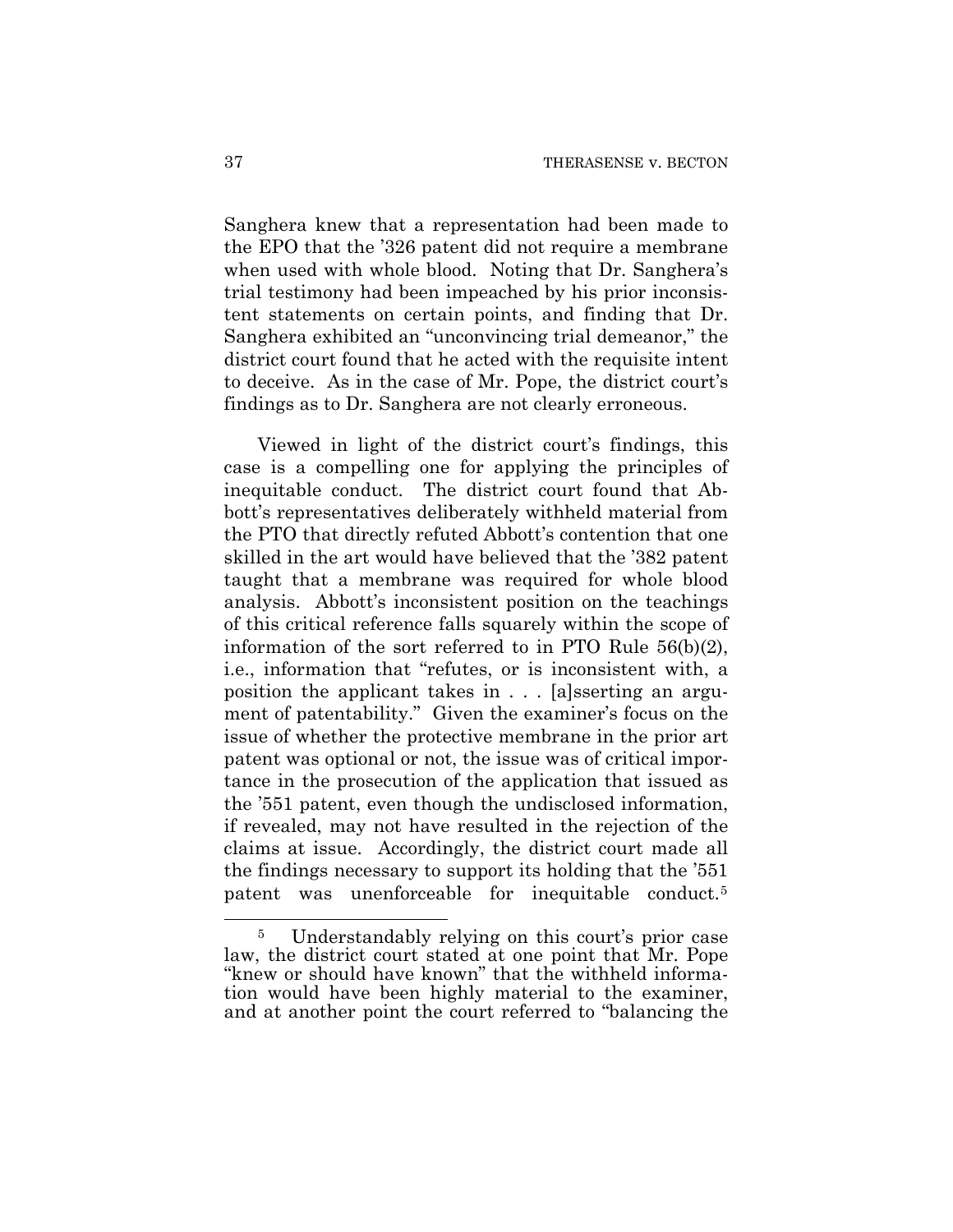Sanghera knew that a representation had been made to the EPO that the '326 patent did not require a membrane when used with whole blood. Noting that Dr. Sanghera's trial testimony had been impeached by his prior inconsistent statements on certain points, and finding that Dr. Sanghera exhibited an "unconvincing trial demeanor," the district court found that he acted with the requisite intent to deceive. As in the case of Mr. Pope, the district court's findings as to Dr. Sanghera are not clearly erroneous.

Viewed in light of the district court's findings, this case is a compelling one for applying the principles of inequitable conduct. The district court found that Abbott's representatives deliberately withheld material from the PTO that directly refuted Abbott's contention that one skilled in the art would have believed that the '382 patent taught that a membrane was required for whole blood analysis. Abbott's inconsistent position on the teachings of this critical reference falls squarely within the scope of information of the sort referred to in PTO Rule 56(b)(2), i.e., information that "refutes, or is inconsistent with, a position the applicant takes in . . . [a]sserting an argument of patentability." Given the examiner's focus on the issue of whether the protective membrane in the prior art patent was optional or not, the issue was of critical importance in the prosecution of the application that issued as the '551 patent, even though the undisclosed information, if revealed, may not have resulted in the rejection of the claims at issue. Accordingly, the district court made all the findings necessary to support its holding that the '551 patent was unenforceable for inequitable conduct.[5]

[5] Understandably relying on this court's prior case law, the district court stated at one point that Mr. Pope "knew or should have known" that the withheld information would have been highly material to the examiner, and at another point the court referred to "balancing the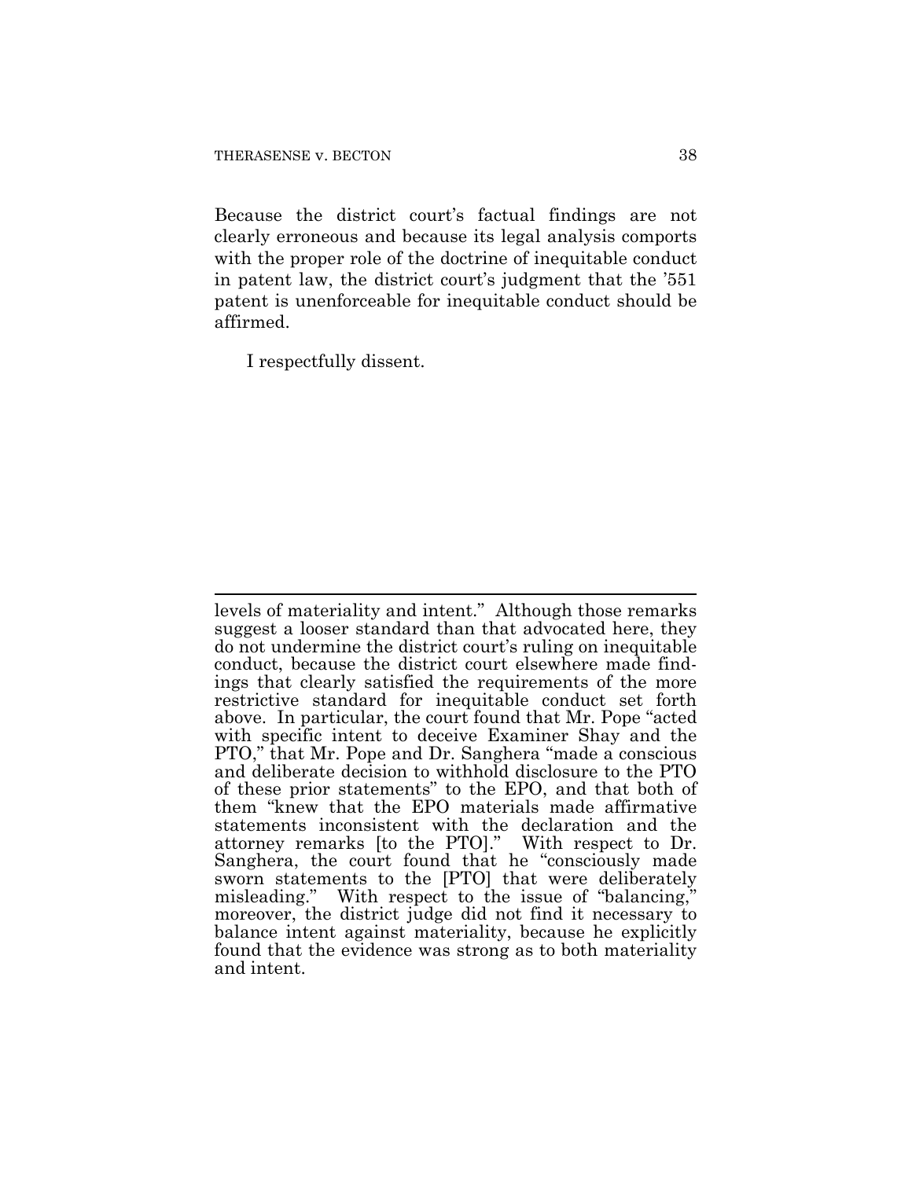Because the district court's factual findings are not clearly erroneous and because its legal analysis comports with the proper role of the doctrine of inequitable conduct in patent law, the district court's judgment that the '551 patent is unenforceable for inequitable conduct should be affirmed.

I respectfully dissent.

---

levels of materiality and intent." Although those remarks suggest a looser standard than that advocated here, they do not undermine the district court's ruling on inequitable conduct, because the district court elsewhere made findings that clearly satisfied the requirements of the more restrictive standard for inequitable conduct set forth above. In particular, the court found that Mr. Pope "acted with specific intent to deceive Examiner Shay and the PTO," that Mr. Pope and Dr. Sanghera "made a conscious and deliberate decision to withhold disclosure to the PTO of these prior statements" to the EPO, and that both of them "knew that the EPO materials made affirmative statements inconsistent with the declaration and the attorney remarks [to the PTO]." With respect to Dr. Sanghera, the court found that he "consciously made sworn statements to the [PTO] that were deliberately misleading." With respect to the issue of "balancing," moreover, the district judge did not find it necessary to balance intent against materiality, because he explicitly found that the evidence was strong as to both materiality and intent.